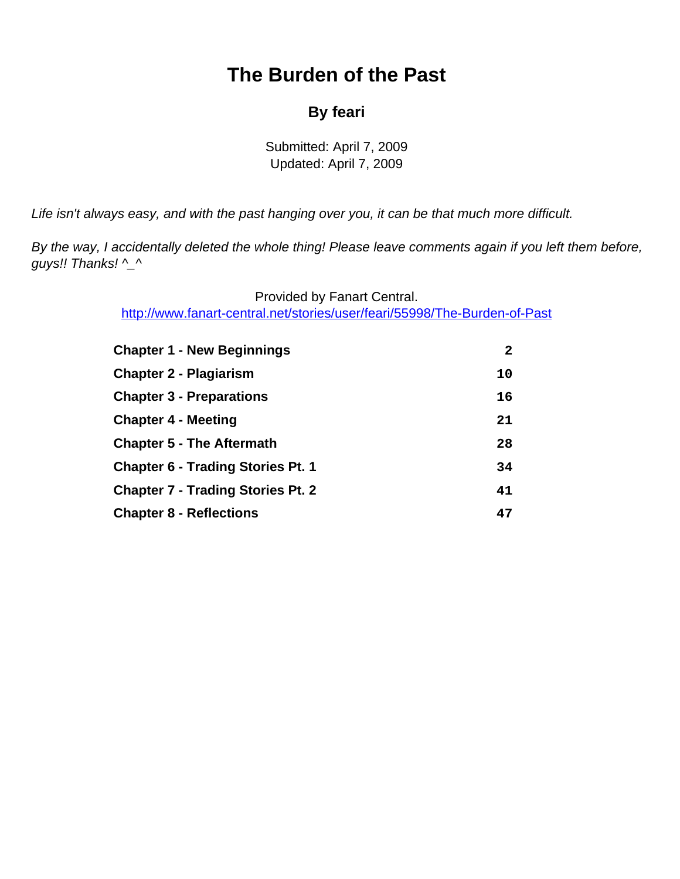# The Burden of the Past

### By feari

Submitted: April 7, 2009
Updated: April 7, 2009

*Life isn't always easy, and with the past hanging over you, it can be that much more difficult.*

*By the way, I accidentally deleted the whole thing! Please leave comments again if you left them before, guys!! Thanks! ^_^*

Provided by Fanart Central.
http://www.fanart-central.net/stories/user/feari/55998/The-Burden-of-Past

| | |
|---|---|
| **Chapter 1 - New Beginnings** | **2** |
| **Chapter 2 - Plagiarism** | **10** |
| **Chapter 3 - Preparations** | **16** |
| **Chapter 4 - Meeting** | **21** |
| **Chapter 5 - The Aftermath** | **28** |
| **Chapter 6 - Trading Stories Pt. 1** | **34** |
| **Chapter 7 - Trading Stories Pt. 2** | **41** |
| **Chapter 8 - Reflections** | **47** |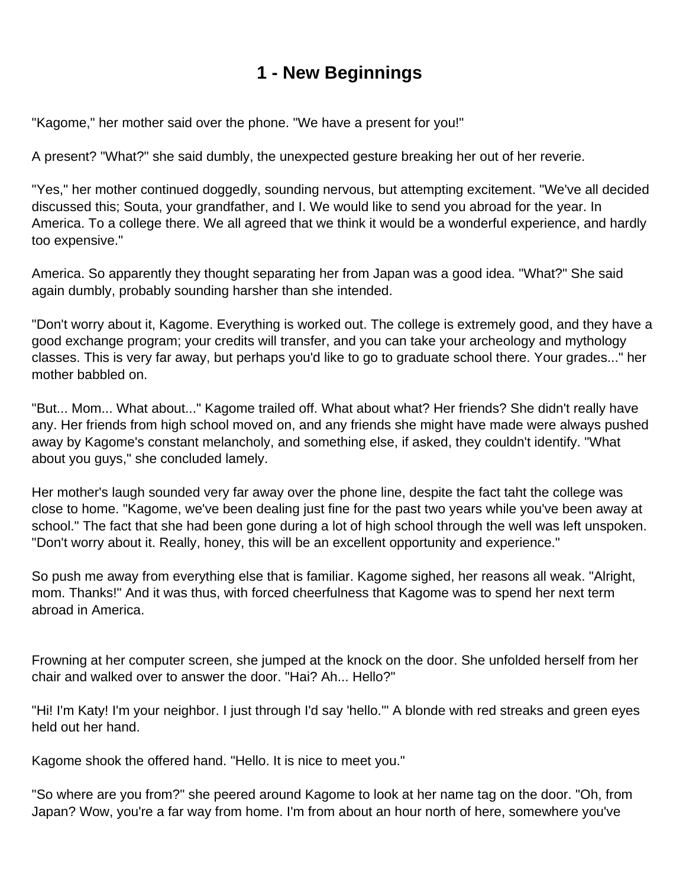# 1 - New Beginnings

"Kagome," her mother said over the phone. "We have a present for you!"

A present? "What?" she said dumbly, the unexpected gesture breaking her out of her reverie.

"Yes," her mother continued doggedly, sounding nervous, but attempting excitement. "We've all decided discussed this; Souta, your grandfather, and I. We would like to send you abroad for the year. In America. To a college there. We all agreed that we think it would be a wonderful experience, and hardly too expensive."

America. So apparently they thought separating her from Japan was a good idea. "What?" She said again dumbly, probably sounding harsher than she intended.

"Don't worry about it, Kagome. Everything is worked out. The college is extremely good, and they have a good exchange program; your credits will transfer, and you can take your archeology and mythology classes. This is very far away, but perhaps you'd like to go to graduate school there. Your grades..." her mother babbled on.

"But... Mom... What about..." Kagome trailed off. What about what? Her friends? She didn't really have any. Her friends from high school moved on, and any friends she might have made were always pushed away by Kagome's constant melancholy, and something else, if asked, they couldn't identify. "What about you guys," she concluded lamely.

Her mother's laugh sounded very far away over the phone line, despite the fact taht the college was close to home. "Kagome, we've been dealing just fine for the past two years while you've been away at school." The fact that she had been gone during a lot of high school through the well was left unspoken. "Don't worry about it. Really, honey, this will be an excellent opportunity and experience."

So push me away from everything else that is familiar. Kagome sighed, her reasons all weak. "Alright, mom. Thanks!" And it was thus, with forced cheerfulness that Kagome was to spend her next term abroad in America.

Frowning at her computer screen, she jumped at the knock on the door. She unfolded herself from her chair and walked over to answer the door. "Hai? Ah... Hello?"

"Hi! I'm Katy! I'm your neighbor. I just through I'd say 'hello.'" A blonde with red streaks and green eyes held out her hand.

Kagome shook the offered hand. "Hello. It is nice to meet you."

"So where are you from?" she peered around Kagome to look at her name tag on the door. "Oh, from Japan? Wow, you're a far way from home. I'm from about an hour north of here, somewhere you've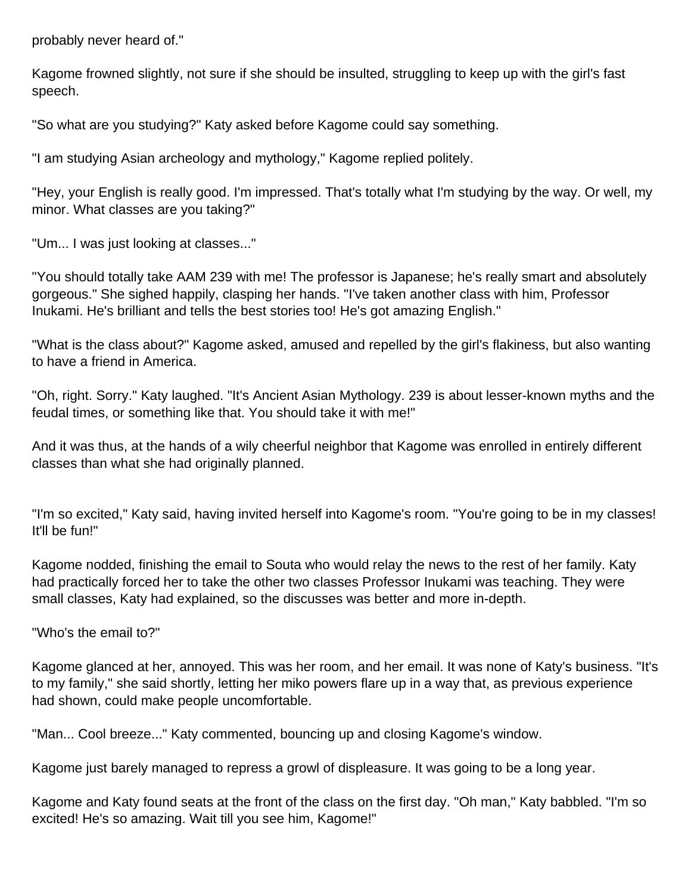probably never heard of."

Kagome frowned slightly, not sure if she should be insulted, struggling to keep up with the girl's fast speech.

"So what are you studying?" Katy asked before Kagome could say something.

"I am studying Asian archeology and mythology," Kagome replied politely.

"Hey, your English is really good. I'm impressed. That's totally what I'm studying by the way. Or well, my minor. What classes are you taking?"

"Um... I was just looking at classes..."

"You should totally take AAM 239 with me! The professor is Japanese; he's really smart and absolutely gorgeous." She sighed happily, clasping her hands. "I've taken another class with him, Professor Inukami. He's brilliant and tells the best stories too! He's got amazing English."

"What is the class about?" Kagome asked, amused and repelled by the girl's flakiness, but also wanting to have a friend in America.

"Oh, right. Sorry." Katy laughed. "It's Ancient Asian Mythology. 239 is about lesser-known myths and the feudal times, or something like that. You should take it with me!"

And it was thus, at the hands of a wily cheerful neighbor that Kagome was enrolled in entirely different classes than what she had originally planned.

"I'm so excited," Katy said, having invited herself into Kagome's room. "You're going to be in my classes! It'll be fun!"

Kagome nodded, finishing the email to Souta who would relay the news to the rest of her family. Katy had practically forced her to take the other two classes Professor Inukami was teaching. They were small classes, Katy had explained, so the discusses was better and more in-depth.

"Who's the email to?"

Kagome glanced at her, annoyed. This was her room, and her email. It was none of Katy's business. "It's to my family," she said shortly, letting her miko powers flare up in a way that, as previous experience had shown, could make people uncomfortable.

"Man... Cool breeze..." Katy commented, bouncing up and closing Kagome's window.

Kagome just barely managed to repress a growl of displeasure. It was going to be a long year.

Kagome and Katy found seats at the front of the class on the first day. "Oh man," Katy babbled. "I'm so excited! He's so amazing. Wait till you see him, Kagome!"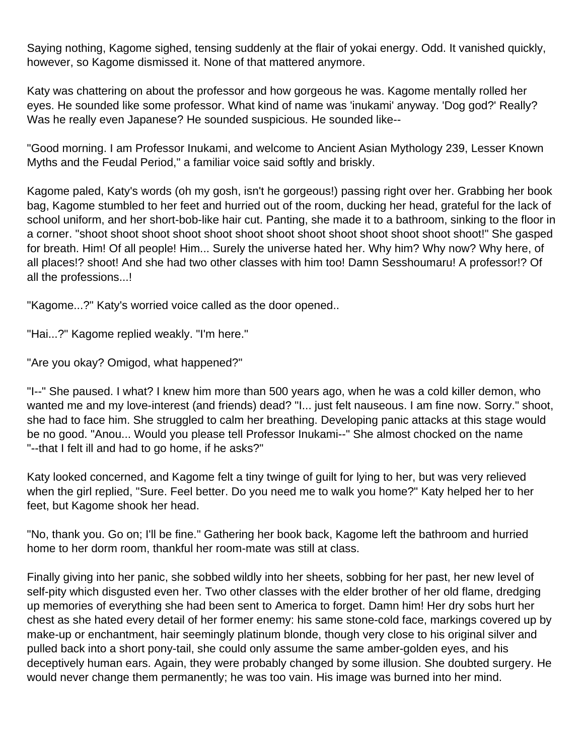Saying nothing, Kagome sighed, tensing suddenly at the flair of yokai energy. Odd. It vanished quickly, however, so Kagome dismissed it. None of that mattered anymore.

Katy was chattering on about the professor and how gorgeous he was. Kagome mentally rolled her eyes. He sounded like some professor. What kind of name was 'inukami' anyway. 'Dog god?' Really? Was he really even Japanese? He sounded suspicious. He sounded like--

"Good morning. I am Professor Inukami, and welcome to Ancient Asian Mythology 239, Lesser Known Myths and the Feudal Period," a familiar voice said softly and briskly.

Kagome paled, Katy's words (oh my gosh, isn't he gorgeous!) passing right over her. Grabbing her book bag, Kagome stumbled to her feet and hurried out of the room, ducking her head, grateful for the lack of school uniform, and her short-bob-like hair cut. Panting, she made it to a bathroom, sinking to the floor in a corner. "shoot shoot shoot shoot shoot shoot shoot shoot shoot shoot shoot shoot!" She gasped for breath. Him! Of all people! Him... Surely the universe hated her. Why him? Why now? Why here, of all places!? shoot! And she had two other classes with him too! Damn Sesshoumaru! A professor!? Of all the professions...!

"Kagome...?" Katy's worried voice called as the door opened..

"Hai...?" Kagome replied weakly. "I'm here."

"Are you okay? Omigod, what happened?"

"I--" She paused. I what? I knew him more than 500 years ago, when he was a cold killer demon, who wanted me and my love-interest (and friends) dead? "I... just felt nauseous. I am fine now. Sorry." shoot, she had to face him. She struggled to calm her breathing. Developing panic attacks at this stage would be no good. "Anou... Would you please tell Professor Inukami--" She almost chocked on the name "--that I felt ill and had to go home, if he asks?"

Katy looked concerned, and Kagome felt a tiny twinge of guilt for lying to her, but was very relieved when the girl replied, "Sure. Feel better. Do you need me to walk you home?" Katy helped her to her feet, but Kagome shook her head.

"No, thank you. Go on; I'll be fine." Gathering her book back, Kagome left the bathroom and hurried home to her dorm room, thankful her room-mate was still at class.

Finally giving into her panic, she sobbed wildly into her sheets, sobbing for her past, her new level of self-pity which disgusted even her. Two other classes with the elder brother of her old flame, dredging up memories of everything she had been sent to America to forget. Damn him! Her dry sobs hurt her chest as she hated every detail of her former enemy: his same stone-cold face, markings covered up by make-up or enchantment, hair seemingly platinum blonde, though very close to his original silver and pulled back into a short pony-tail, she could only assume the same amber-golden eyes, and his deceptively human ears. Again, they were probably changed by some illusion. She doubted surgery. He would never change them permanently; he was too vain. His image was burned into her mind.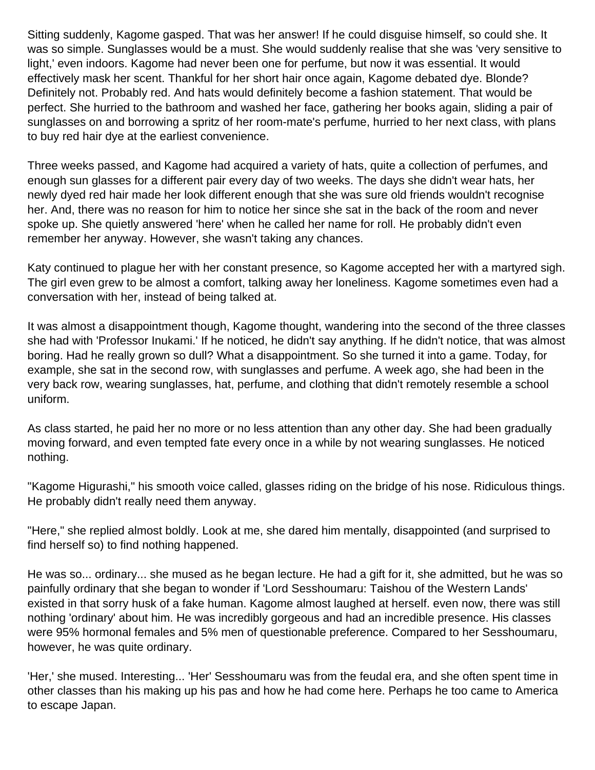Sitting suddenly, Kagome gasped. That was her answer! If he could disguise himself, so could she. It was so simple. Sunglasses would be a must. She would suddenly realise that she was 'very sensitive to light,' even indoors. Kagome had never been one for perfume, but now it was essential. It would effectively mask her scent. Thankful for her short hair once again, Kagome debated dye. Blonde? Definitely not. Probably red. And hats would definitely become a fashion statement. That would be perfect. She hurried to the bathroom and washed her face, gathering her books again, sliding a pair of sunglasses on and borrowing a spritz of her room-mate's perfume, hurried to her next class, with plans to buy red hair dye at the earliest convenience.

Three weeks passed, and Kagome had acquired a variety of hats, quite a collection of perfumes, and enough sun glasses for a different pair every day of two weeks. The days she didn't wear hats, her newly dyed red hair made her look different enough that she was sure old friends wouldn't recognise her. And, there was no reason for him to notice her since she sat in the back of the room and never spoke up. She quietly answered 'here' when he called her name for roll. He probably didn't even remember her anyway. However, she wasn't taking any chances.

Katy continued to plague her with her constant presence, so Kagome accepted her with a martyred sigh. The girl even grew to be almost a comfort, talking away her loneliness. Kagome sometimes even had a conversation with her, instead of being talked at.

It was almost a disappointment though, Kagome thought, wandering into the second of the three classes she had with 'Professor Inukami.' If he noticed, he didn't say anything. If he didn't notice, that was almost boring. Had he really grown so dull? What a disappointment. So she turned it into a game. Today, for example, she sat in the second row, with sunglasses and perfume. A week ago, she had been in the very back row, wearing sunglasses, hat, perfume, and clothing that didn't remotely resemble a school uniform.

As class started, he paid her no more or no less attention than any other day. She had been gradually moving forward, and even tempted fate every once in a while by not wearing sunglasses. He noticed nothing.

"Kagome Higurashi," his smooth voice called, glasses riding on the bridge of his nose. Ridiculous things. He probably didn't really need them anyway.

"Here," she replied almost boldly. Look at me, she dared him mentally, disappointed (and surprised to find herself so) to find nothing happened.

He was so... ordinary... she mused as he began lecture. He had a gift for it, she admitted, but he was so painfully ordinary that she began to wonder if 'Lord Sesshoumaru: Taishou of the Western Lands' existed in that sorry husk of a fake human. Kagome almost laughed at herself. even now, there was still nothing 'ordinary' about him. He was incredibly gorgeous and had an incredible presence. His classes were 95% hormonal females and 5% men of questionable preference. Compared to her Sesshoumaru, however, he was quite ordinary.

'Her,' she mused. Interesting... 'Her' Sesshoumaru was from the feudal era, and she often spent time in other classes than his making up his pas and how he had come here. Perhaps he too came to America to escape Japan.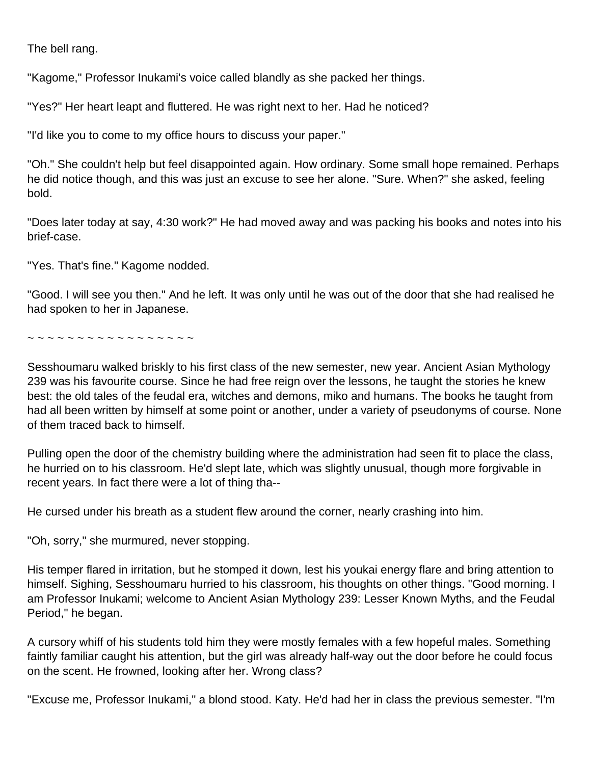The bell rang.

"Kagome," Professor Inukami's voice called blandly as she packed her things.

"Yes?" Her heart leapt and fluttered. He was right next to her. Had he noticed?

"I'd like you to come to my office hours to discuss your paper."

"Oh." She couldn't help but feel disappointed again. How ordinary. Some small hope remained. Perhaps he did notice though, and this was just an excuse to see her alone. "Sure. When?" she asked, feeling bold.

"Does later today at say, 4:30 work?" He had moved away and was packing his books and notes into his brief-case.

"Yes. That's fine." Kagome nodded.

"Good. I will see you then." And he left. It was only until he was out of the door that she had realised he had spoken to her in Japanese.

~ ~ ~ ~ ~ ~ ~ ~ ~ ~ ~ ~ ~ ~ ~ ~ ~ ~

Sesshoumaru walked briskly to his first class of the new semester, new year. Ancient Asian Mythology 239 was his favourite course. Since he had free reign over the lessons, he taught the stories he knew best: the old tales of the feudal era, witches and demons, miko and humans. The books he taught from had all been written by himself at some point or another, under a variety of pseudonyms of course. None of them traced back to himself.

Pulling open the door of the chemistry building where the administration had seen fit to place the class, he hurried on to his classroom. He'd slept late, which was slightly unusual, though more forgivable in recent years. In fact there were a lot of thing tha--

He cursed under his breath as a student flew around the corner, nearly crashing into him.

"Oh, sorry," she murmured, never stopping.

His temper flared in irritation, but he stomped it down, lest his youkai energy flare and bring attention to himself. Sighing, Sesshoumaru hurried to his classroom, his thoughts on other things. "Good morning. I am Professor Inukami; welcome to Ancient Asian Mythology 239: Lesser Known Myths, and the Feudal Period," he began.

A cursory whiff of his students told him they were mostly females with a few hopeful males. Something faintly familiar caught his attention, but the girl was already half-way out the door before he could focus on the scent. He frowned, looking after her. Wrong class?

"Excuse me, Professor Inukami," a blond stood. Katy. He'd had her in class the previous semester. "I'm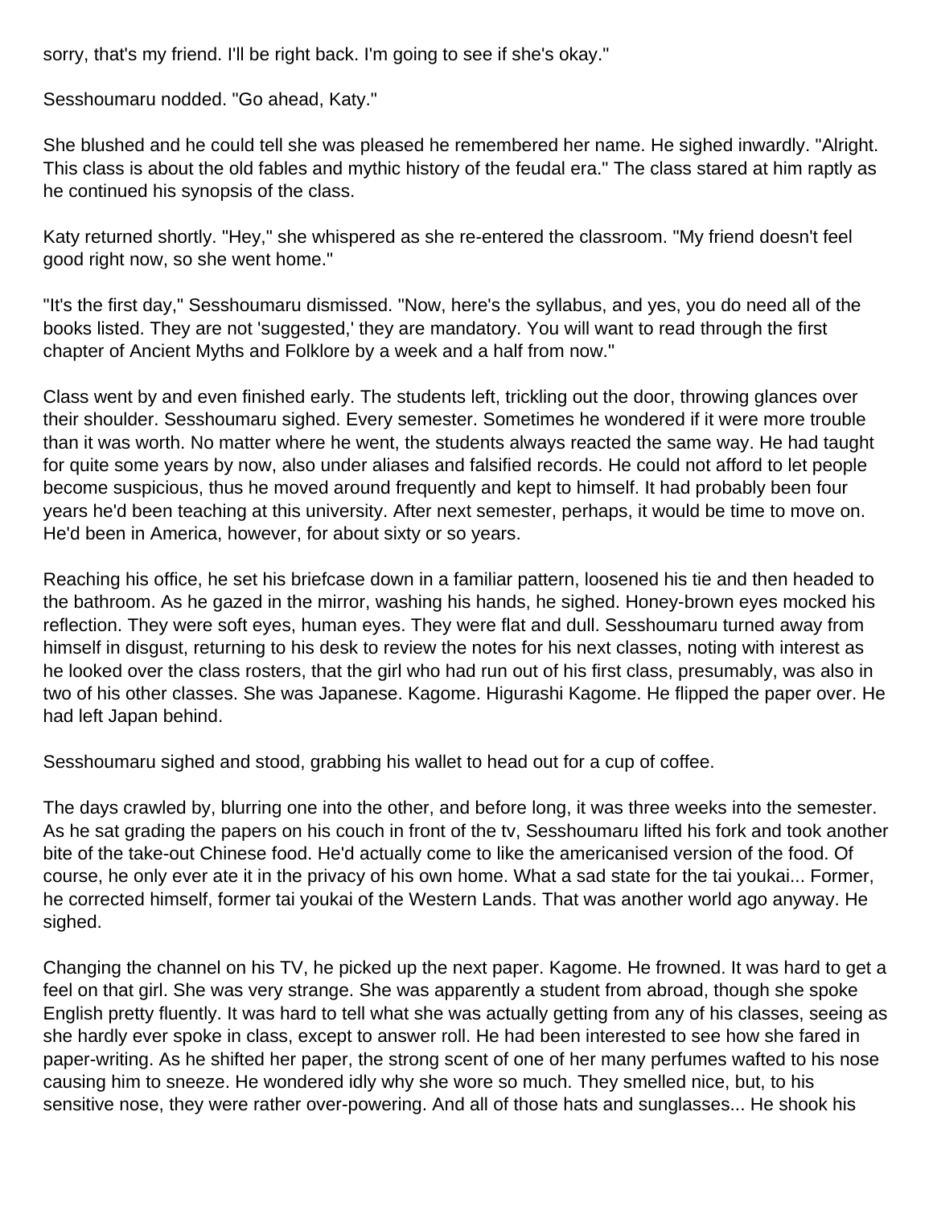sorry, that's my friend. I'll be right back. I'm going to see if she's okay."

Sesshoumaru nodded. "Go ahead, Katy."

She blushed and he could tell she was pleased he remembered her name. He sighed inwardly. "Alright. This class is about the old fables and mythic history of the feudal era." The class stared at him raptly as he continued his synopsis of the class.

Katy returned shortly. "Hey," she whispered as she re-entered the classroom. "My friend doesn't feel good right now, so she went home."

"It's the first day," Sesshoumaru dismissed. "Now, here's the syllabus, and yes, you do need all of the books listed. They are not 'suggested,' they are mandatory. You will want to read through the first chapter of Ancient Myths and Folklore by a week and a half from now."

Class went by and even finished early. The students left, trickling out the door, throwing glances over their shoulder. Sesshoumaru sighed. Every semester. Sometimes he wondered if it were more trouble than it was worth. No matter where he went, the students always reacted the same way. He had taught for quite some years by now, also under aliases and falsified records. He could not afford to let people become suspicious, thus he moved around frequently and kept to himself. It had probably been four years he'd been teaching at this university. After next semester, perhaps, it would be time to move on. He'd been in America, however, for about sixty or so years.

Reaching his office, he set his briefcase down in a familiar pattern, loosened his tie and then headed to the bathroom. As he gazed in the mirror, washing his hands, he sighed. Honey-brown eyes mocked his reflection. They were soft eyes, human eyes. They were flat and dull. Sesshoumaru turned away from himself in disgust, returning to his desk to review the notes for his next classes, noting with interest as he looked over the class rosters, that the girl who had run out of his first class, presumably, was also in two of his other classes. She was Japanese. Kagome. Higurashi Kagome. He flipped the paper over. He had left Japan behind.

Sesshoumaru sighed and stood, grabbing his wallet to head out for a cup of coffee.

The days crawled by, blurring one into the other, and before long, it was three weeks into the semester. As he sat grading the papers on his couch in front of the tv, Sesshoumaru lifted his fork and took another bite of the take-out Chinese food. He'd actually come to like the americanised version of the food. Of course, he only ever ate it in the privacy of his own home. What a sad state for the tai youkai... Former, he corrected himself, former tai youkai of the Western Lands. That was another world ago anyway. He sighed.

Changing the channel on his TV, he picked up the next paper. Kagome. He frowned. It was hard to get a feel on that girl. She was very strange. She was apparently a student from abroad, though she spoke English pretty fluently. It was hard to tell what she was actually getting from any of his classes, seeing as she hardly ever spoke in class, except to answer roll. He had been interested to see how she fared in paper-writing. As he shifted her paper, the strong scent of one of her many perfumes wafted to his nose causing him to sneeze. He wondered idly why she wore so much. They smelled nice, but, to his sensitive nose, they were rather over-powering. And all of those hats and sunglasses... He shook his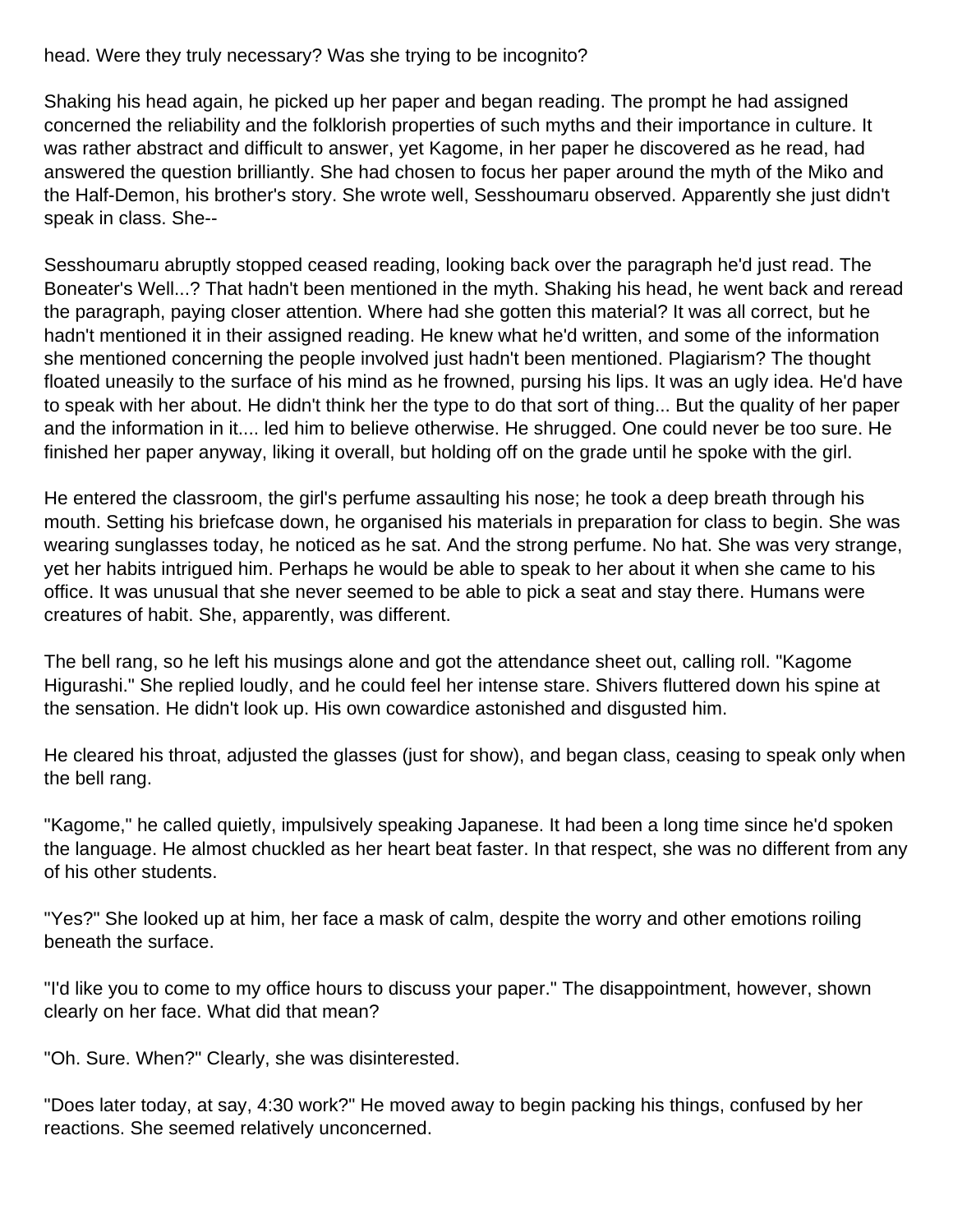head. Were they truly necessary? Was she trying to be incognito?

Shaking his head again, he picked up her paper and began reading. The prompt he had assigned concerned the reliability and the folklorish properties of such myths and their importance in culture. It was rather abstract and difficult to answer, yet Kagome, in her paper he discovered as he read, had answered the question brilliantly. She had chosen to focus her paper around the myth of the Miko and the Half-Demon, his brother's story. She wrote well, Sesshoumaru observed. Apparently she just didn't speak in class. She--

Sesshoumaru abruptly stopped ceased reading, looking back over the paragraph he'd just read. The Boneater's Well...? That hadn't been mentioned in the myth. Shaking his head, he went back and reread the paragraph, paying closer attention. Where had she gotten this material? It was all correct, but he hadn't mentioned it in their assigned reading. He knew what he'd written, and some of the information she mentioned concerning the people involved just hadn't been mentioned. Plagiarism? The thought floated uneasily to the surface of his mind as he frowned, pursing his lips. It was an ugly idea. He'd have to speak with her about. He didn't think her the type to do that sort of thing... But the quality of her paper and the information in it.... led him to believe otherwise. He shrugged. One could never be too sure. He finished her paper anyway, liking it overall, but holding off on the grade until he spoke with the girl.

He entered the classroom, the girl's perfume assaulting his nose; he took a deep breath through his mouth. Setting his briefcase down, he organised his materials in preparation for class to begin. She was wearing sunglasses today, he noticed as he sat. And the strong perfume. No hat. She was very strange, yet her habits intrigued him. Perhaps he would be able to speak to her about it when she came to his office. It was unusual that she never seemed to be able to pick a seat and stay there. Humans were creatures of habit. She, apparently, was different.

The bell rang, so he left his musings alone and got the attendance sheet out, calling roll. "Kagome Higurashi." She replied loudly, and he could feel her intense stare. Shivers fluttered down his spine at the sensation. He didn't look up. His own cowardice astonished and disgusted him.

He cleared his throat, adjusted the glasses (just for show), and began class, ceasing to speak only when the bell rang.

"Kagome," he called quietly, impulsively speaking Japanese. It had been a long time since he'd spoken the language. He almost chuckled as her heart beat faster. In that respect, she was no different from any of his other students.

"Yes?" She looked up at him, her face a mask of calm, despite the worry and other emotions roiling beneath the surface.

"I'd like you to come to my office hours to discuss your paper." The disappointment, however, shown clearly on her face. What did that mean?

"Oh. Sure. When?" Clearly, she was disinterested.

"Does later today, at say, 4:30 work?" He moved away to begin packing his things, confused by her reactions. She seemed relatively unconcerned.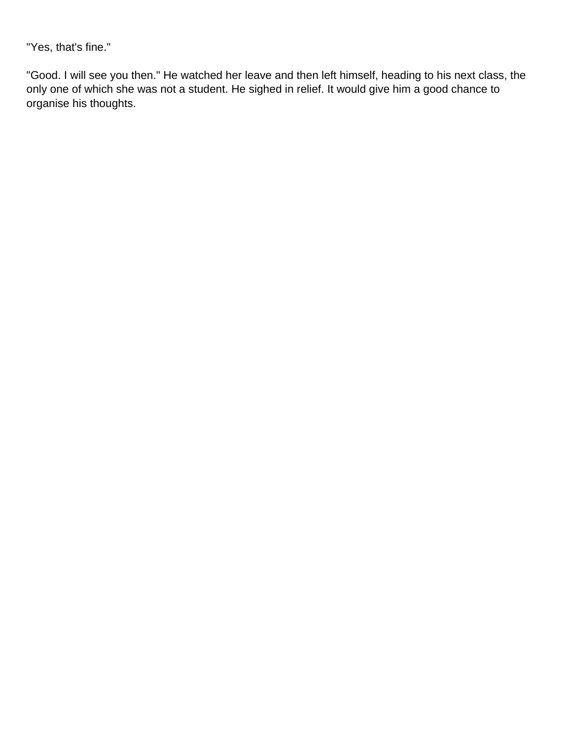"Yes, that's fine."

"Good. I will see you then." He watched her leave and then left himself, heading to his next class, the only one of which she was not a student. He sighed in relief. It would give him a good chance to organise his thoughts.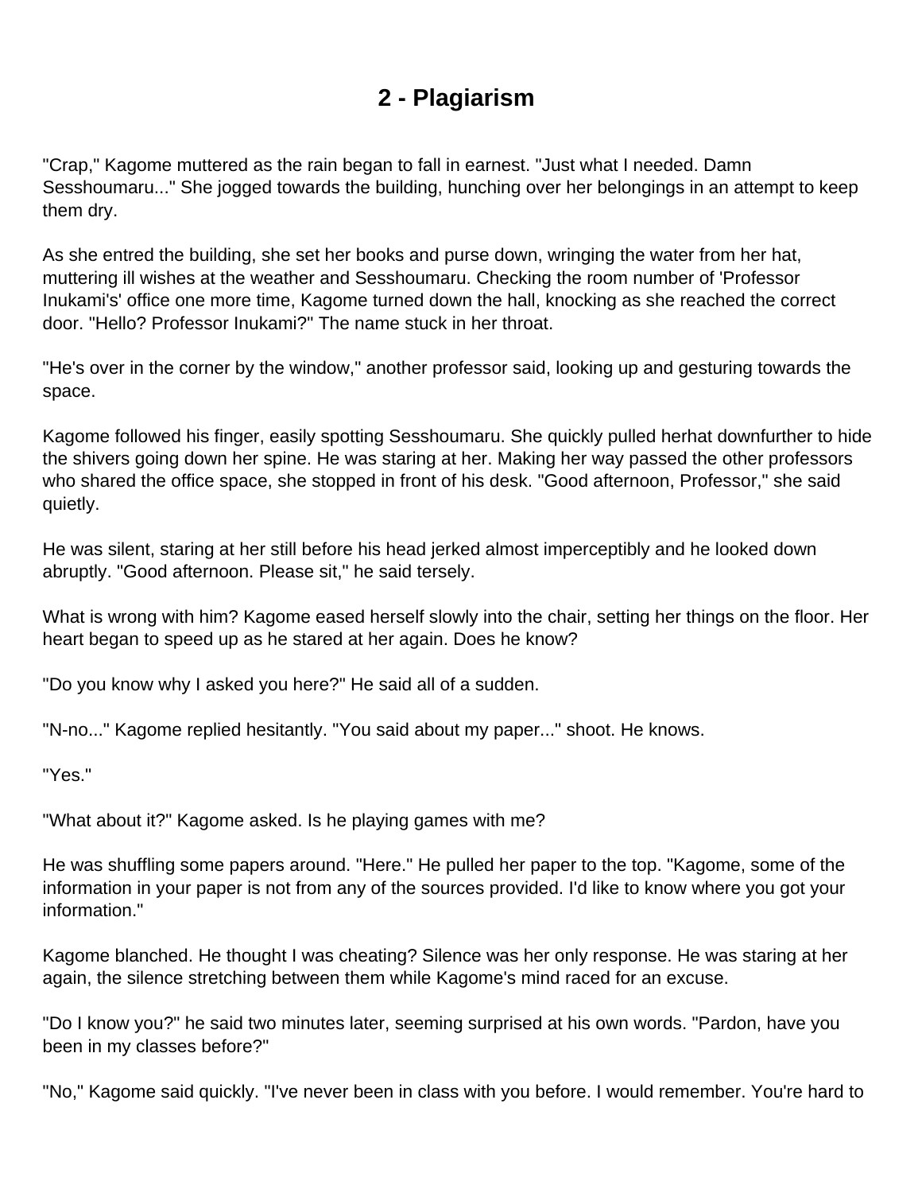# 2 - Plagiarism

"Crap," Kagome muttered as the rain began to fall in earnest. "Just what I needed. Damn Sesshoumaru..." She jogged towards the building, hunching over her belongings in an attempt to keep them dry.

As she entred the building, she set her books and purse down, wringing the water from her hat, muttering ill wishes at the weather and Sesshoumaru. Checking the room number of 'Professor Inukami's' office one more time, Kagome turned down the hall, knocking as she reached the correct door. "Hello? Professor Inukami?" The name stuck in her throat.

"He's over in the corner by the window," another professor said, looking up and gesturing towards the space.

Kagome followed his finger, easily spotting Sesshoumaru. She quickly pulled herhat downfurther to hide the shivers going down her spine. He was staring at her. Making her way passed the other professors who shared the office space, she stopped in front of his desk. "Good afternoon, Professor," she said quietly.

He was silent, staring at her still before his head jerked almost imperceptibly and he looked down abruptly. "Good afternoon. Please sit," he said tersely.

What is wrong with him? Kagome eased herself slowly into the chair, setting her things on the floor. Her heart began to speed up as he stared at her again. Does he know?

"Do you know why I asked you here?" He said all of a sudden.

"N-no..." Kagome replied hesitantly. "You said about my paper..." shoot. He knows.

"Yes."

"What about it?" Kagome asked. Is he playing games with me?

He was shuffling some papers around. "Here." He pulled her paper to the top. "Kagome, some of the information in your paper is not from any of the sources provided. I'd like to know where you got your information."

Kagome blanched. He thought I was cheating? Silence was her only response. He was staring at her again, the silence stretching between them while Kagome's mind raced for an excuse.

"Do I know you?" he said two minutes later, seeming surprised at his own words. "Pardon, have you been in my classes before?"

"No," Kagome said quickly. "I've never been in class with you before. I would remember. You're hard to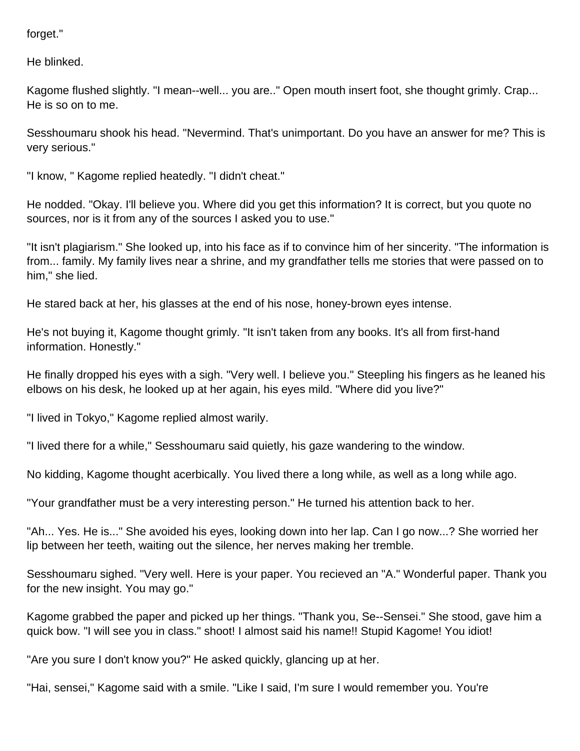forget."

He blinked.

Kagome flushed slightly. "I mean--well... you are.." Open mouth insert foot, she thought grimly. Crap... He is so on to me.

Sesshoumaru shook his head. "Nevermind. That's unimportant. Do you have an answer for me? This is very serious."

"I know, " Kagome replied heatedly. "I didn't cheat."

He nodded. "Okay. I'll believe you. Where did you get this information? It is correct, but you quote no sources, nor is it from any of the sources I asked you to use."

"It isn't plagiarism." She looked up, into his face as if to convince him of her sincerity. "The information is from... family. My family lives near a shrine, and my grandfather tells me stories that were passed on to him," she lied.

He stared back at her, his glasses at the end of his nose, honey-brown eyes intense.

He's not buying it, Kagome thought grimly. "It isn't taken from any books. It's all from first-hand information. Honestly."

He finally dropped his eyes with a sigh. "Very well. I believe you." Steepling his fingers as he leaned his elbows on his desk, he looked up at her again, his eyes mild. "Where did you live?"

"I lived in Tokyo," Kagome replied almost warily.

"I lived there for a while," Sesshoumaru said quietly, his gaze wandering to the window.

No kidding, Kagome thought acerbically. You lived there a long while, as well as a long while ago.

"Your grandfather must be a very interesting person." He turned his attention back to her.

"Ah... Yes. He is..." She avoided his eyes, looking down into her lap. Can I go now...? She worried her lip between her teeth, waiting out the silence, her nerves making her tremble.

Sesshoumaru sighed. "Very well. Here is your paper. You recieved an "A." Wonderful paper. Thank you for the new insight. You may go."

Kagome grabbed the paper and picked up her things. "Thank you, Se--Sensei." She stood, gave him a quick bow. "I will see you in class." shoot! I almost said his name!! Stupid Kagome! You idiot!

"Are you sure I don't know you?" He asked quickly, glancing up at her.

"Hai, sensei," Kagome said with a smile. "Like I said, I'm sure I would remember you. You're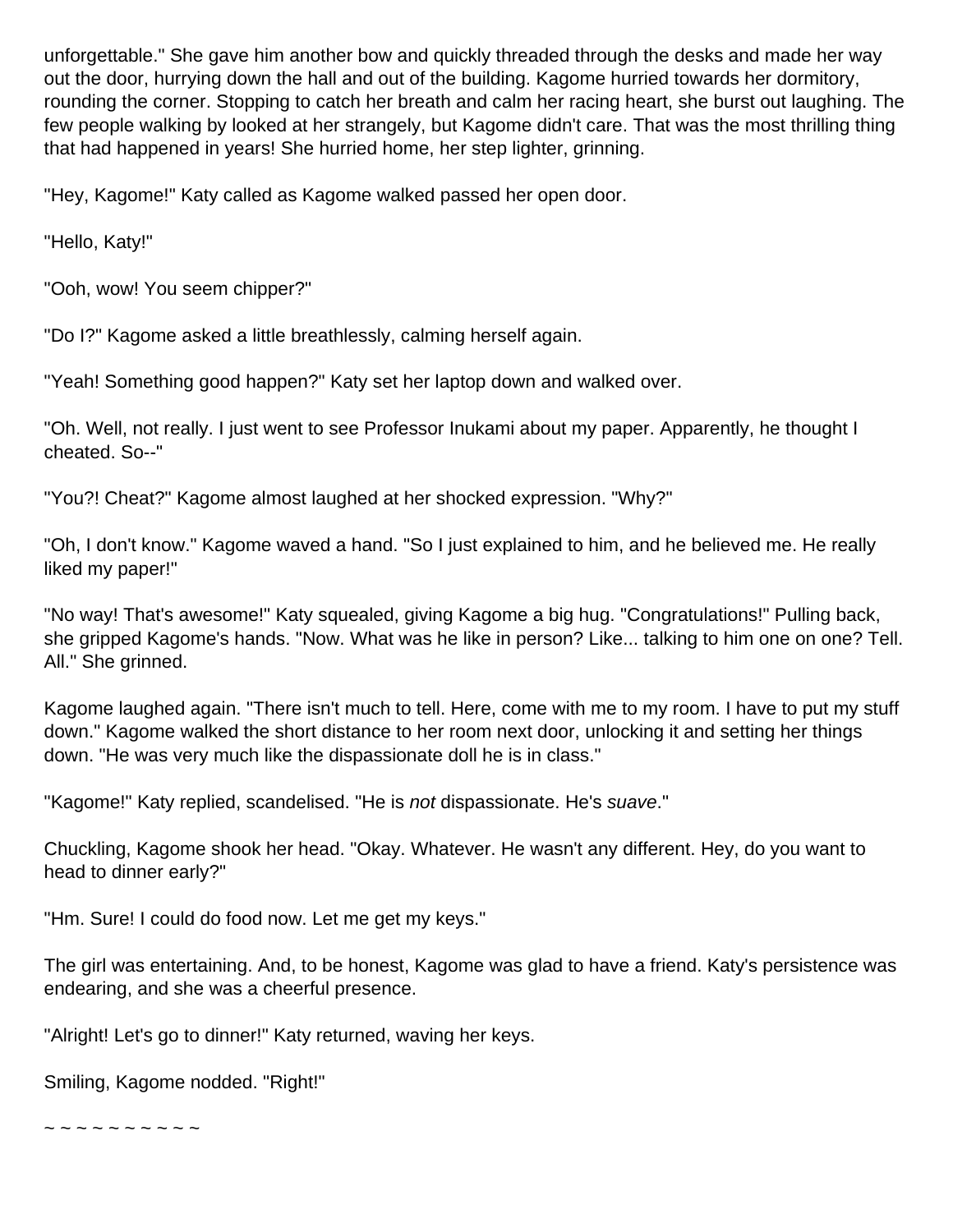unforgettable." She gave him another bow and quickly threaded through the desks and made her way out the door, hurrying down the hall and out of the building. Kagome hurried towards her dormitory, rounding the corner. Stopping to catch her breath and calm her racing heart, she burst out laughing. The few people walking by looked at her strangely, but Kagome didn't care. That was the most thrilling thing that had happened in years! She hurried home, her step lighter, grinning.

"Hey, Kagome!" Katy called as Kagome walked passed her open door.

"Hello, Katy!"

"Ooh, wow! You seem chipper?"

"Do I?" Kagome asked a little breathlessly, calming herself again.

"Yeah! Something good happen?" Katy set her laptop down and walked over.

"Oh. Well, not really. I just went to see Professor Inukami about my paper. Apparently, he thought I cheated. So--"

"You?! Cheat?" Kagome almost laughed at her shocked expression. "Why?"

"Oh, I don't know." Kagome waved a hand. "So I just explained to him, and he believed me. He really liked my paper!"

"No way! That's awesome!" Katy squealed, giving Kagome a big hug. "Congratulations!" Pulling back, she gripped Kagome's hands. "Now. What was he like in person? Like... talking to him one on one? Tell. All." She grinned.

Kagome laughed again. "There isn't much to tell. Here, come with me to my room. I have to put my stuff down." Kagome walked the short distance to her room next door, unlocking it and setting her things down. "He was very much like the dispassionate doll he is in class."

"Kagome!" Katy replied, scandelised. "He is *not* dispassionate. He's *suave*."

Chuckling, Kagome shook her head. "Okay. Whatever. He wasn't any different. Hey, do you want to head to dinner early?"

"Hm. Sure! I could do food now. Let me get my keys."

The girl was entertaining. And, to be honest, Kagome was glad to have a friend. Katy's persistence was endearing, and she was a cheerful presence.

"Alright! Let's go to dinner!" Katy returned, waving her keys.

Smiling, Kagome nodded. "Right!"

~ ~ ~ ~ ~ ~ ~ ~ ~ ~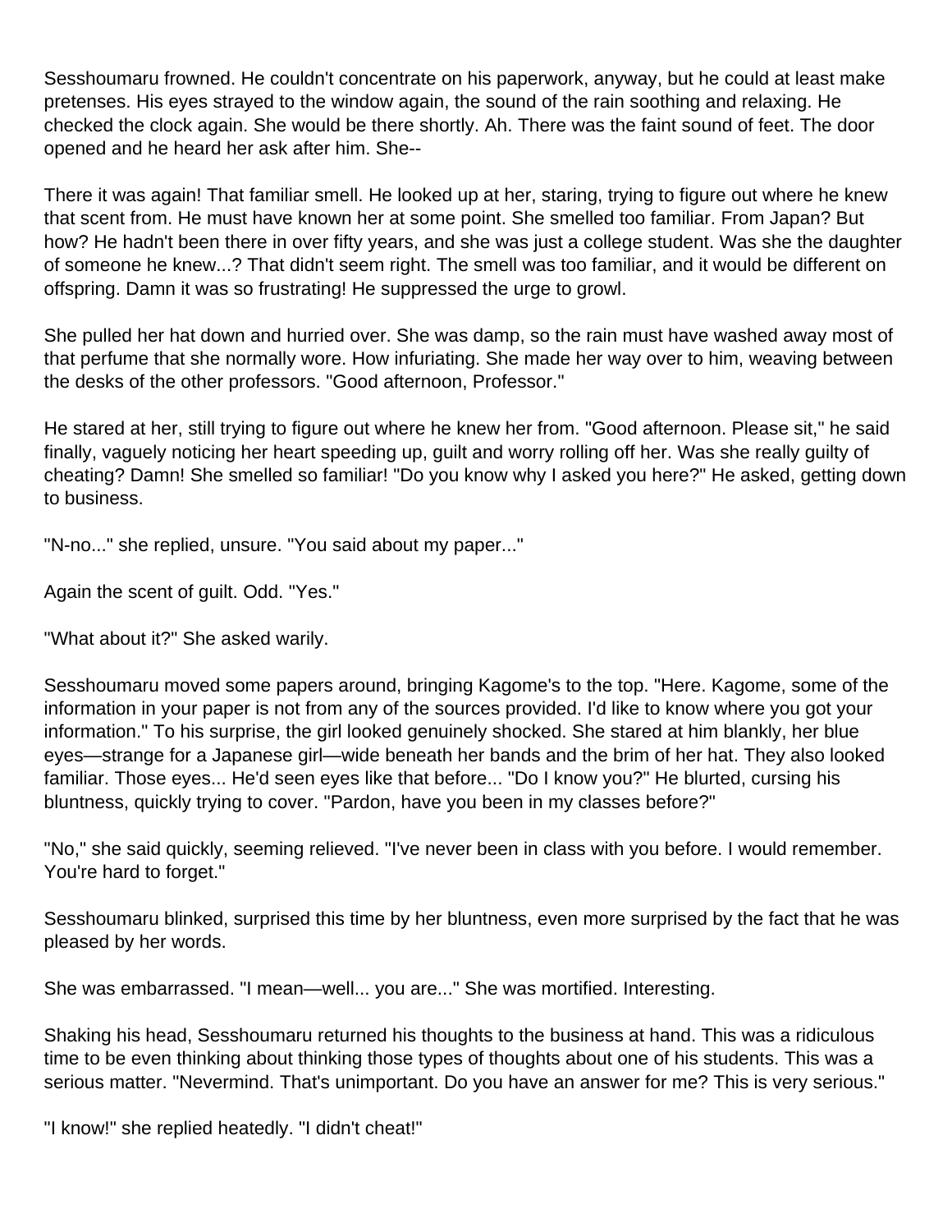Sesshoumaru frowned. He couldn't concentrate on his paperwork, anyway, but he could at least make pretenses. His eyes strayed to the window again, the sound of the rain soothing and relaxing. He checked the clock again. She would be there shortly. Ah. There was the faint sound of feet. The door opened and he heard her ask after him. She--

There it was again! That familiar smell. He looked up at her, staring, trying to figure out where he knew that scent from. He must have known her at some point. She smelled too familiar. From Japan? But how? He hadn't been there in over fifty years, and she was just a college student. Was she the daughter of someone he knew...? That didn't seem right. The smell was too familiar, and it would be different on offspring. Damn it was so frustrating! He suppressed the urge to growl.

She pulled her hat down and hurried over. She was damp, so the rain must have washed away most of that perfume that she normally wore. How infuriating. She made her way over to him, weaving between the desks of the other professors. "Good afternoon, Professor."

He stared at her, still trying to figure out where he knew her from. "Good afternoon. Please sit," he said finally, vaguely noticing her heart speeding up, guilt and worry rolling off her. Was she really guilty of cheating? Damn! She smelled so familiar! "Do you know why I asked you here?" He asked, getting down to business.

"N-no..." she replied, unsure. "You said about my paper..."

Again the scent of guilt. Odd. "Yes."

"What about it?" She asked warily.

Sesshoumaru moved some papers around, bringing Kagome's to the top. "Here. Kagome, some of the information in your paper is not from any of the sources provided. I'd like to know where you got your information." To his surprise, the girl looked genuinely shocked. She stared at him blankly, her blue eyes—strange for a Japanese girl—wide beneath her bands and the brim of her hat. They also looked familiar. Those eyes... He'd seen eyes like that before... "Do I know you?" He blurted, cursing his bluntness, quickly trying to cover. "Pardon, have you been in my classes before?"

"No," she said quickly, seeming relieved. "I've never been in class with you before. I would remember. You're hard to forget."

Sesshoumaru blinked, surprised this time by her bluntness, even more surprised by the fact that he was pleased by her words.

She was embarrassed. "I mean—well... you are..." She was mortified. Interesting.

Shaking his head, Sesshoumaru returned his thoughts to the business at hand. This was a ridiculous time to be even thinking about thinking those types of thoughts about one of his students. This was a serious matter. "Nevermind. That's unimportant. Do you have an answer for me? This is very serious."

"I know!" she replied heatedly. "I didn't cheat!"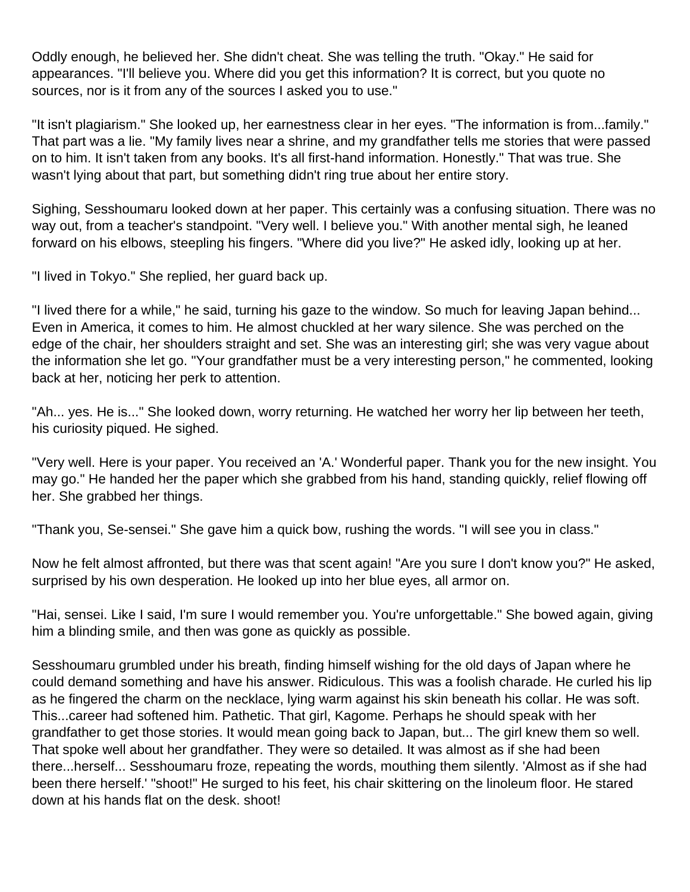Oddly enough, he believed her. She didn't cheat. She was telling the truth. "Okay." He said for appearances. "I'll believe you. Where did you get this information? It is correct, but you quote no sources, nor is it from any of the sources I asked you to use."

"It isn't plagiarism." She looked up, her earnestness clear in her eyes. "The information is from...family." That part was a lie. "My family lives near a shrine, and my grandfather tells me stories that were passed on to him. It isn't taken from any books. It's all first-hand information. Honestly." That was true. She wasn't lying about that part, but something didn't ring true about her entire story.

Sighing, Sesshoumaru looked down at her paper. This certainly was a confusing situation. There was no way out, from a teacher's standpoint. "Very well. I believe you." With another mental sigh, he leaned forward on his elbows, steepling his fingers. "Where did you live?" He asked idly, looking up at her.

"I lived in Tokyo." She replied, her guard back up.

"I lived there for a while," he said, turning his gaze to the window. So much for leaving Japan behind... Even in America, it comes to him. He almost chuckled at her wary silence. She was perched on the edge of the chair, her shoulders straight and set. She was an interesting girl; she was very vague about the information she let go. "Your grandfather must be a very interesting person," he commented, looking back at her, noticing her perk to attention.

"Ah... yes. He is..." She looked down, worry returning. He watched her worry her lip between her teeth, his curiosity piqued. He sighed.

"Very well. Here is your paper. You received an 'A.' Wonderful paper. Thank you for the new insight. You may go." He handed her the paper which she grabbed from his hand, standing quickly, relief flowing off her. She grabbed her things.

"Thank you, Se-sensei." She gave him a quick bow, rushing the words. "I will see you in class."

Now he felt almost affronted, but there was that scent again! "Are you sure I don't know you?" He asked, surprised by his own desperation. He looked up into her blue eyes, all armor on.

"Hai, sensei. Like I said, I'm sure I would remember you. You're unforgettable." She bowed again, giving him a blinding smile, and then was gone as quickly as possible.

Sesshoumaru grumbled under his breath, finding himself wishing for the old days of Japan where he could demand something and have his answer. Ridiculous. This was a foolish charade. He curled his lip as he fingered the charm on the necklace, lying warm against his skin beneath his collar. He was soft. This...career had softened him. Pathetic. That girl, Kagome. Perhaps he should speak with her grandfather to get those stories. It would mean going back to Japan, but... The girl knew them so well. That spoke well about her grandfather. They were so detailed. It was almost as if she had been there...herself... Sesshoumaru froze, repeating the words, mouthing them silently. 'Almost as if she had been there herself.' "shoot!" He surged to his feet, his chair skittering on the linoleum floor. He stared down at his hands flat on the desk. shoot!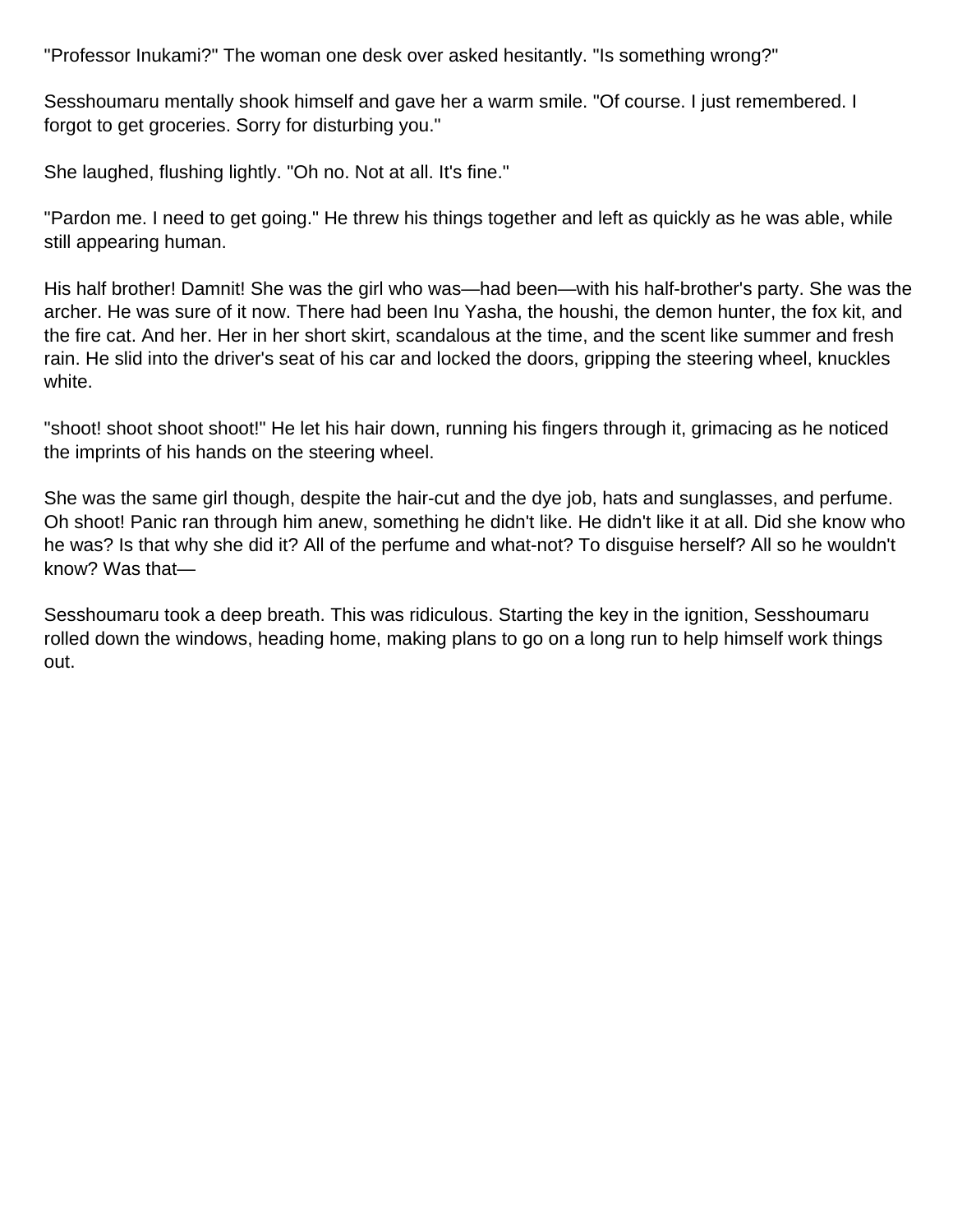"Professor Inukami?" The woman one desk over asked hesitantly. "Is something wrong?"

Sesshoumaru mentally shook himself and gave her a warm smile. "Of course. I just remembered. I forgot to get groceries. Sorry for disturbing you."

She laughed, flushing lightly. "Oh no. Not at all. It's fine."

"Pardon me. I need to get going." He threw his things together and left as quickly as he was able, while still appearing human.

His half brother! Damnit! She was the girl who was—had been—with his half-brother's party. She was the archer. He was sure of it now. There had been Inu Yasha, the houshi, the demon hunter, the fox kit, and the fire cat. And her. Her in her short skirt, scandalous at the time, and the scent like summer and fresh rain. He slid into the driver's seat of his car and locked the doors, gripping the steering wheel, knuckles white.

"shoot! shoot shoot shoot!" He let his hair down, running his fingers through it, grimacing as he noticed the imprints of his hands on the steering wheel.

She was the same girl though, despite the hair-cut and the dye job, hats and sunglasses, and perfume. Oh shoot! Panic ran through him anew, something he didn't like. He didn't like it at all. Did she know who he was? Is that why she did it? All of the perfume and what-not? To disguise herself? All so he wouldn't know? Was that—

Sesshoumaru took a deep breath. This was ridiculous. Starting the key in the ignition, Sesshoumaru rolled down the windows, heading home, making plans to go on a long run to help himself work things out.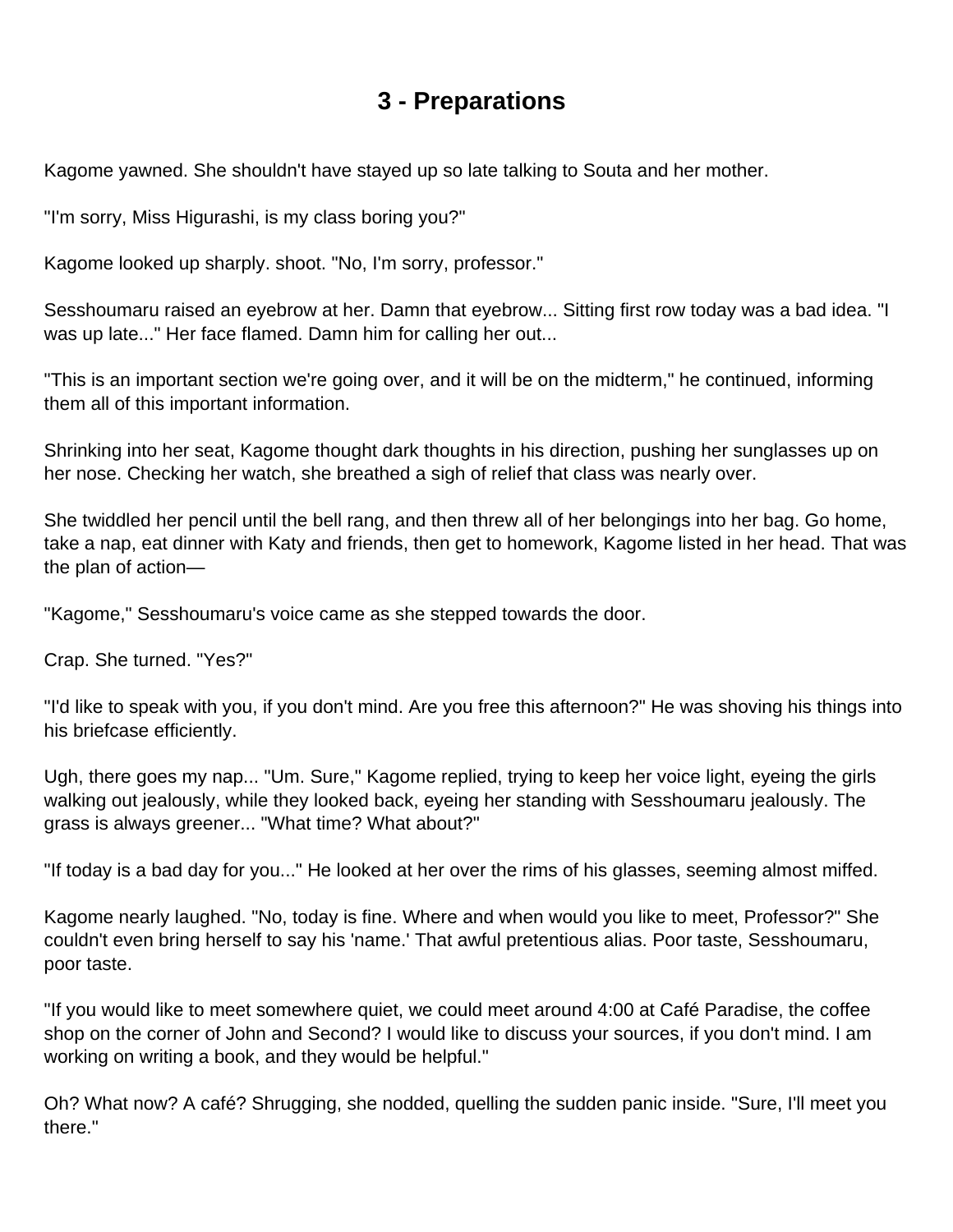# 3 - Preparations

Kagome yawned. She shouldn't have stayed up so late talking to Souta and her mother.

"I'm sorry, Miss Higurashi, is my class boring you?"

Kagome looked up sharply. shoot. "No, I'm sorry, professor."

Sesshoumaru raised an eyebrow at her. Damn that eyebrow... Sitting first row today was a bad idea. "I was up late..." Her face flamed. Damn him for calling her out...

"This is an important section we're going over, and it will be on the midterm," he continued, informing them all of this important information.

Shrinking into her seat, Kagome thought dark thoughts in his direction, pushing her sunglasses up on her nose. Checking her watch, she breathed a sigh of relief that class was nearly over.

She twiddled her pencil until the bell rang, and then threw all of her belongings into her bag. Go home, take a nap, eat dinner with Katy and friends, then get to homework, Kagome listed in her head. That was the plan of action—

"Kagome," Sesshoumaru's voice came as she stepped towards the door.

Crap. She turned. "Yes?"

"I'd like to speak with you, if you don't mind. Are you free this afternoon?" He was shoving his things into his briefcase efficiently.

Ugh, there goes my nap... "Um. Sure," Kagome replied, trying to keep her voice light, eyeing the girls walking out jealously, while they looked back, eyeing her standing with Sesshoumaru jealously. The grass is always greener... "What time? What about?"

"If today is a bad day for you..." He looked at her over the rims of his glasses, seeming almost miffed.

Kagome nearly laughed. "No, today is fine. Where and when would you like to meet, Professor?" She couldn't even bring herself to say his 'name.' That awful pretentious alias. Poor taste, Sesshoumaru, poor taste.

"If you would like to meet somewhere quiet, we could meet around 4:00 at Café Paradise, the coffee shop on the corner of John and Second? I would like to discuss your sources, if you don't mind. I am working on writing a book, and they would be helpful."

Oh? What now? A café? Shrugging, she nodded, quelling the sudden panic inside. "Sure, I'll meet you there."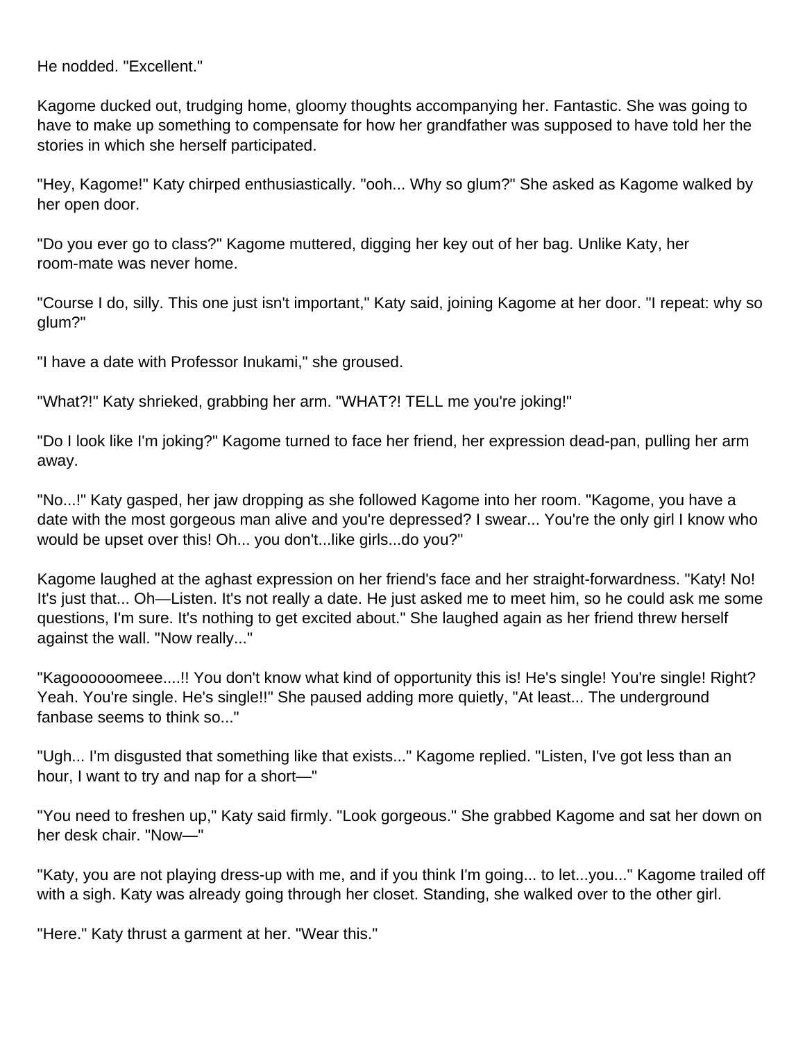He nodded. "Excellent."

Kagome ducked out, trudging home, gloomy thoughts accompanying her. Fantastic. She was going to have to make up something to compensate for how her grandfather was supposed to have told her the stories in which she herself participated.

"Hey, Kagome!" Katy chirped enthusiastically. "ooh... Why so glum?" She asked as Kagome walked by her open door.

"Do you ever go to class?" Kagome muttered, digging her key out of her bag. Unlike Katy, her room-mate was never home.

"Course I do, silly. This one just isn't important," Katy said, joining Kagome at her door. "I repeat: why so glum?"

"I have a date with Professor Inukami," she groused.

"What?!" Katy shrieked, grabbing her arm. "WHAT?! TELL me you're joking!"

"Do I look like I'm joking?" Kagome turned to face her friend, her expression dead-pan, pulling her arm away.

"No...!" Katy gasped, her jaw dropping as she followed Kagome into her room. "Kagome, you have a date with the most gorgeous man alive and you're depressed? I swear... You're the only girl I know who would be upset over this! Oh... you don't...like girls...do you?"

Kagome laughed at the aghast expression on her friend's face and her straight-forwardness. "Katy! No! It's just that... Oh—Listen. It's not really a date. He just asked me to meet him, so he could ask me some questions, I'm sure. It's nothing to get excited about." She laughed again as her friend threw herself against the wall. "Now really..."

"Kagoooooomeee....!! You don't know what kind of opportunity this is! He's single! You're single! Right? Yeah. You're single. He's single!!" She paused adding more quietly, "At least... The underground fanbase seems to think so..."

"Ugh... I'm disgusted that something like that exists..." Kagome replied. "Listen, I've got less than an hour, I want to try and nap for a short—"

"You need to freshen up," Katy said firmly. "Look gorgeous." She grabbed Kagome and sat her down on her desk chair. "Now—"

"Katy, you are not playing dress-up with me, and if you think I'm going... to let...you..." Kagome trailed off with a sigh. Katy was already going through her closet. Standing, she walked over to the other girl.

"Here." Katy thrust a garment at her. "Wear this."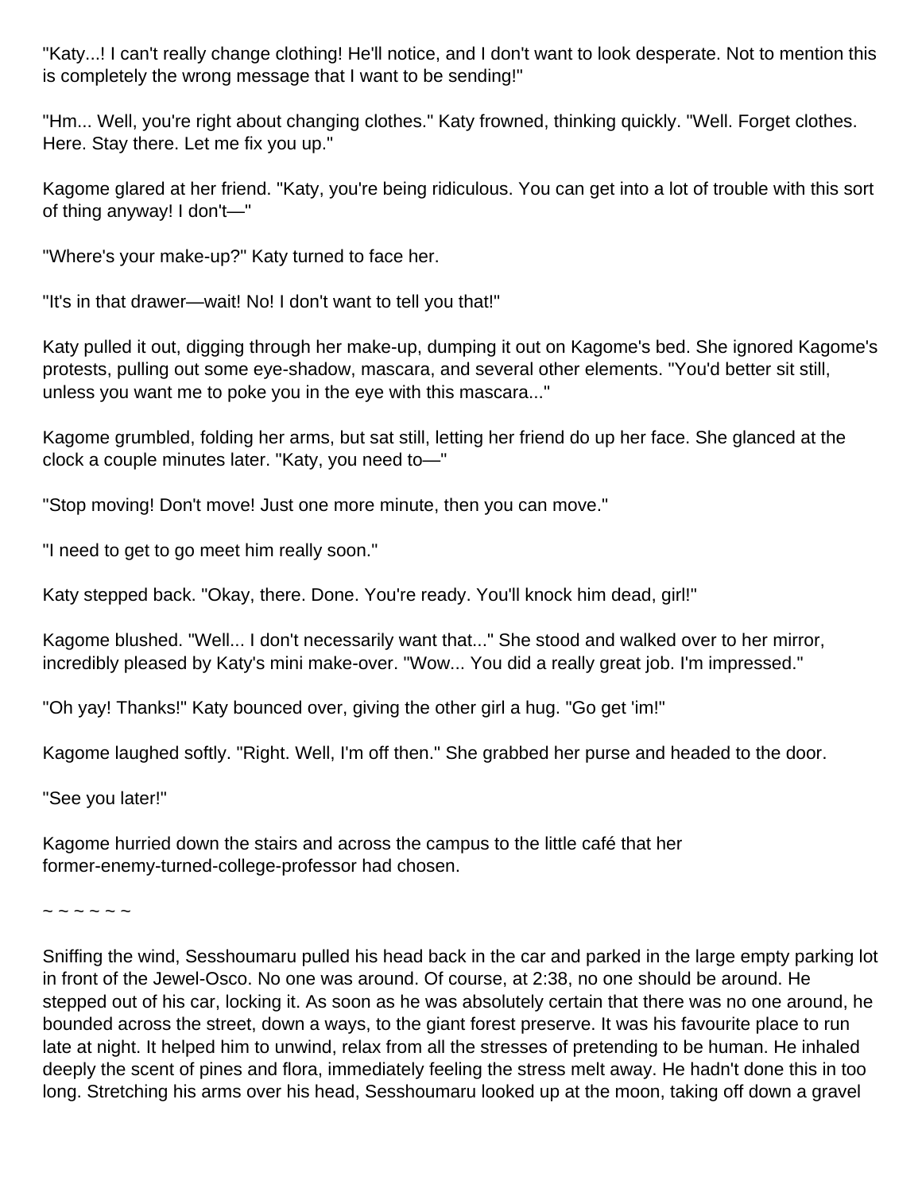"Katy...! I can't really change clothing! He'll notice, and I don't want to look desperate. Not to mention this is completely the wrong message that I want to be sending!"

"Hm... Well, you're right about changing clothes." Katy frowned, thinking quickly. "Well. Forget clothes. Here. Stay there. Let me fix you up."

Kagome glared at her friend. "Katy, you're being ridiculous. You can get into a lot of trouble with this sort of thing anyway! I don't—"

"Where's your make-up?" Katy turned to face her.

"It's in that drawer—wait! No! I don't want to tell you that!"

Katy pulled it out, digging through her make-up, dumping it out on Kagome's bed. She ignored Kagome's protests, pulling out some eye-shadow, mascara, and several other elements. "You'd better sit still, unless you want me to poke you in the eye with this mascara..."

Kagome grumbled, folding her arms, but sat still, letting her friend do up her face. She glanced at the clock a couple minutes later. "Katy, you need to—"

"Stop moving! Don't move! Just one more minute, then you can move."

"I need to get to go meet him really soon."

Katy stepped back. "Okay, there. Done. You're ready. You'll knock him dead, girl!"

Kagome blushed. "Well... I don't necessarily want that..." She stood and walked over to her mirror, incredibly pleased by Katy's mini make-over. "Wow... You did a really great job. I'm impressed."

"Oh yay! Thanks!" Katy bounced over, giving the other girl a hug. "Go get 'im!"

Kagome laughed softly. "Right. Well, I'm off then." She grabbed her purse and headed to the door.

"See you later!"

Kagome hurried down the stairs and across the campus to the little café that her former-enemy-turned-college-professor had chosen.

~ ~ ~ ~ ~ ~

Sniffing the wind, Sesshoumaru pulled his head back in the car and parked in the large empty parking lot in front of the Jewel-Osco. No one was around. Of course, at 2:38, no one should be around. He stepped out of his car, locking it. As soon as he was absolutely certain that there was no one around, he bounded across the street, down a ways, to the giant forest preserve. It was his favourite place to run late at night. It helped him to unwind, relax from all the stresses of pretending to be human. He inhaled deeply the scent of pines and flora, immediately feeling the stress melt away. He hadn't done this in too long. Stretching his arms over his head, Sesshoumaru looked up at the moon, taking off down a gravel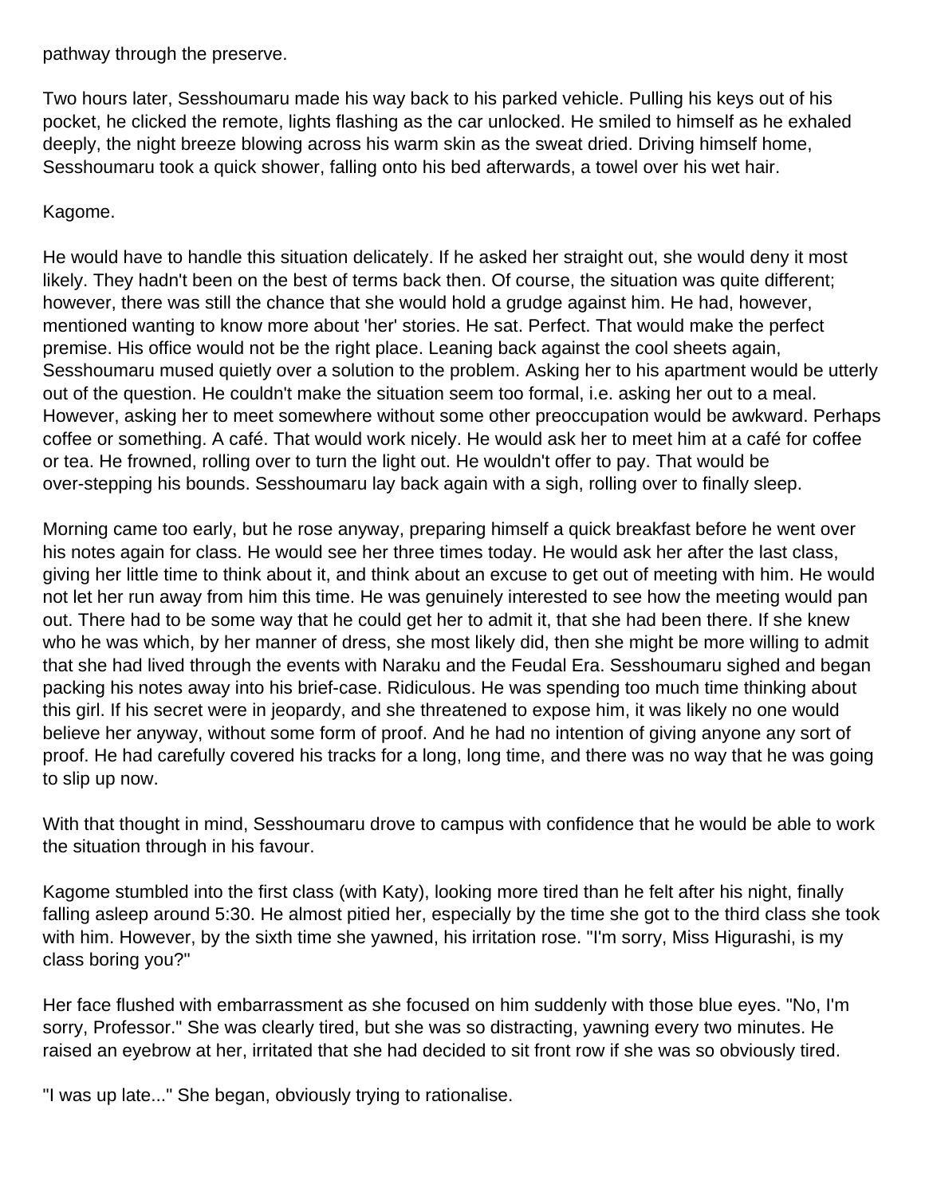pathway through the preserve.

Two hours later, Sesshoumaru made his way back to his parked vehicle. Pulling his keys out of his pocket, he clicked the remote, lights flashing as the car unlocked. He smiled to himself as he exhaled deeply, the night breeze blowing across his warm skin as the sweat dried. Driving himself home, Sesshoumaru took a quick shower, falling onto his bed afterwards, a towel over his wet hair.

Kagome.

He would have to handle this situation delicately. If he asked her straight out, she would deny it most likely. They hadn't been on the best of terms back then. Of course, the situation was quite different; however, there was still the chance that she would hold a grudge against him. He had, however, mentioned wanting to know more about 'her' stories. He sat. Perfect. That would make the perfect premise. His office would not be the right place. Leaning back against the cool sheets again, Sesshoumaru mused quietly over a solution to the problem. Asking her to his apartment would be utterly out of the question. He couldn't make the situation seem too formal, i.e. asking her out to a meal. However, asking her to meet somewhere without some other preoccupation would be awkward. Perhaps coffee or something. A café. That would work nicely. He would ask her to meet him at a café for coffee or tea. He frowned, rolling over to turn the light out. He wouldn't offer to pay. That would be over-stepping his bounds. Sesshoumaru lay back again with a sigh, rolling over to finally sleep.

Morning came too early, but he rose anyway, preparing himself a quick breakfast before he went over his notes again for class. He would see her three times today. He would ask her after the last class, giving her little time to think about it, and think about an excuse to get out of meeting with him. He would not let her run away from him this time. He was genuinely interested to see how the meeting would pan out. There had to be some way that he could get her to admit it, that she had been there. If she knew who he was which, by her manner of dress, she most likely did, then she might be more willing to admit that she had lived through the events with Naraku and the Feudal Era. Sesshoumaru sighed and began packing his notes away into his brief-case. Ridiculous. He was spending too much time thinking about this girl. If his secret were in jeopardy, and she threatened to expose him, it was likely no one would believe her anyway, without some form of proof. And he had no intention of giving anyone any sort of proof. He had carefully covered his tracks for a long, long time, and there was no way that he was going to slip up now.

With that thought in mind, Sesshoumaru drove to campus with confidence that he would be able to work the situation through in his favour.

Kagome stumbled into the first class (with Katy), looking more tired than he felt after his night, finally falling asleep around 5:30. He almost pitied her, especially by the time she got to the third class she took with him. However, by the sixth time she yawned, his irritation rose. "I'm sorry, Miss Higurashi, is my class boring you?"

Her face flushed with embarrassment as she focused on him suddenly with those blue eyes. "No, I'm sorry, Professor." She was clearly tired, but she was so distracting, yawning every two minutes. He raised an eyebrow at her, irritated that she had decided to sit front row if she was so obviously tired.

"I was up late..." She began, obviously trying to rationalise.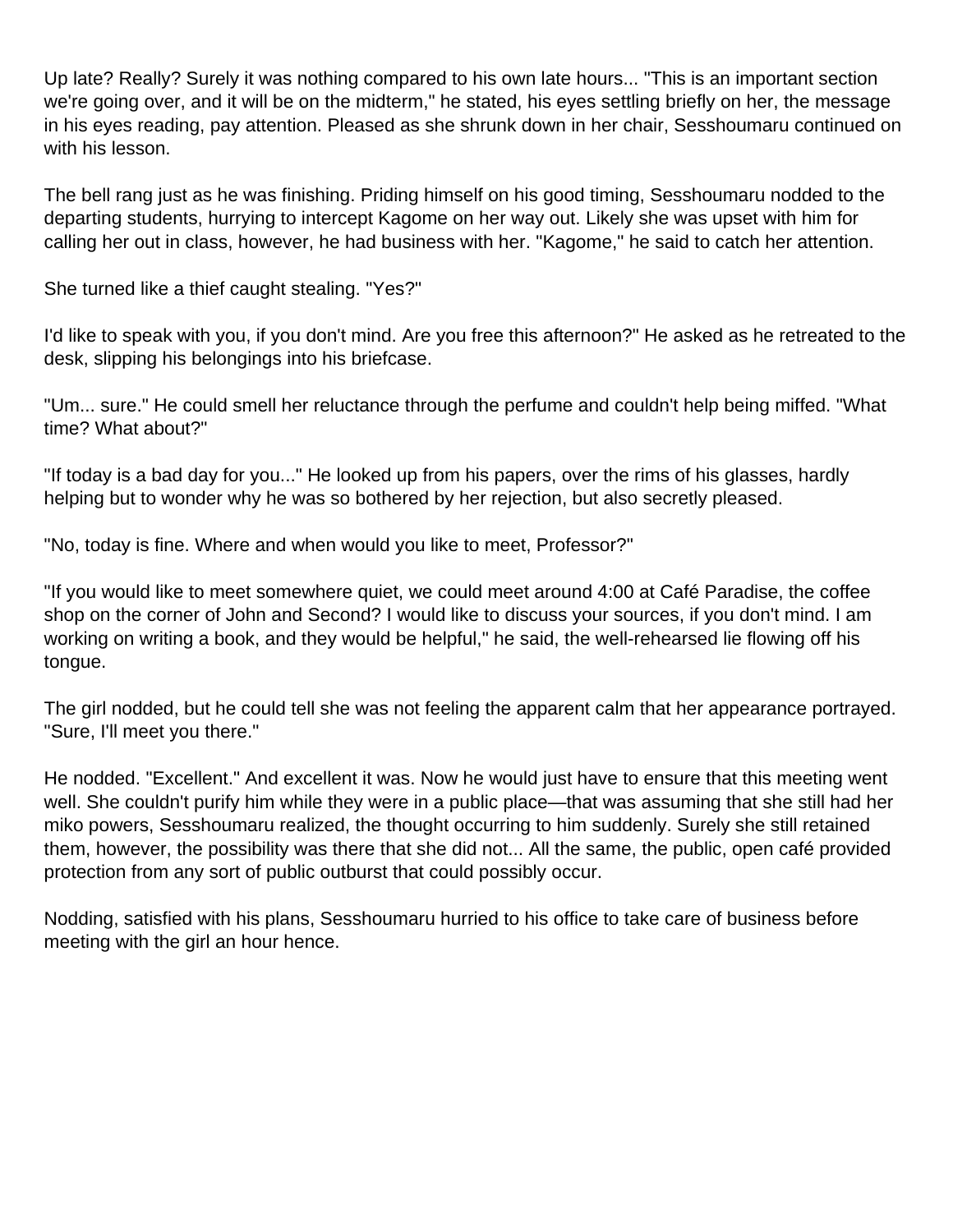Up late? Really? Surely it was nothing compared to his own late hours... "This is an important section we're going over, and it will be on the midterm," he stated, his eyes settling briefly on her, the message in his eyes reading, pay attention. Pleased as she shrunk down in her chair, Sesshoumaru continued on with his lesson.

The bell rang just as he was finishing. Priding himself on his good timing, Sesshoumaru nodded to the departing students, hurrying to intercept Kagome on her way out. Likely she was upset with him for calling her out in class, however, he had business with her. "Kagome," he said to catch her attention.

She turned like a thief caught stealing. "Yes?"

I'd like to speak with you, if you don't mind. Are you free this afternoon?" He asked as he retreated to the desk, slipping his belongings into his briefcase.

"Um... sure." He could smell her reluctance through the perfume and couldn't help being miffed. "What time? What about?"

"If today is a bad day for you..." He looked up from his papers, over the rims of his glasses, hardly helping but to wonder why he was so bothered by her rejection, but also secretly pleased.

"No, today is fine. Where and when would you like to meet, Professor?"

"If you would like to meet somewhere quiet, we could meet around 4:00 at Café Paradise, the coffee shop on the corner of John and Second? I would like to discuss your sources, if you don't mind. I am working on writing a book, and they would be helpful," he said, the well-rehearsed lie flowing off his tongue.

The girl nodded, but he could tell she was not feeling the apparent calm that her appearance portrayed. "Sure, I'll meet you there."

He nodded. "Excellent." And excellent it was. Now he would just have to ensure that this meeting went well. She couldn't purify him while they were in a public place—that was assuming that she still had her miko powers, Sesshoumaru realized, the thought occurring to him suddenly. Surely she still retained them, however, the possibility was there that she did not... All the same, the public, open café provided protection from any sort of public outburst that could possibly occur.

Nodding, satisfied with his plans, Sesshoumaru hurried to his office to take care of business before meeting with the girl an hour hence.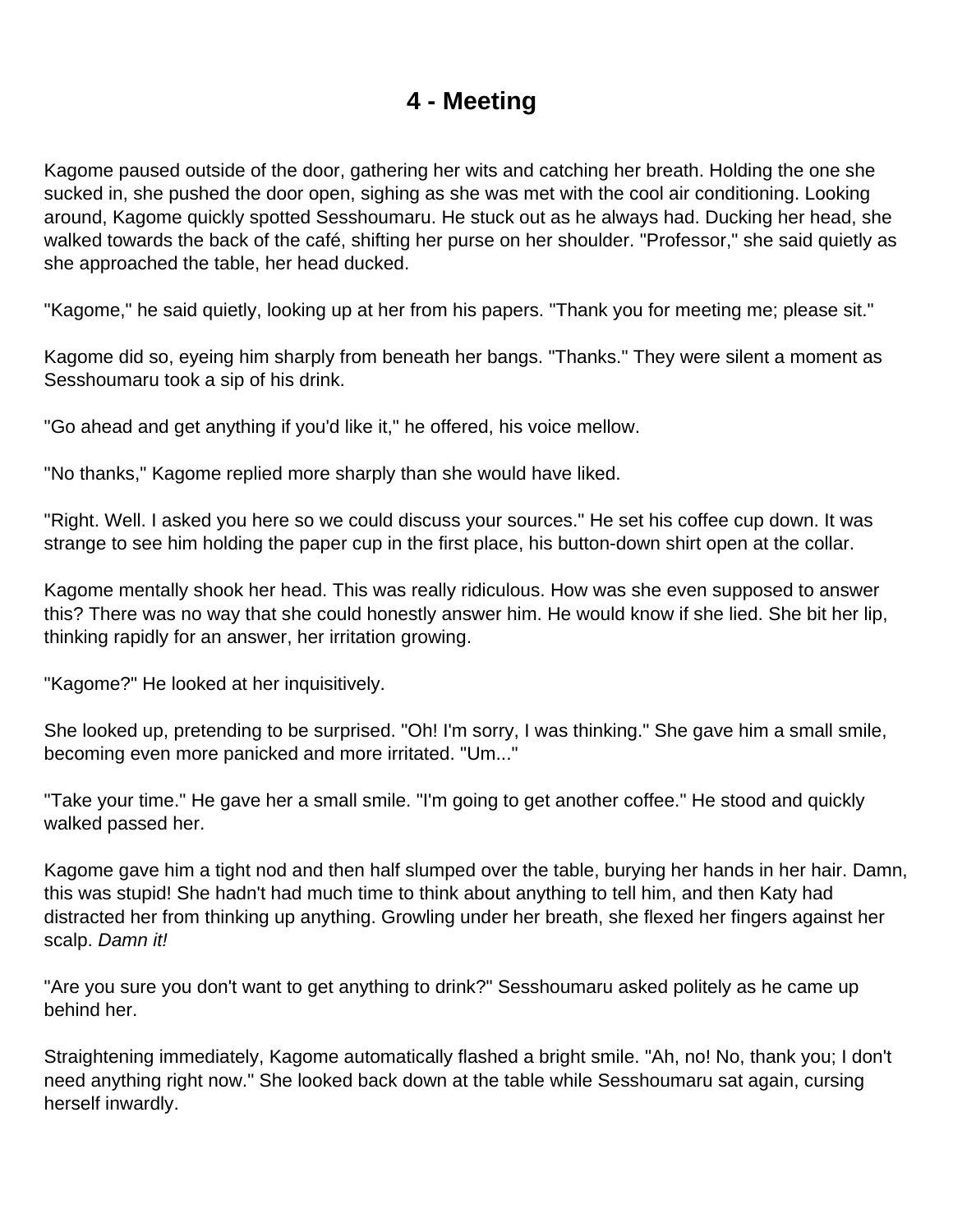# 4 - Meeting

Kagome paused outside of the door, gathering her wits and catching her breath. Holding the one she sucked in, she pushed the door open, sighing as she was met with the cool air conditioning. Looking around, Kagome quickly spotted Sesshoumaru. He stuck out as he always had. Ducking her head, she walked towards the back of the café, shifting her purse on her shoulder. "Professor," she said quietly as she approached the table, her head ducked.

"Kagome," he said quietly, looking up at her from his papers. "Thank you for meeting me; please sit."

Kagome did so, eyeing him sharply from beneath her bangs. "Thanks." They were silent a moment as Sesshoumaru took a sip of his drink.

"Go ahead and get anything if you'd like it," he offered, his voice mellow.

"No thanks," Kagome replied more sharply than she would have liked.

"Right. Well. I asked you here so we could discuss your sources." He set his coffee cup down. It was strange to see him holding the paper cup in the first place, his button-down shirt open at the collar.

Kagome mentally shook her head. This was really ridiculous. How was she even supposed to answer this? There was no way that she could honestly answer him. He would know if she lied. She bit her lip, thinking rapidly for an answer, her irritation growing.

"Kagome?" He looked at her inquisitively.

She looked up, pretending to be surprised. "Oh! I'm sorry, I was thinking." She gave him a small smile, becoming even more panicked and more irritated. "Um..."

"Take your time." He gave her a small smile. "I'm going to get another coffee." He stood and quickly walked passed her.

Kagome gave him a tight nod and then half slumped over the table, burying her hands in her hair. Damn, this was stupid! She hadn't had much time to think about anything to tell him, and then Katy had distracted her from thinking up anything. Growling under her breath, she flexed her fingers against her scalp. *Damn it!*

"Are you sure you don't want to get anything to drink?" Sesshoumaru asked politely as he came up behind her.

Straightening immediately, Kagome automatically flashed a bright smile. "Ah, no! No, thank you; I don't need anything right now." She looked back down at the table while Sesshoumaru sat again, cursing herself inwardly.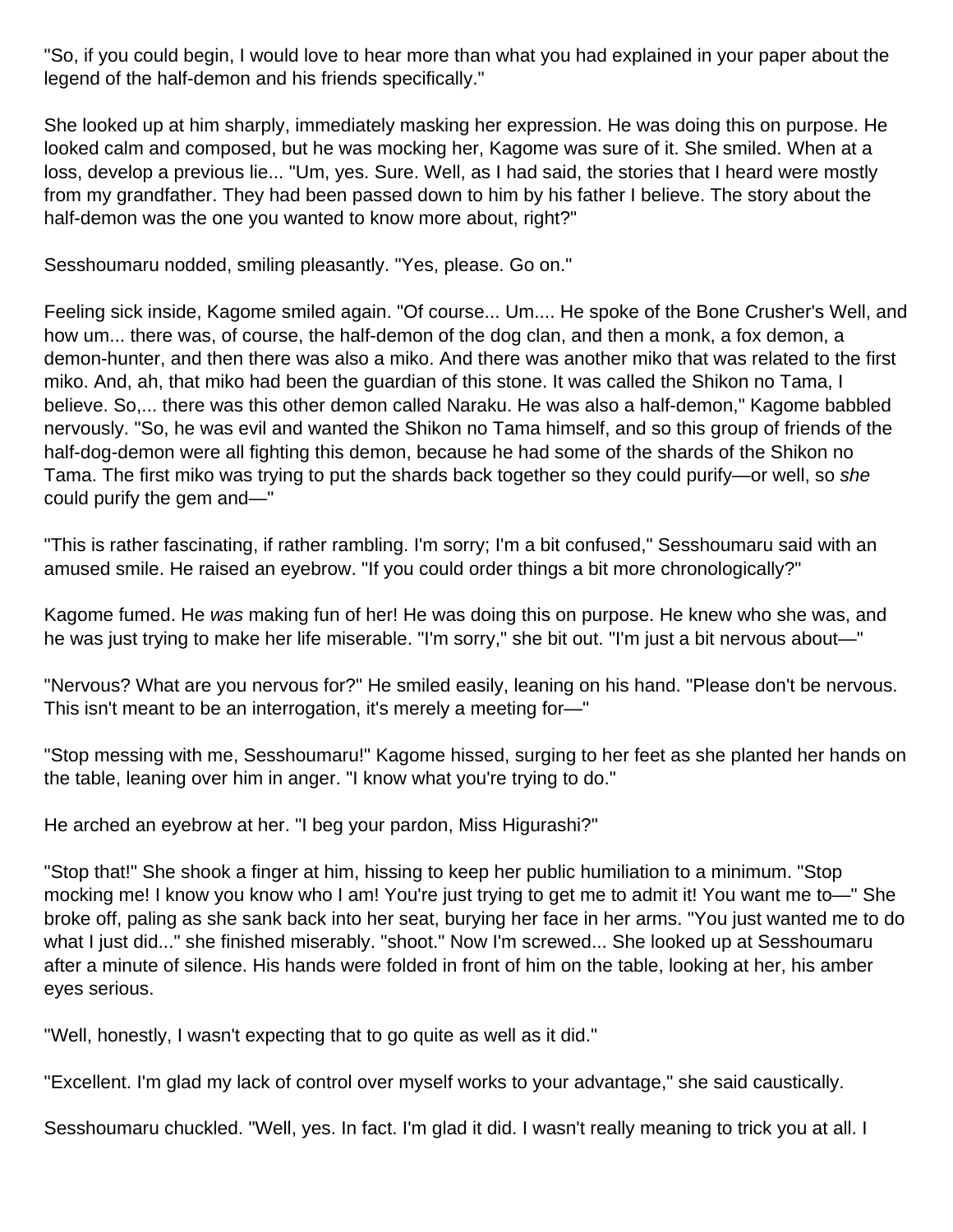"So, if you could begin, I would love to hear more than what you had explained in your paper about the legend of the half-demon and his friends specifically."

She looked up at him sharply, immediately masking her expression. He was doing this on purpose. He looked calm and composed, but he was mocking her, Kagome was sure of it. She smiled. When at a loss, develop a previous lie... "Um, yes. Sure. Well, as I had said, the stories that I heard were mostly from my grandfather. They had been passed down to him by his father I believe. The story about the half-demon was the one you wanted to know more about, right?"

Sesshoumaru nodded, smiling pleasantly. "Yes, please. Go on."

Feeling sick inside, Kagome smiled again. "Of course... Um.... He spoke of the Bone Crusher's Well, and how um... there was, of course, the half-demon of the dog clan, and then a monk, a fox demon, a demon-hunter, and then there was also a miko. And there was another miko that was related to the first miko. And, ah, that miko had been the guardian of this stone. It was called the Shikon no Tama, I believe. So,... there was this other demon called Naraku. He was also a half-demon," Kagome babbled nervously. "So, he was evil and wanted the Shikon no Tama himself, and so this group of friends of the half-dog-demon were all fighting this demon, because he had some of the shards of the Shikon no Tama. The first miko was trying to put the shards back together so they could purify—or well, so *she* could purify the gem and—"

"This is rather fascinating, if rather rambling. I'm sorry; I'm a bit confused," Sesshoumaru said with an amused smile. He raised an eyebrow. "If you could order things a bit more chronologically?"

Kagome fumed. He *was* making fun of her! He was doing this on purpose. He knew who she was, and he was just trying to make her life miserable. "I'm sorry," she bit out. "I'm just a bit nervous about—"

"Nervous? What are you nervous for?" He smiled easily, leaning on his hand. "Please don't be nervous. This isn't meant to be an interrogation, it's merely a meeting for—"

"Stop messing with me, Sesshoumaru!" Kagome hissed, surging to her feet as she planted her hands on the table, leaning over him in anger. "I know what you're trying to do."

He arched an eyebrow at her. "I beg your pardon, Miss Higurashi?"

"Stop that!" She shook a finger at him, hissing to keep her public humiliation to a minimum. "Stop mocking me! I know you know who I am! You're just trying to get me to admit it! You want me to—" She broke off, paling as she sank back into her seat, burying her face in her arms. "You just wanted me to do what I just did..." she finished miserably. "shoot." Now I'm screwed... She looked up at Sesshoumaru after a minute of silence. His hands were folded in front of him on the table, looking at her, his amber eyes serious.

"Well, honestly, I wasn't expecting that to go quite as well as it did."

"Excellent. I'm glad my lack of control over myself works to your advantage," she said caustically.

Sesshoumaru chuckled. "Well, yes. In fact. I'm glad it did. I wasn't really meaning to trick you at all. I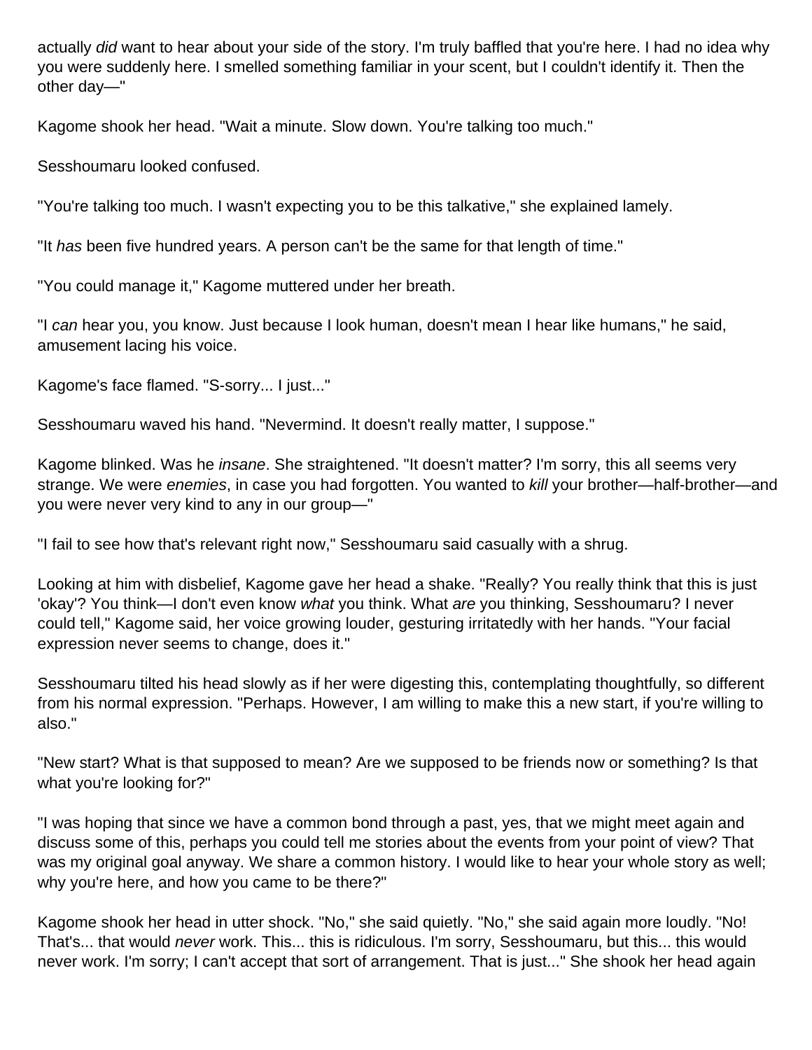actually *did* want to hear about your side of the story. I'm truly baffled that you're here. I had no idea why you were suddenly here. I smelled something familiar in your scent, but I couldn't identify it. Then the other day—"

Kagome shook her head. "Wait a minute. Slow down. You're talking too much."

Sesshoumaru looked confused.

"You're talking too much. I wasn't expecting you to be this talkative," she explained lamely.

"It *has* been five hundred years. A person can't be the same for that length of time."

"You could manage it," Kagome muttered under her breath.

"I *can* hear you, you know. Just because I look human, doesn't mean I hear like humans," he said, amusement lacing his voice.

Kagome's face flamed. "S-sorry... I just..."

Sesshoumaru waved his hand. "Nevermind. It doesn't really matter, I suppose."

Kagome blinked. Was he *insane*. She straightened. "It doesn't matter? I'm sorry, this all seems very strange. We were *enemies*, in case you had forgotten. You wanted to *kill* your brother—half-brother—and you were never very kind to any in our group—"

"I fail to see how that's relevant right now," Sesshoumaru said casually with a shrug.

Looking at him with disbelief, Kagome gave her head a shake. "Really? You really think that this is just 'okay'? You think—I don't even know *what* you think. What *are* you thinking, Sesshoumaru? I never could tell," Kagome said, her voice growing louder, gesturing irritatedly with her hands. "Your facial expression never seems to change, does it."

Sesshoumaru tilted his head slowly as if her were digesting this, contemplating thoughtfully, so different from his normal expression. "Perhaps. However, I am willing to make this a new start, if you're willing to also."

"New start? What is that supposed to mean? Are we supposed to be friends now or something? Is that what you're looking for?"

"I was hoping that since we have a common bond through a past, yes, that we might meet again and discuss some of this, perhaps you could tell me stories about the events from your point of view? That was my original goal anyway. We share a common history. I would like to hear your whole story as well; why you're here, and how you came to be there?"

Kagome shook her head in utter shock. "No," she said quietly. "No," she said again more loudly. "No! That's... that would *never* work. This... this is ridiculous. I'm sorry, Sesshoumaru, but this... this would never work. I'm sorry; I can't accept that sort of arrangement. That is just..." She shook her head again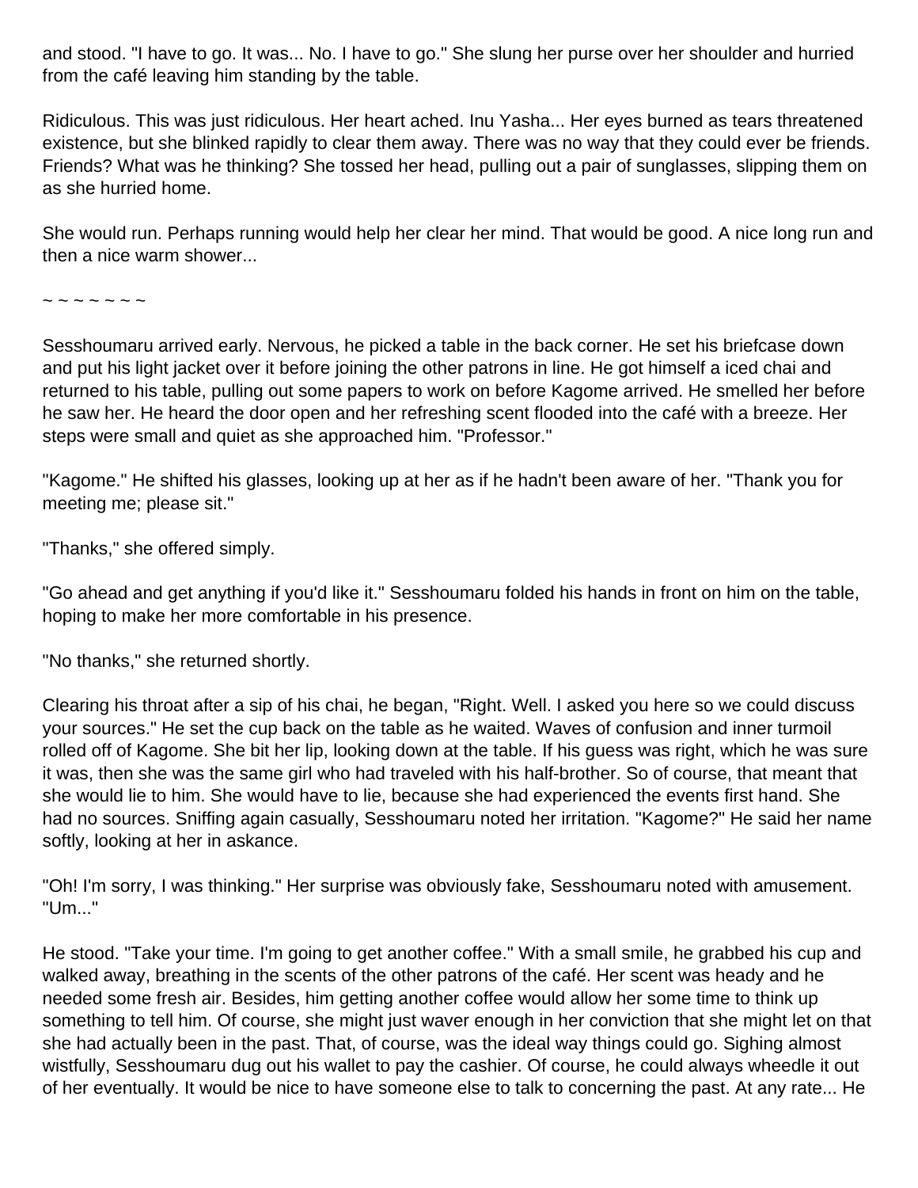and stood. "I have to go. It was... No. I have to go." She slung her purse over her shoulder and hurried from the café leaving him standing by the table.

Ridiculous. This was just ridiculous. Her heart ached. Inu Yasha... Her eyes burned as tears threatened existence, but she blinked rapidly to clear them away. There was no way that they could ever be friends. Friends? What was he thinking? She tossed her head, pulling out a pair of sunglasses, slipping them on as she hurried home.

She would run. Perhaps running would help her clear her mind. That would be good. A nice long run and then a nice warm shower...

~ ~ ~ ~ ~ ~ ~

Sesshoumaru arrived early. Nervous, he picked a table in the back corner. He set his briefcase down and put his light jacket over it before joining the other patrons in line. He got himself a iced chai and returned to his table, pulling out some papers to work on before Kagome arrived. He smelled her before he saw her. He heard the door open and her refreshing scent flooded into the café with a breeze. Her steps were small and quiet as she approached him. "Professor."

"Kagome." He shifted his glasses, looking up at her as if he hadn't been aware of her. "Thank you for meeting me; please sit."

"Thanks," she offered simply.

"Go ahead and get anything if you'd like it." Sesshoumaru folded his hands in front on him on the table, hoping to make her more comfortable in his presence.

"No thanks," she returned shortly.

Clearing his throat after a sip of his chai, he began, "Right. Well. I asked you here so we could discuss your sources." He set the cup back on the table as he waited. Waves of confusion and inner turmoil rolled off of Kagome. She bit her lip, looking down at the table. If his guess was right, which he was sure it was, then she was the same girl who had traveled with his half-brother. So of course, that meant that she would lie to him. She would have to lie, because she had experienced the events first hand. She had no sources. Sniffing again casually, Sesshoumaru noted her irritation. "Kagome?" He said her name softly, looking at her in askance.

"Oh! I'm sorry, I was thinking." Her surprise was obviously fake, Sesshoumaru noted with amusement. "Um..."

He stood. "Take your time. I'm going to get another coffee." With a small smile, he grabbed his cup and walked away, breathing in the scents of the other patrons of the café. Her scent was heady and he needed some fresh air. Besides, him getting another coffee would allow her some time to think up something to tell him. Of course, she might just waver enough in her conviction that she might let on that she had actually been in the past. That, of course, was the ideal way things could go. Sighing almost wistfully, Sesshoumaru dug out his wallet to pay the cashier. Of course, he could always wheedle it out of her eventually. It would be nice to have someone else to talk to concerning the past. At any rate... He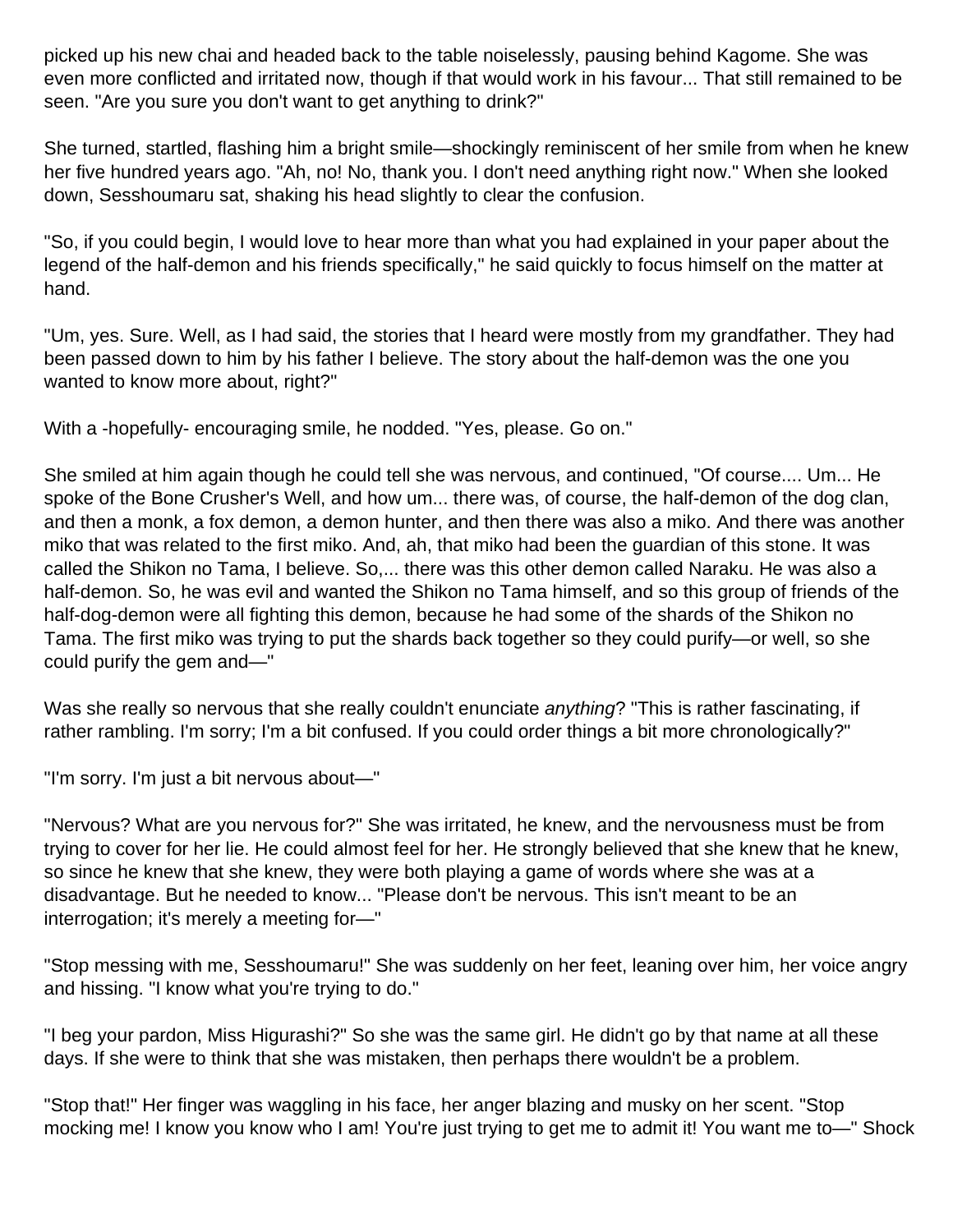picked up his new chai and headed back to the table noiselessly, pausing behind Kagome. She was even more conflicted and irritated now, though if that would work in his favour... That still remained to be seen. "Are you sure you don't want to get anything to drink?"

She turned, startled, flashing him a bright smile—shockingly reminiscent of her smile from when he knew her five hundred years ago. "Ah, no! No, thank you. I don't need anything right now." When she looked down, Sesshoumaru sat, shaking his head slightly to clear the confusion.

"So, if you could begin, I would love to hear more than what you had explained in your paper about the legend of the half-demon and his friends specifically," he said quickly to focus himself on the matter at hand.

"Um, yes. Sure. Well, as I had said, the stories that I heard were mostly from my grandfather. They had been passed down to him by his father I believe. The story about the half-demon was the one you wanted to know more about, right?"

With a -hopefully- encouraging smile, he nodded. "Yes, please. Go on."

She smiled at him again though he could tell she was nervous, and continued, "Of course.... Um... He spoke of the Bone Crusher's Well, and how um... there was, of course, the half-demon of the dog clan, and then a monk, a fox demon, a demon hunter, and then there was also a miko. And there was another miko that was related to the first miko. And, ah, that miko had been the guardian of this stone. It was called the Shikon no Tama, I believe. So,... there was this other demon called Naraku. He was also a half-demon. So, he was evil and wanted the Shikon no Tama himself, and so this group of friends of the half-dog-demon were all fighting this demon, because he had some of the shards of the Shikon no Tama. The first miko was trying to put the shards back together so they could purify—or well, so she could purify the gem and—"

Was she really so nervous that she really couldn't enunciate *anything*? "This is rather fascinating, if rather rambling. I'm sorry; I'm a bit confused. If you could order things a bit more chronologically?"

"I'm sorry. I'm just a bit nervous about—"

"Nervous? What are you nervous for?" She was irritated, he knew, and the nervousness must be from trying to cover for her lie. He could almost feel for her. He strongly believed that she knew that he knew, so since he knew that she knew, they were both playing a game of words where she was at a disadvantage. But he needed to know... "Please don't be nervous. This isn't meant to be an interrogation; it's merely a meeting for—"

"Stop messing with me, Sesshoumaru!" She was suddenly on her feet, leaning over him, her voice angry and hissing. "I know what you're trying to do."

"I beg your pardon, Miss Higurashi?" So she was the same girl. He didn't go by that name at all these days. If she were to think that she was mistaken, then perhaps there wouldn't be a problem.

"Stop that!" Her finger was waggling in his face, her anger blazing and musky on her scent. "Stop mocking me! I know you know who I am! You're just trying to get me to admit it! You want me to—" Shock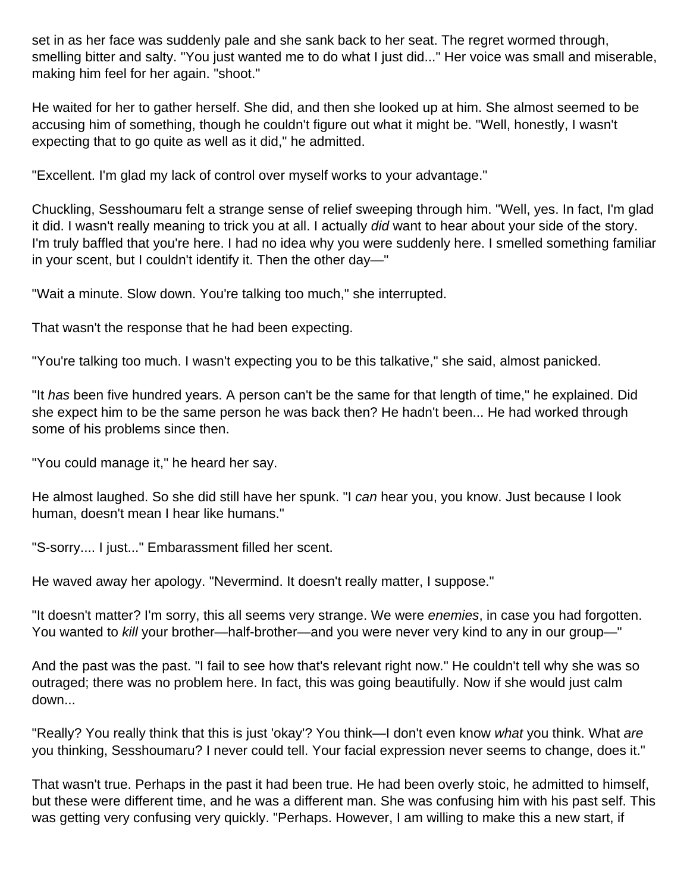set in as her face was suddenly pale and she sank back to her seat. The regret wormed through, smelling bitter and salty. "You just wanted me to do what I just did..." Her voice was small and miserable, making him feel for her again. "shoot."

He waited for her to gather herself. She did, and then she looked up at him. She almost seemed to be accusing him of something, though he couldn't figure out what it might be. "Well, honestly, I wasn't expecting that to go quite as well as it did," he admitted.

"Excellent. I'm glad my lack of control over myself works to your advantage."

Chuckling, Sesshoumaru felt a strange sense of relief sweeping through him. "Well, yes. In fact, I'm glad it did. I wasn't really meaning to trick you at all. I actually *did* want to hear about your side of the story. I'm truly baffled that you're here. I had no idea why you were suddenly here. I smelled something familiar in your scent, but I couldn't identify it. Then the other day—"

"Wait a minute. Slow down. You're talking too much," she interrupted.

That wasn't the response that he had been expecting.

"You're talking too much. I wasn't expecting you to be this talkative," she said, almost panicked.

"It *has* been five hundred years. A person can't be the same for that length of time," he explained. Did she expect him to be the same person he was back then? He hadn't been... He had worked through some of his problems since then.

"You could manage it," he heard her say.

He almost laughed. So she did still have her spunk. "I *can* hear you, you know. Just because I look human, doesn't mean I hear like humans."

"S-sorry.... I just..." Embarassment filled her scent.

He waved away her apology. "Nevermind. It doesn't really matter, I suppose."

"It doesn't matter? I'm sorry, this all seems very strange. We were *enemies*, in case you had forgotten. You wanted to *kill* your brother—half-brother—and you were never very kind to any in our group—"

And the past was the past. "I fail to see how that's relevant right now." He couldn't tell why she was so outraged; there was no problem here. In fact, this was going beautifully. Now if she would just calm down...

"Really? You really think that this is just 'okay'? You think—I don't even know *what* you think. What *are* you thinking, Sesshoumaru? I never could tell. Your facial expression never seems to change, does it."

That wasn't true. Perhaps in the past it had been true. He had been overly stoic, he admitted to himself, but these were different time, and he was a different man. She was confusing him with his past self. This was getting very confusing very quickly. "Perhaps. However, I am willing to make this a new start, if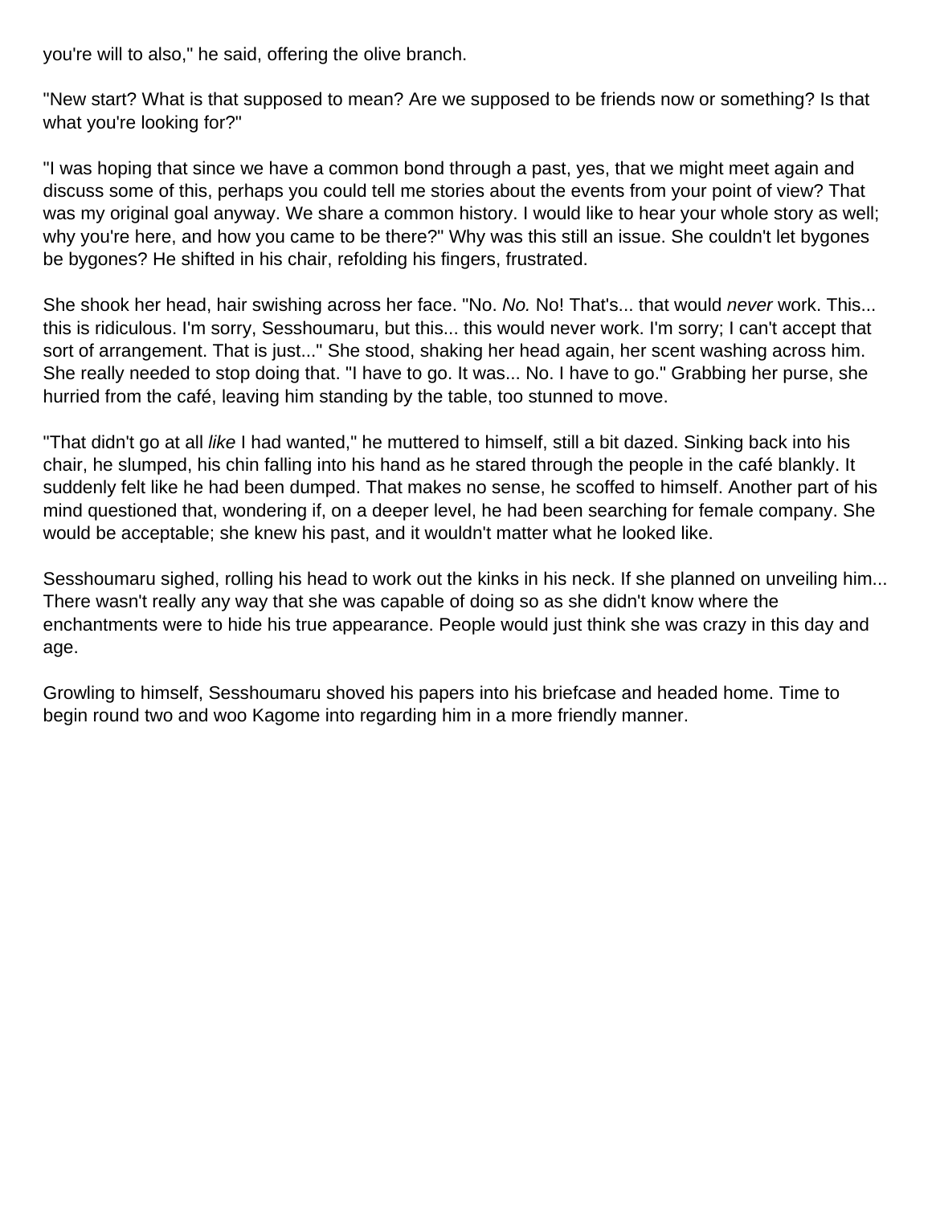you're will to also," he said, offering the olive branch.

"New start? What is that supposed to mean? Are we supposed to be friends now or something? Is that what you're looking for?"

"I was hoping that since we have a common bond through a past, yes, that we might meet again and discuss some of this, perhaps you could tell me stories about the events from your point of view? That was my original goal anyway. We share a common history. I would like to hear your whole story as well; why you're here, and how you came to be there?" Why was this still an issue. She couldn't let bygones be bygones? He shifted in his chair, refolding his fingers, frustrated.

She shook her head, hair swishing across her face. "No. *No.* No! That's... that would *never* work. This... this is ridiculous. I'm sorry, Sesshoumaru, but this... this would never work. I'm sorry; I can't accept that sort of arrangement. That is just..." She stood, shaking her head again, her scent washing across him. She really needed to stop doing that. "I have to go. It was... No. I have to go." Grabbing her purse, she hurried from the café, leaving him standing by the table, too stunned to move.

"That didn't go at all *like* I had wanted," he muttered to himself, still a bit dazed. Sinking back into his chair, he slumped, his chin falling into his hand as he stared through the people in the café blankly. It suddenly felt like he had been dumped. That makes no sense, he scoffed to himself. Another part of his mind questioned that, wondering if, on a deeper level, he had been searching for female company. She would be acceptable; she knew his past, and it wouldn't matter what he looked like.

Sesshoumaru sighed, rolling his head to work out the kinks in his neck. If she planned on unveiling him... There wasn't really any way that she was capable of doing so as she didn't know where the enchantments were to hide his true appearance. People would just think she was crazy in this day and age.

Growling to himself, Sesshoumaru shoved his papers into his briefcase and headed home. Time to begin round two and woo Kagome into regarding him in a more friendly manner.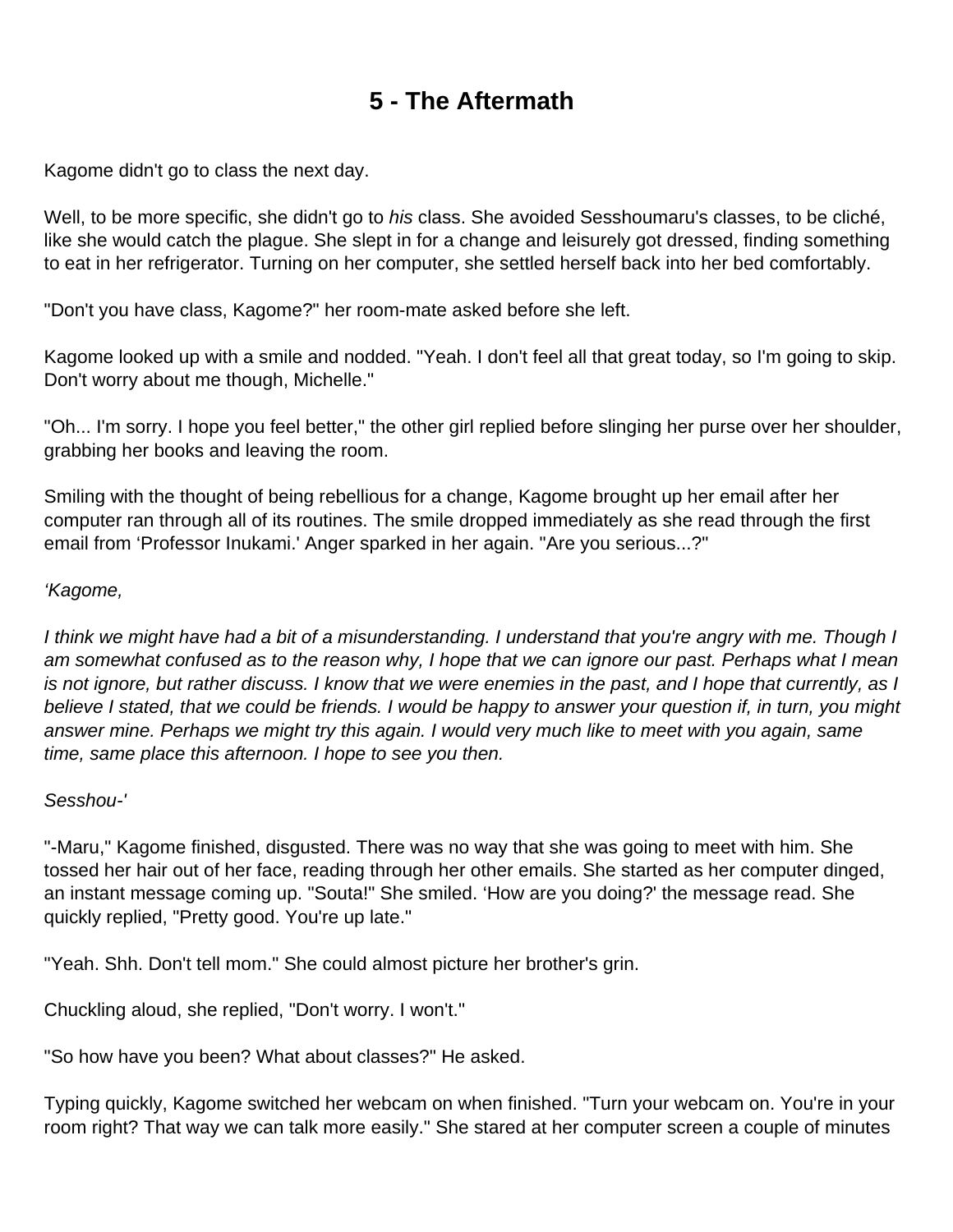# 5 - The Aftermath

Kagome didn't go to class the next day.

Well, to be more specific, she didn't go to *his* class. She avoided Sesshoumaru's classes, to be cliché, like she would catch the plague. She slept in for a change and leisurely got dressed, finding something to eat in her refrigerator. Turning on her computer, she settled herself back into her bed comfortably.

"Don't you have class, Kagome?" her room-mate asked before she left.

Kagome looked up with a smile and nodded. "Yeah. I don't feel all that great today, so I'm going to skip. Don't worry about me though, Michelle."

"Oh... I'm sorry. I hope you feel better," the other girl replied before slinging her purse over her shoulder, grabbing her books and leaving the room.

Smiling with the thought of being rebellious for a change, Kagome brought up her email after her computer ran through all of its routines. The smile dropped immediately as she read through the first email from 'Professor Inukami.' Anger sparked in her again. "Are you serious...?"

*'Kagome,*

*I think we might have had a bit of a misunderstanding. I understand that you're angry with me. Though I am somewhat confused as to the reason why, I hope that we can ignore our past. Perhaps what I mean is not ignore, but rather discuss. I know that we were enemies in the past, and I hope that currently, as I believe I stated, that we could be friends. I would be happy to answer your question if, in turn, you might answer mine. Perhaps we might try this again. I would very much like to meet with you again, same time, same place this afternoon. I hope to see you then.*

*Sesshou-'*

"-Maru," Kagome finished, disgusted. There was no way that she was going to meet with him. She tossed her hair out of her face, reading through her other emails. She started as her computer dinged, an instant message coming up. "Souta!" She smiled. 'How are you doing?' the message read. She quickly replied, "Pretty good. You're up late."

"Yeah. Shh. Don't tell mom." She could almost picture her brother's grin.

Chuckling aloud, she replied, "Don't worry. I won't."

"So how have you been? What about classes?" He asked.

Typing quickly, Kagome switched her webcam on when finished. "Turn your webcam on. You're in your room right? That way we can talk more easily." She stared at her computer screen a couple of minutes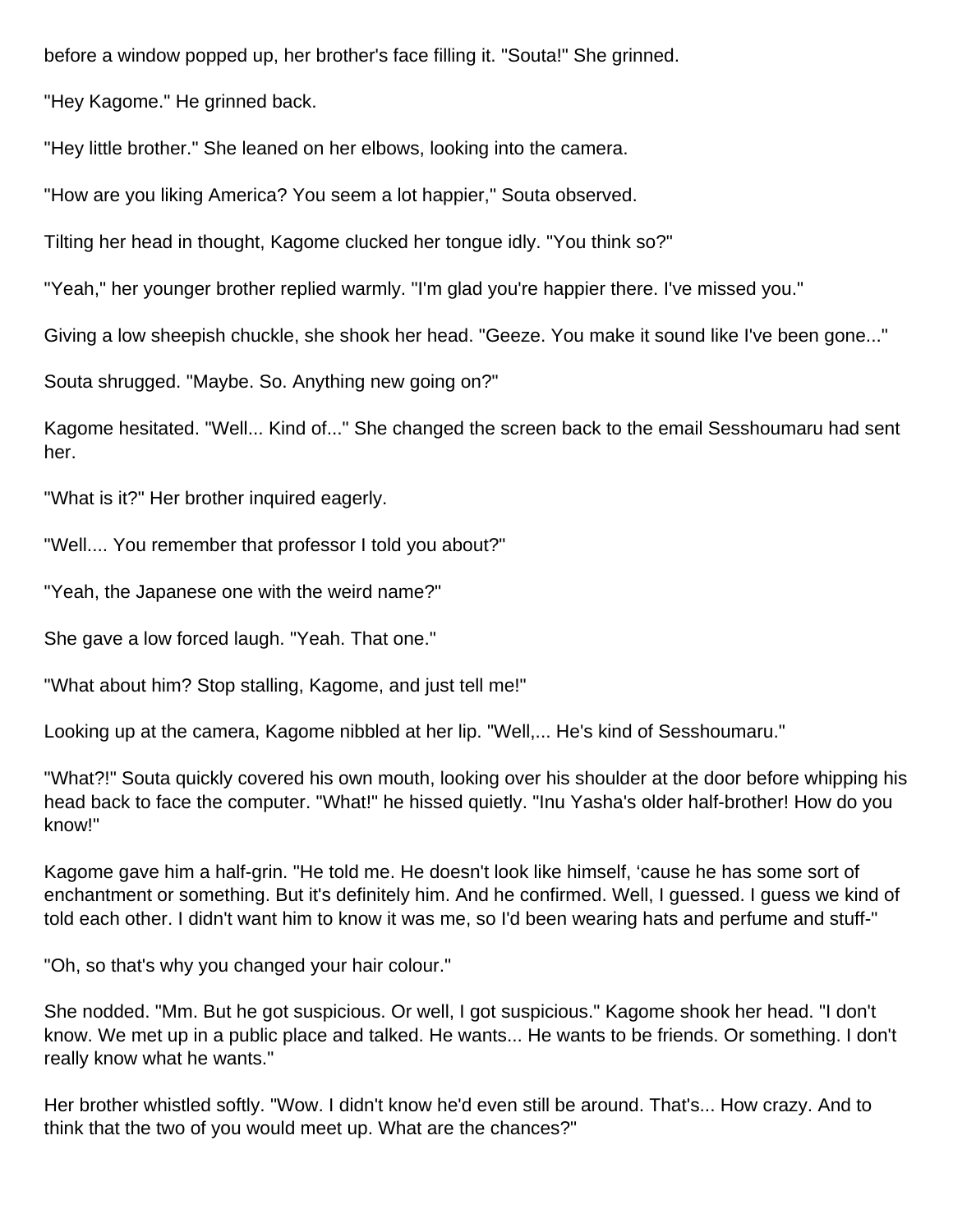before a window popped up, her brother's face filling it. "Souta!" She grinned.

"Hey Kagome." He grinned back.

"Hey little brother." She leaned on her elbows, looking into the camera.

"How are you liking America? You seem a lot happier," Souta observed.

Tilting her head in thought, Kagome clucked her tongue idly. "You think so?"

"Yeah," her younger brother replied warmly. "I'm glad you're happier there. I've missed you."

Giving a low sheepish chuckle, she shook her head. "Geeze. You make it sound like I've been gone..."

Souta shrugged. "Maybe. So. Anything new going on?"

Kagome hesitated. "Well... Kind of..." She changed the screen back to the email Sesshoumaru had sent her.

"What is it?" Her brother inquired eagerly.

"Well.... You remember that professor I told you about?"

"Yeah, the Japanese one with the weird name?"

She gave a low forced laugh. "Yeah. That one."

"What about him? Stop stalling, Kagome, and just tell me!"

Looking up at the camera, Kagome nibbled at her lip. "Well,... He's kind of Sesshoumaru."

"What?!" Souta quickly covered his own mouth, looking over his shoulder at the door before whipping his head back to face the computer. "What!" he hissed quietly. "Inu Yasha's older half-brother! How do you know!"

Kagome gave him a half-grin. "He told me. He doesn't look like himself, ‘cause he has some sort of enchantment or something. But it's definitely him. And he confirmed. Well, I guessed. I guess we kind of told each other. I didn't want him to know it was me, so I'd been wearing hats and perfume and stuff-"

"Oh, so that's why you changed your hair colour."

She nodded. "Mm. But he got suspicious. Or well, I got suspicious." Kagome shook her head. "I don't know. We met up in a public place and talked. He wants... He wants to be friends. Or something. I don't really know what he wants."

Her brother whistled softly. "Wow. I didn't know he'd even still be around. That's... How crazy. And to think that the two of you would meet up. What are the chances?"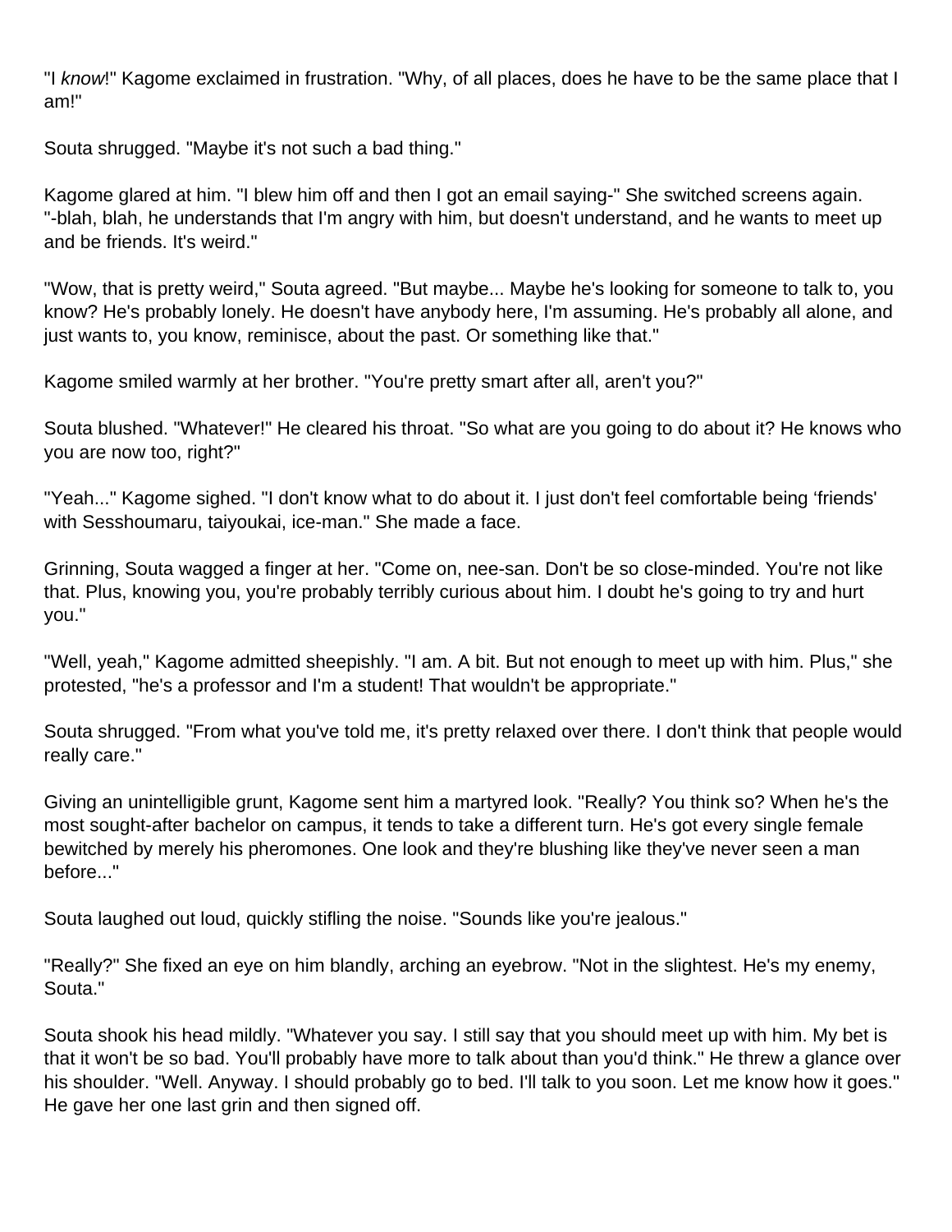"I *know*!" Kagome exclaimed in frustration. "Why, of all places, does he have to be the same place that I am!"

Souta shrugged. "Maybe it's not such a bad thing."

Kagome glared at him. "I blew him off and then I got an email saying-" She switched screens again. "-blah, blah, he understands that I'm angry with him, but doesn't understand, and he wants to meet up and be friends. It's weird."

"Wow, that is pretty weird," Souta agreed. "But maybe... Maybe he's looking for someone to talk to, you know? He's probably lonely. He doesn't have anybody here, I'm assuming. He's probably all alone, and just wants to, you know, reminisce, about the past. Or something like that."

Kagome smiled warmly at her brother. "You're pretty smart after all, aren't you?"

Souta blushed. "Whatever!" He cleared his throat. "So what are you going to do about it? He knows who you are now too, right?"

"Yeah..." Kagome sighed. "I don't know what to do about it. I just don't feel comfortable being 'friends' with Sesshoumaru, taiyoukai, ice-man." She made a face.

Grinning, Souta wagged a finger at her. "Come on, nee-san. Don't be so close-minded. You're not like that. Plus, knowing you, you're probably terribly curious about him. I doubt he's going to try and hurt you."

"Well, yeah," Kagome admitted sheepishly. "I am. A bit. But not enough to meet up with him. Plus," she protested, "he's a professor and I'm a student! That wouldn't be appropriate."

Souta shrugged. "From what you've told me, it's pretty relaxed over there. I don't think that people would really care."

Giving an unintelligible grunt, Kagome sent him a martyred look. "Really? You think so? When he's the most sought-after bachelor on campus, it tends to take a different turn. He's got every single female bewitched by merely his pheromones. One look and they're blushing like they've never seen a man before..."

Souta laughed out loud, quickly stifling the noise. "Sounds like you're jealous."

"Really?" She fixed an eye on him blandly, arching an eyebrow. "Not in the slightest. He's my enemy, Souta."

Souta shook his head mildly. "Whatever you say. I still say that you should meet up with him. My bet is that it won't be so bad. You'll probably have more to talk about than you'd think." He threw a glance over his shoulder. "Well. Anyway. I should probably go to bed. I'll talk to you soon. Let me know how it goes." He gave her one last grin and then signed off.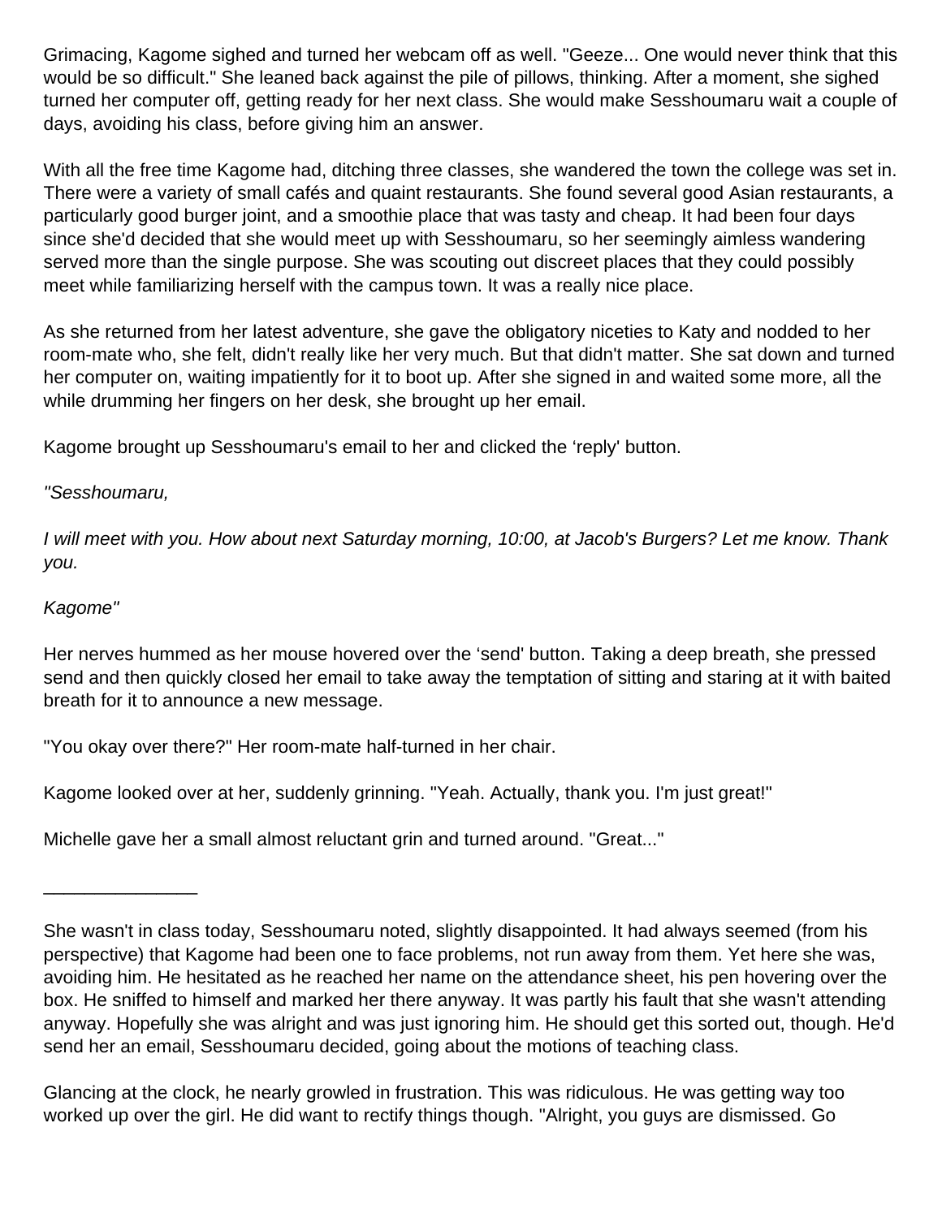Grimacing, Kagome sighed and turned her webcam off as well. "Geeze... One would never think that this would be so difficult." She leaned back against the pile of pillows, thinking. After a moment, she sighed turned her computer off, getting ready for her next class. She would make Sesshoumaru wait a couple of days, avoiding his class, before giving him an answer.

With all the free time Kagome had, ditching three classes, she wandered the town the college was set in. There were a variety of small cafés and quaint restaurants. She found several good Asian restaurants, a particularly good burger joint, and a smoothie place that was tasty and cheap. It had been four days since she'd decided that she would meet up with Sesshoumaru, so her seemingly aimless wandering served more than the single purpose. She was scouting out discreet places that they could possibly meet while familiarizing herself with the campus town. It was a really nice place.

As she returned from her latest adventure, she gave the obligatory niceties to Katy and nodded to her room-mate who, she felt, didn't really like her very much. But that didn't matter. She sat down and turned her computer on, waiting impatiently for it to boot up. After she signed in and waited some more, all the while drumming her fingers on her desk, she brought up her email.

Kagome brought up Sesshoumaru's email to her and clicked the 'reply' button.

*"Sesshoumaru,*

*I will meet with you. How about next Saturday morning, 10:00, at Jacob's Burgers? Let me know. Thank you.*

*Kagome"*

Her nerves hummed as her mouse hovered over the 'send' button. Taking a deep breath, she pressed send and then quickly closed her email to take away the temptation of sitting and staring at it with baited breath for it to announce a new message.

"You okay over there?" Her room-mate half-turned in her chair.

Kagome looked over at her, suddenly grinning. "Yeah. Actually, thank you. I'm just great!"

Michelle gave her a small almost reluctant grin and turned around. "Great..."

_______________

She wasn't in class today, Sesshoumaru noted, slightly disappointed. It had always seemed (from his perspective) that Kagome had been one to face problems, not run away from them. Yet here she was, avoiding him. He hesitated as he reached her name on the attendance sheet, his pen hovering over the box. He sniffed to himself and marked her there anyway. It was partly his fault that she wasn't attending anyway. Hopefully she was alright and was just ignoring him. He should get this sorted out, though. He'd send her an email, Sesshoumaru decided, going about the motions of teaching class.

Glancing at the clock, he nearly growled in frustration. This was ridiculous. He was getting way too worked up over the girl. He did want to rectify things though. "Alright, you guys are dismissed. Go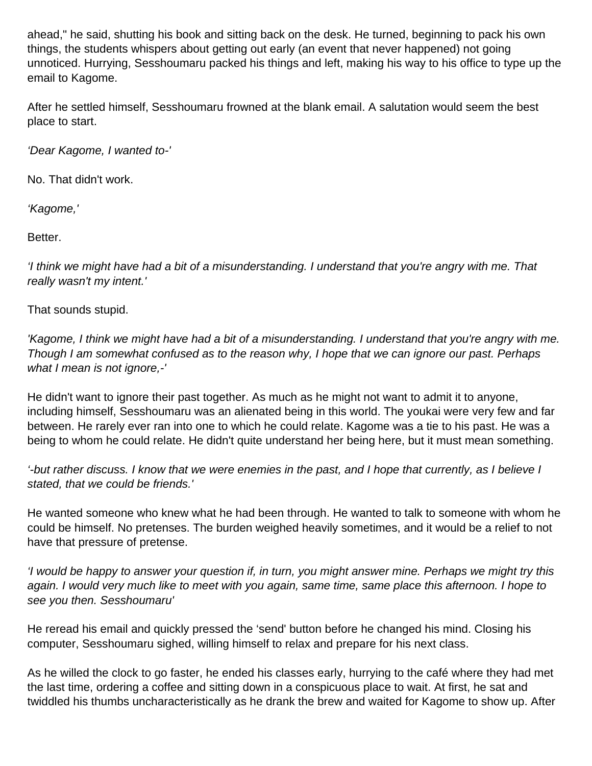ahead," he said, shutting his book and sitting back on the desk. He turned, beginning to pack his own things, the students whispers about getting out early (an event that never happened) not going unnoticed. Hurrying, Sesshoumaru packed his things and left, making his way to his office to type up the email to Kagome.

After he settled himself, Sesshoumaru frowned at the blank email. A salutation would seem the best place to start.

*'Dear Kagome, I wanted to-'*

No. That didn't work.

*'Kagome,'*

Better.

*'I think we might have had a bit of a misunderstanding. I understand that you're angry with me. That really wasn't my intent.'*

That sounds stupid.

*'Kagome, I think we might have had a bit of a misunderstanding. I understand that you're angry with me. Though I am somewhat confused as to the reason why, I hope that we can ignore our past. Perhaps what I mean is not ignore,-'*

He didn't want to ignore their past together. As much as he might not want to admit it to anyone, including himself, Sesshoumaru was an alienated being in this world. The youkai were very few and far between. He rarely ever ran into one to which he could relate. Kagome was a tie to his past. He was a being to whom he could relate. He didn't quite understand her being here, but it must mean something.

*'-but rather discuss. I know that we were enemies in the past, and I hope that currently, as I believe I stated, that we could be friends.'*

He wanted someone who knew what he had been through. He wanted to talk to someone with whom he could be himself. No pretenses. The burden weighed heavily sometimes, and it would be a relief to not have that pressure of pretense.

*'I would be happy to answer your question if, in turn, you might answer mine. Perhaps we might try this again. I would very much like to meet with you again, same time, same place this afternoon. I hope to see you then. Sesshoumaru'*

He reread his email and quickly pressed the 'send' button before he changed his mind. Closing his computer, Sesshoumaru sighed, willing himself to relax and prepare for his next class.

As he willed the clock to go faster, he ended his classes early, hurrying to the café where they had met the last time, ordering a coffee and sitting down in a conspicuous place to wait. At first, he sat and twiddled his thumbs uncharacteristically as he drank the brew and waited for Kagome to show up. After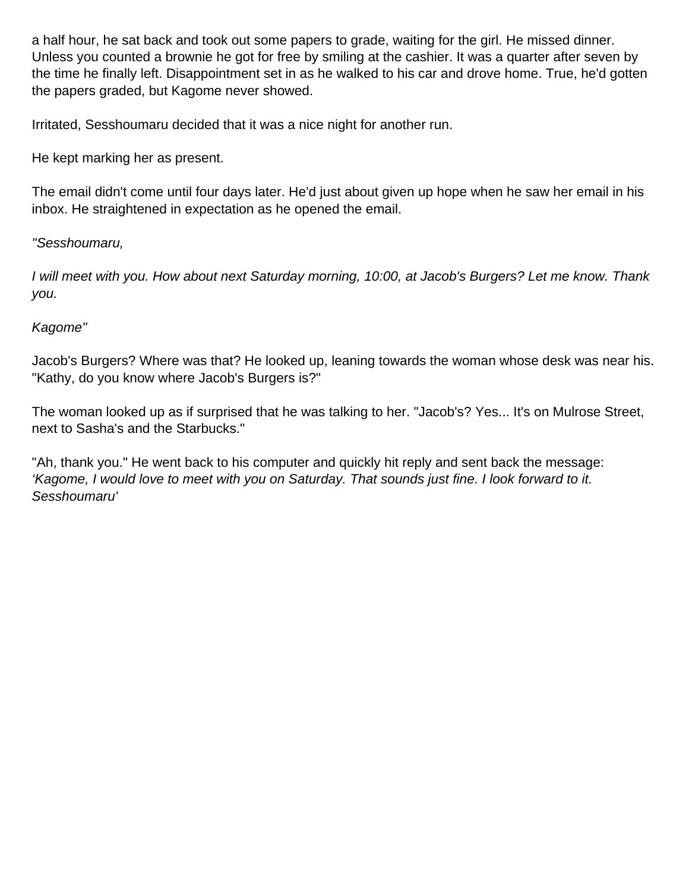a half hour, he sat back and took out some papers to grade, waiting for the girl. He missed dinner. Unless you counted a brownie he got for free by smiling at the cashier. It was a quarter after seven by the time he finally left. Disappointment set in as he walked to his car and drove home. True, he'd gotten the papers graded, but Kagome never showed.

Irritated, Sesshoumaru decided that it was a nice night for another run.

He kept marking her as present.

The email didn't come until four days later. He'd just about given up hope when he saw her email in his inbox. He straightened in expectation as he opened the email.

*"Sesshoumaru,*

*I will meet with you. How about next Saturday morning, 10:00, at Jacob's Burgers? Let me know. Thank you.*

*Kagome"*

Jacob's Burgers? Where was that? He looked up, leaning towards the woman whose desk was near his. "Kathy, do you know where Jacob's Burgers is?"

The woman looked up as if surprised that he was talking to her. "Jacob's? Yes... It's on Mulrose Street, next to Sasha's and the Starbucks."

"Ah, thank you." He went back to his computer and quickly hit reply and sent back the message: *'Kagome, I would love to meet with you on Saturday. That sounds just fine. I look forward to it. Sesshoumaru'*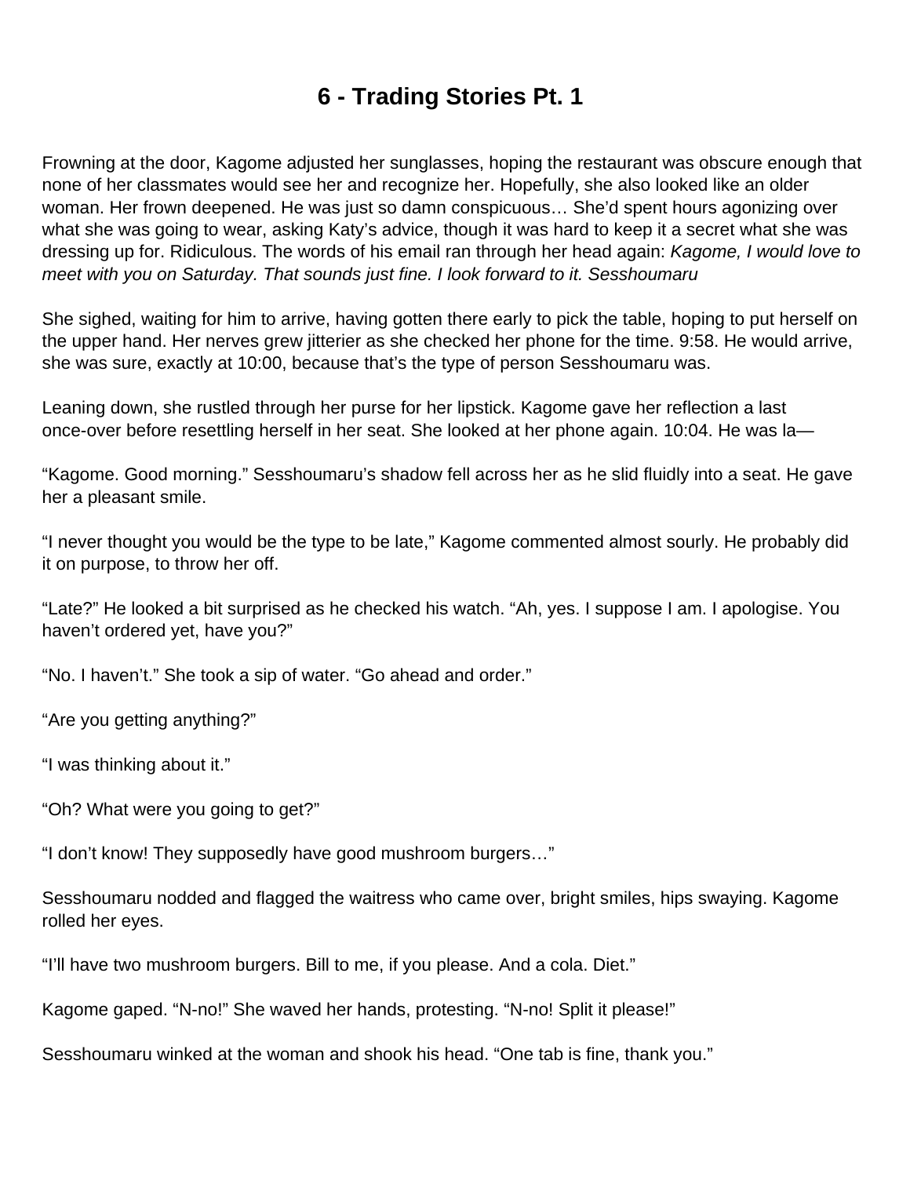# 6 - Trading Stories Pt. 1

Frowning at the door, Kagome adjusted her sunglasses, hoping the restaurant was obscure enough that none of her classmates would see her and recognize her. Hopefully, she also looked like an older woman. Her frown deepened. He was just so damn conspicuous… She'd spent hours agonizing over what she was going to wear, asking Katy's advice, though it was hard to keep it a secret what she was dressing up for. Ridiculous. The words of his email ran through her head again: *Kagome, I would love to meet with you on Saturday. That sounds just fine. I look forward to it. Sesshoumaru*

She sighed, waiting for him to arrive, having gotten there early to pick the table, hoping to put herself on the upper hand. Her nerves grew jitterier as she checked her phone for the time. 9:58. He would arrive, she was sure, exactly at 10:00, because that's the type of person Sesshoumaru was.

Leaning down, she rustled through her purse for her lipstick. Kagome gave her reflection a last once-over before resettling herself in her seat. She looked at her phone again. 10:04. He was la—

"Kagome. Good morning." Sesshoumaru's shadow fell across her as he slid fluidly into a seat. He gave her a pleasant smile.

"I never thought you would be the type to be late," Kagome commented almost sourly. He probably did it on purpose, to throw her off.

"Late?" He looked a bit surprised as he checked his watch. "Ah, yes. I suppose I am. I apologise. You haven't ordered yet, have you?"

"No. I haven't." She took a sip of water. "Go ahead and order."

"Are you getting anything?"

"I was thinking about it."

"Oh? What were you going to get?"

"I don't know! They supposedly have good mushroom burgers…"

Sesshoumaru nodded and flagged the waitress who came over, bright smiles, hips swaying. Kagome rolled her eyes.

"I'll have two mushroom burgers. Bill to me, if you please. And a cola. Diet."

Kagome gaped. "N-no!" She waved her hands, protesting. "N-no! Split it please!"

Sesshoumaru winked at the woman and shook his head. "One tab is fine, thank you."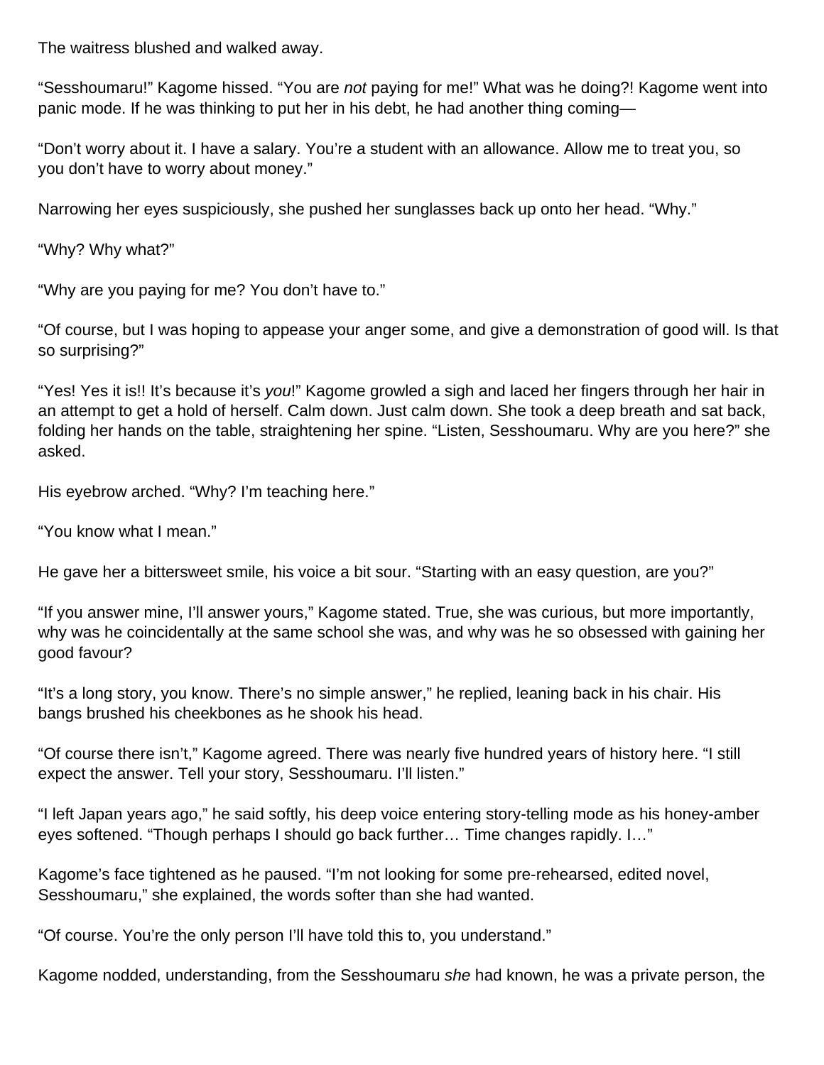The waitress blushed and walked away.

"Sesshoumaru!" Kagome hissed. "You are *not* paying for me!" What was he doing?! Kagome went into panic mode. If he was thinking to put her in his debt, he had another thing coming—

"Don't worry about it. I have a salary. You're a student with an allowance. Allow me to treat you, so you don't have to worry about money."

Narrowing her eyes suspiciously, she pushed her sunglasses back up onto her head. "Why."

"Why? Why what?"

"Why are you paying for me? You don't have to."

"Of course, but I was hoping to appease your anger some, and give a demonstration of good will. Is that so surprising?"

"Yes! Yes it is!! It's because it's *you*!" Kagome growled a sigh and laced her fingers through her hair in an attempt to get a hold of herself. Calm down. Just calm down. She took a deep breath and sat back, folding her hands on the table, straightening her spine. "Listen, Sesshoumaru. Why are you here?" she asked.

His eyebrow arched. "Why? I'm teaching here."

"You know what I mean."

He gave her a bittersweet smile, his voice a bit sour. "Starting with an easy question, are you?"

"If you answer mine, I'll answer yours," Kagome stated. True, she was curious, but more importantly, why was he coincidentally at the same school she was, and why was he so obsessed with gaining her good favour?

"It's a long story, you know. There's no simple answer," he replied, leaning back in his chair. His bangs brushed his cheekbones as he shook his head.

"Of course there isn't," Kagome agreed. There was nearly five hundred years of history here. "I still expect the answer. Tell your story, Sesshoumaru. I'll listen."

"I left Japan years ago," he said softly, his deep voice entering story-telling mode as his honey-amber eyes softened. "Though perhaps I should go back further… Time changes rapidly. I…"

Kagome's face tightened as he paused. "I'm not looking for some pre-rehearsed, edited novel, Sesshoumaru," she explained, the words softer than she had wanted.

"Of course. You're the only person I'll have told this to, you understand."

Kagome nodded, understanding, from the Sesshoumaru *she* had known, he was a private person, the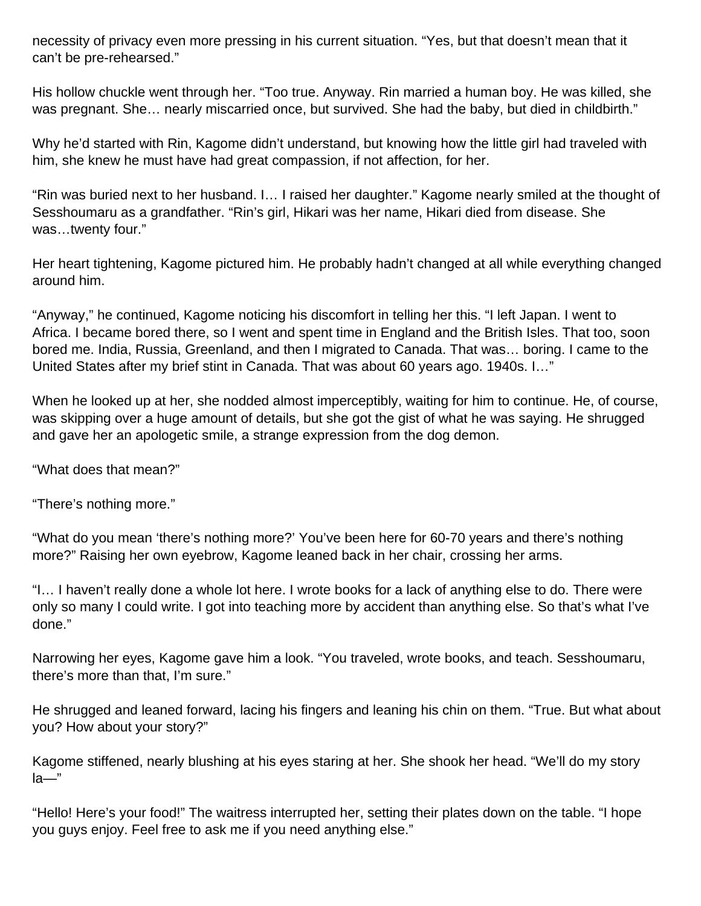necessity of privacy even more pressing in his current situation. "Yes, but that doesn't mean that it can't be pre-rehearsed."

His hollow chuckle went through her. "Too true. Anyway. Rin married a human boy. He was killed, she was pregnant. She… nearly miscarried once, but survived. She had the baby, but died in childbirth."

Why he'd started with Rin, Kagome didn't understand, but knowing how the little girl had traveled with him, she knew he must have had great compassion, if not affection, for her.

"Rin was buried next to her husband. I… I raised her daughter." Kagome nearly smiled at the thought of Sesshoumaru as a grandfather. "Rin's girl, Hikari was her name, Hikari died from disease. She was…twenty four."

Her heart tightening, Kagome pictured him. He probably hadn't changed at all while everything changed around him.

"Anyway," he continued, Kagome noticing his discomfort in telling her this. "I left Japan. I went to Africa. I became bored there, so I went and spent time in England and the British Isles. That too, soon bored me. India, Russia, Greenland, and then I migrated to Canada. That was… boring. I came to the United States after my brief stint in Canada. That was about 60 years ago. 1940s. I…"

When he looked up at her, she nodded almost imperceptibly, waiting for him to continue. He, of course, was skipping over a huge amount of details, but she got the gist of what he was saying. He shrugged and gave her an apologetic smile, a strange expression from the dog demon.

"What does that mean?"

"There's nothing more."

"What do you mean 'there's nothing more?' You've been here for 60-70 years and there's nothing more?" Raising her own eyebrow, Kagome leaned back in her chair, crossing her arms.

"I… I haven't really done a whole lot here. I wrote books for a lack of anything else to do. There were only so many I could write. I got into teaching more by accident than anything else. So that's what I've done."

Narrowing her eyes, Kagome gave him a look. "You traveled, wrote books, and teach. Sesshoumaru, there's more than that, I'm sure."

He shrugged and leaned forward, lacing his fingers and leaning his chin on them. "True. But what about you? How about your story?"

Kagome stiffened, nearly blushing at his eyes staring at her. She shook her head. "We'll do my story la—"

"Hello! Here's your food!" The waitress interrupted her, setting their plates down on the table. "I hope you guys enjoy. Feel free to ask me if you need anything else."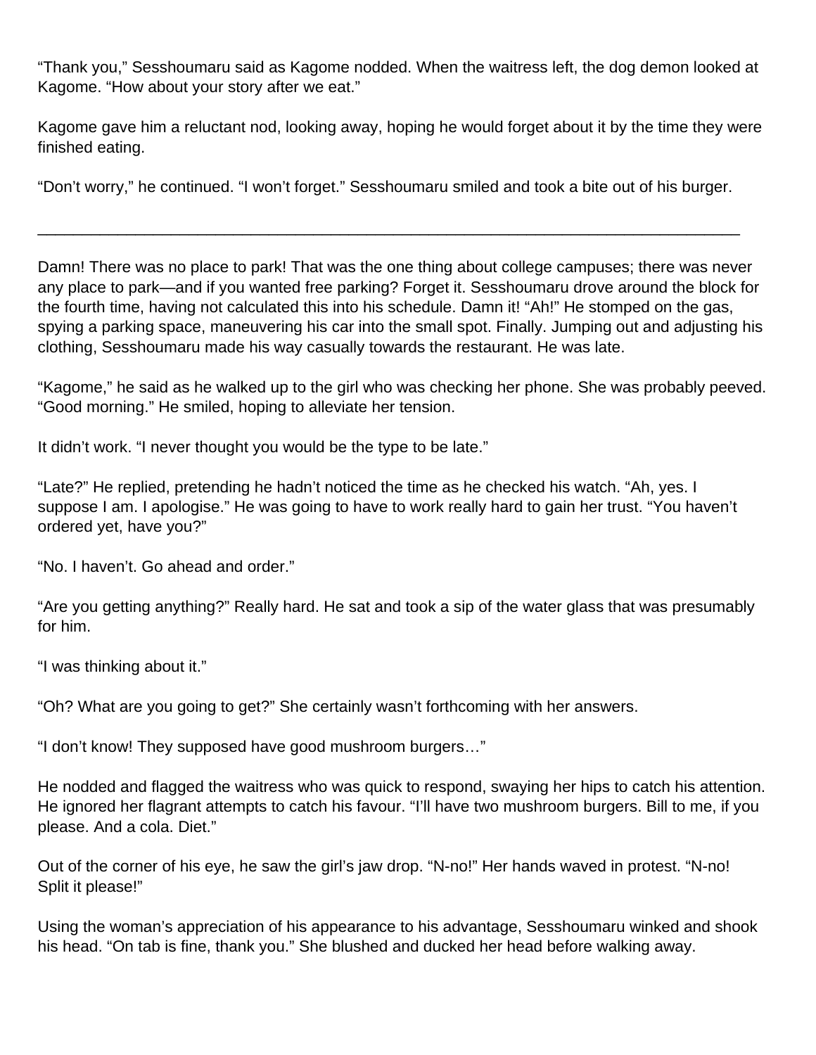"Thank you," Sesshoumaru said as Kagome nodded. When the waitress left, the dog demon looked at Kagome. "How about your story after we eat."

Kagome gave him a reluctant nod, looking away, hoping he would forget about it by the time they were finished eating.

"Don't worry," he continued. "I won't forget." Sesshoumaru smiled and took a bite out of his burger.

---

Damn! There was no place to park! That was the one thing about college campuses; there was never any place to park—and if you wanted free parking? Forget it. Sesshoumaru drove around the block for the fourth time, having not calculated this into his schedule. Damn it! "Ah!" He stomped on the gas, spying a parking space, maneuvering his car into the small spot. Finally. Jumping out and adjusting his clothing, Sesshoumaru made his way casually towards the restaurant. He was late.

"Kagome," he said as he walked up to the girl who was checking her phone. She was probably peeved. "Good morning." He smiled, hoping to alleviate her tension.

It didn't work. "I never thought you would be the type to be late."

"Late?" He replied, pretending he hadn't noticed the time as he checked his watch. "Ah, yes. I suppose I am. I apologise." He was going to have to work really hard to gain her trust. "You haven't ordered yet, have you?"

"No. I haven't. Go ahead and order."

"Are you getting anything?" Really hard. He sat and took a sip of the water glass that was presumably for him.

"I was thinking about it."

"Oh? What are you going to get?" She certainly wasn't forthcoming with her answers.

"I don't know! They supposed have good mushroom burgers…"

He nodded and flagged the waitress who was quick to respond, swaying her hips to catch his attention. He ignored her flagrant attempts to catch his favour. "I'll have two mushroom burgers. Bill to me, if you please. And a cola. Diet."

Out of the corner of his eye, he saw the girl's jaw drop. "N-no!" Her hands waved in protest. "N-no! Split it please!"

Using the woman's appreciation of his appearance to his advantage, Sesshoumaru winked and shook his head. "On tab is fine, thank you." She blushed and ducked her head before walking away.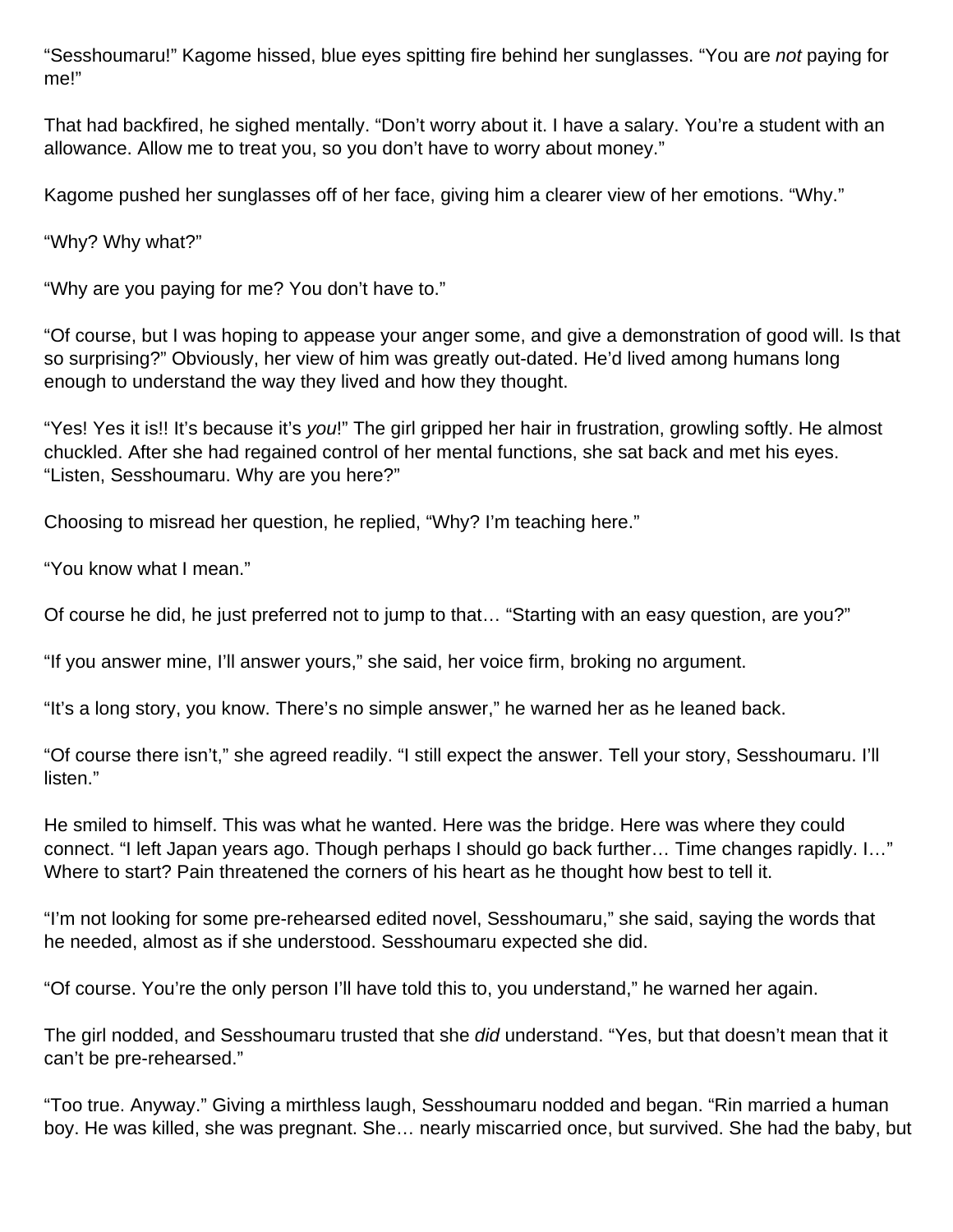"Sesshoumaru!" Kagome hissed, blue eyes spitting fire behind her sunglasses. "You are *not* paying for me!"

That had backfired, he sighed mentally. "Don't worry about it. I have a salary. You're a student with an allowance. Allow me to treat you, so you don't have to worry about money."

Kagome pushed her sunglasses off of her face, giving him a clearer view of her emotions. "Why."

"Why? Why what?"

"Why are you paying for me? You don't have to."

"Of course, but I was hoping to appease your anger some, and give a demonstration of good will. Is that so surprising?" Obviously, her view of him was greatly out-dated. He'd lived among humans long enough to understand the way they lived and how they thought.

"Yes! Yes it is!! It's because it's *you*!" The girl gripped her hair in frustration, growling softly. He almost chuckled. After she had regained control of her mental functions, she sat back and met his eyes. "Listen, Sesshoumaru. Why are you here?"

Choosing to misread her question, he replied, "Why? I'm teaching here."

"You know what I mean."

Of course he did, he just preferred not to jump to that… "Starting with an easy question, are you?"

"If you answer mine, I'll answer yours," she said, her voice firm, broking no argument.

"It's a long story, you know. There's no simple answer," he warned her as he leaned back.

"Of course there isn't," she agreed readily. "I still expect the answer. Tell your story, Sesshoumaru. I'll listen."

He smiled to himself. This was what he wanted. Here was the bridge. Here was where they could connect. "I left Japan years ago. Though perhaps I should go back further… Time changes rapidly. I…" Where to start? Pain threatened the corners of his heart as he thought how best to tell it.

"I'm not looking for some pre-rehearsed edited novel, Sesshoumaru," she said, saying the words that he needed, almost as if she understood. Sesshoumaru expected she did.

"Of course. You're the only person I'll have told this to, you understand," he warned her again.

The girl nodded, and Sesshoumaru trusted that she *did* understand. "Yes, but that doesn't mean that it can't be pre-rehearsed."

"Too true. Anyway." Giving a mirthless laugh, Sesshoumaru nodded and began. "Rin married a human boy. He was killed, she was pregnant. She… nearly miscarried once, but survived. She had the baby, but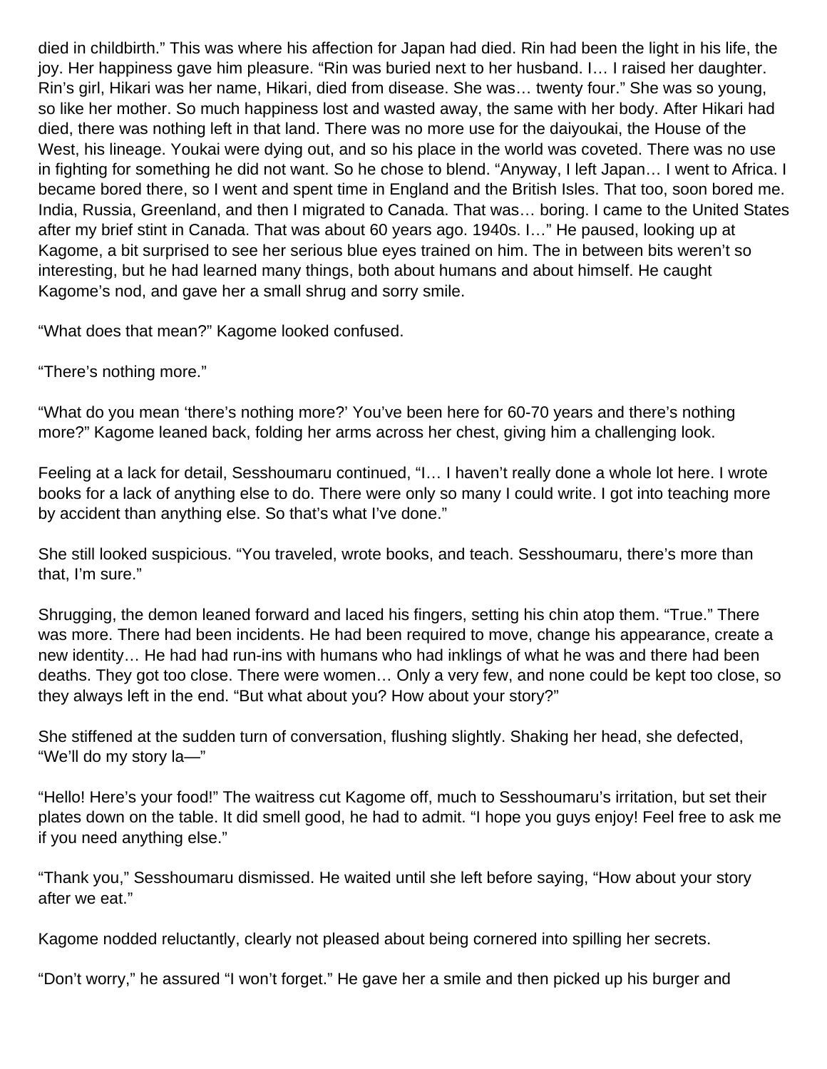died in childbirth." This was where his affection for Japan had died. Rin had been the light in his life, the joy. Her happiness gave him pleasure. "Rin was buried next to her husband. I… I raised her daughter. Rin's girl, Hikari was her name, Hikari, died from disease. She was… twenty four." She was so young, so like her mother. So much happiness lost and wasted away, the same with her body. After Hikari had died, there was nothing left in that land. There was no more use for the daiyoukai, the House of the West, his lineage. Youkai were dying out, and so his place in the world was coveted. There was no use in fighting for something he did not want. So he chose to blend. "Anyway, I left Japan… I went to Africa. I became bored there, so I went and spent time in England and the British Isles. That too, soon bored me. India, Russia, Greenland, and then I migrated to Canada. That was… boring. I came to the United States after my brief stint in Canada. That was about 60 years ago. 1940s. I…" He paused, looking up at Kagome, a bit surprised to see her serious blue eyes trained on him. The in between bits weren't so interesting, but he had learned many things, both about humans and about himself. He caught Kagome's nod, and gave her a small shrug and sorry smile.

"What does that mean?" Kagome looked confused.

"There's nothing more."

"What do you mean 'there's nothing more?' You've been here for 60-70 years and there's nothing more?" Kagome leaned back, folding her arms across her chest, giving him a challenging look.

Feeling at a lack for detail, Sesshoumaru continued, "I… I haven't really done a whole lot here. I wrote books for a lack of anything else to do. There were only so many I could write. I got into teaching more by accident than anything else. So that's what I've done."

She still looked suspicious. "You traveled, wrote books, and teach. Sesshoumaru, there's more than that, I'm sure."

Shrugging, the demon leaned forward and laced his fingers, setting his chin atop them. "True." There was more. There had been incidents. He had been required to move, change his appearance, create a new identity… He had had run-ins with humans who had inklings of what he was and there had been deaths. They got too close. There were women… Only a very few, and none could be kept too close, so they always left in the end. "But what about you? How about your story?"

She stiffened at the sudden turn of conversation, flushing slightly. Shaking her head, she defected, "We'll do my story la—"

"Hello! Here's your food!" The waitress cut Kagome off, much to Sesshoumaru's irritation, but set their plates down on the table. It did smell good, he had to admit. "I hope you guys enjoy! Feel free to ask me if you need anything else."

"Thank you," Sesshoumaru dismissed. He waited until she left before saying, "How about your story after we eat."

Kagome nodded reluctantly, clearly not pleased about being cornered into spilling her secrets.

"Don't worry," he assured "I won't forget." He gave her a smile and then picked up his burger and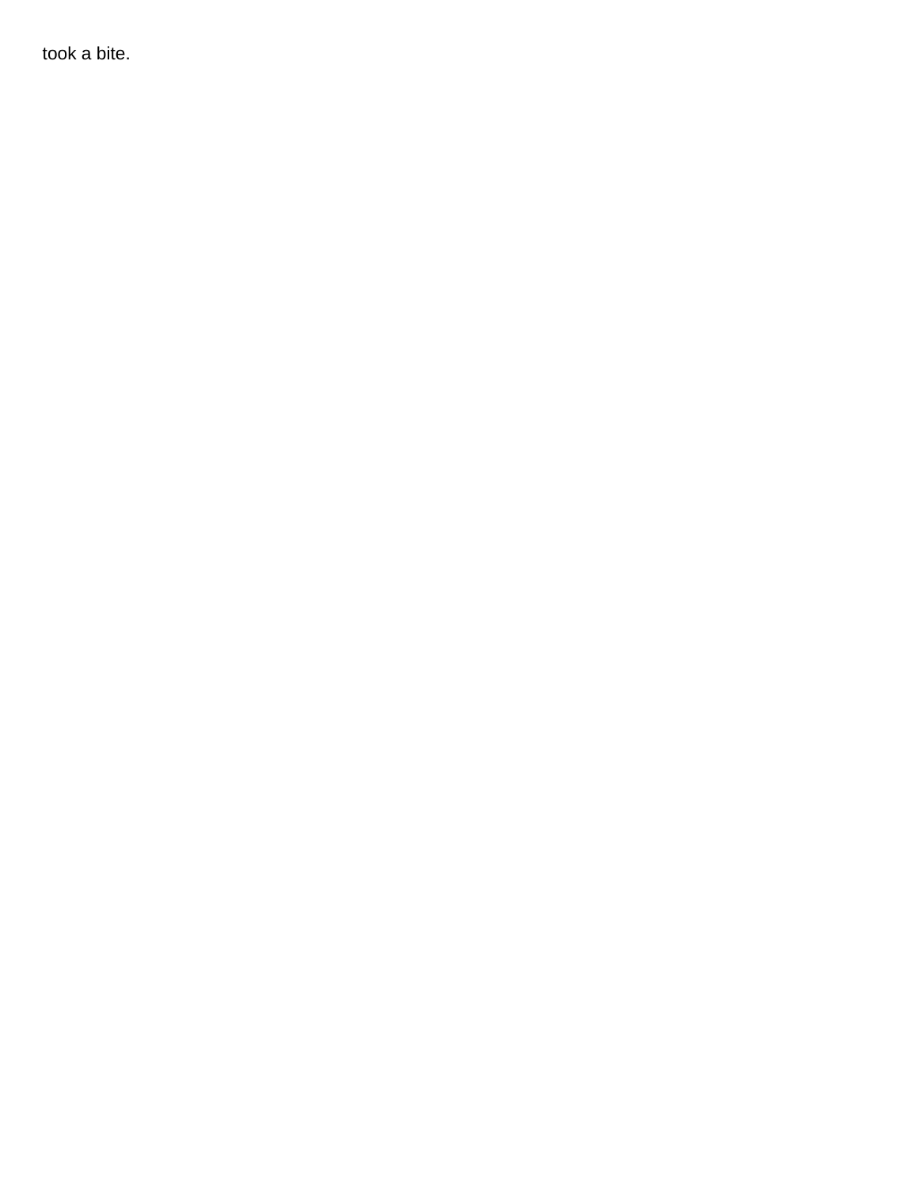took a bite.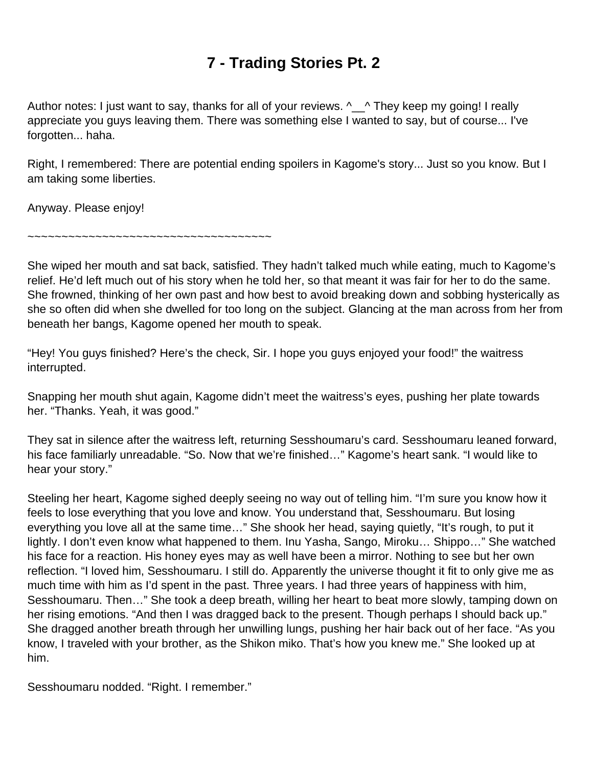# 7 - Trading Stories Pt. 2

Author notes: I just want to say, thanks for all of your reviews. ^__^ They keep my going! I really appreciate you guys leaving them. There was something else I wanted to say, but of course... I've forgotten... haha.

Right, I remembered: There are potential ending spoilers in Kagome's story... Just so you know. But I am taking some liberties.

Anyway. Please enjoy!

~~~~~~~~~~~~~~~~~~~~~~~~~~~~~~~~~~~~~

She wiped her mouth and sat back, satisfied. They hadn't talked much while eating, much to Kagome's relief. He'd left much out of his story when he told her, so that meant it was fair for her to do the same. She frowned, thinking of her own past and how best to avoid breaking down and sobbing hysterically as she so often did when she dwelled for too long on the subject. Glancing at the man across from her from beneath her bangs, Kagome opened her mouth to speak.

"Hey! You guys finished? Here's the check, Sir. I hope you guys enjoyed your food!" the waitress interrupted.

Snapping her mouth shut again, Kagome didn't meet the waitress's eyes, pushing her plate towards her. "Thanks. Yeah, it was good."

They sat in silence after the waitress left, returning Sesshoumaru's card. Sesshoumaru leaned forward, his face familiarly unreadable. "So. Now that we're finished…" Kagome's heart sank. "I would like to hear your story."

Steeling her heart, Kagome sighed deeply seeing no way out of telling him. "I'm sure you know how it feels to lose everything that you love and know. You understand that, Sesshoumaru. But losing everything you love all at the same time…" She shook her head, saying quietly, "It's rough, to put it lightly. I don't even know what happened to them. Inu Yasha, Sango, Miroku… Shippo…" She watched his face for a reaction. His honey eyes may as well have been a mirror. Nothing to see but her own reflection. "I loved him, Sesshoumaru. I still do. Apparently the universe thought it fit to only give me as much time with him as I'd spent in the past. Three years. I had three years of happiness with him, Sesshoumaru. Then…" She took a deep breath, willing her heart to beat more slowly, tamping down on her rising emotions. "And then I was dragged back to the present. Though perhaps I should back up." She dragged another breath through her unwilling lungs, pushing her hair back out of her face. "As you know, I traveled with your brother, as the Shikon miko. That's how you knew me." She looked up at him.

Sesshoumaru nodded. "Right. I remember."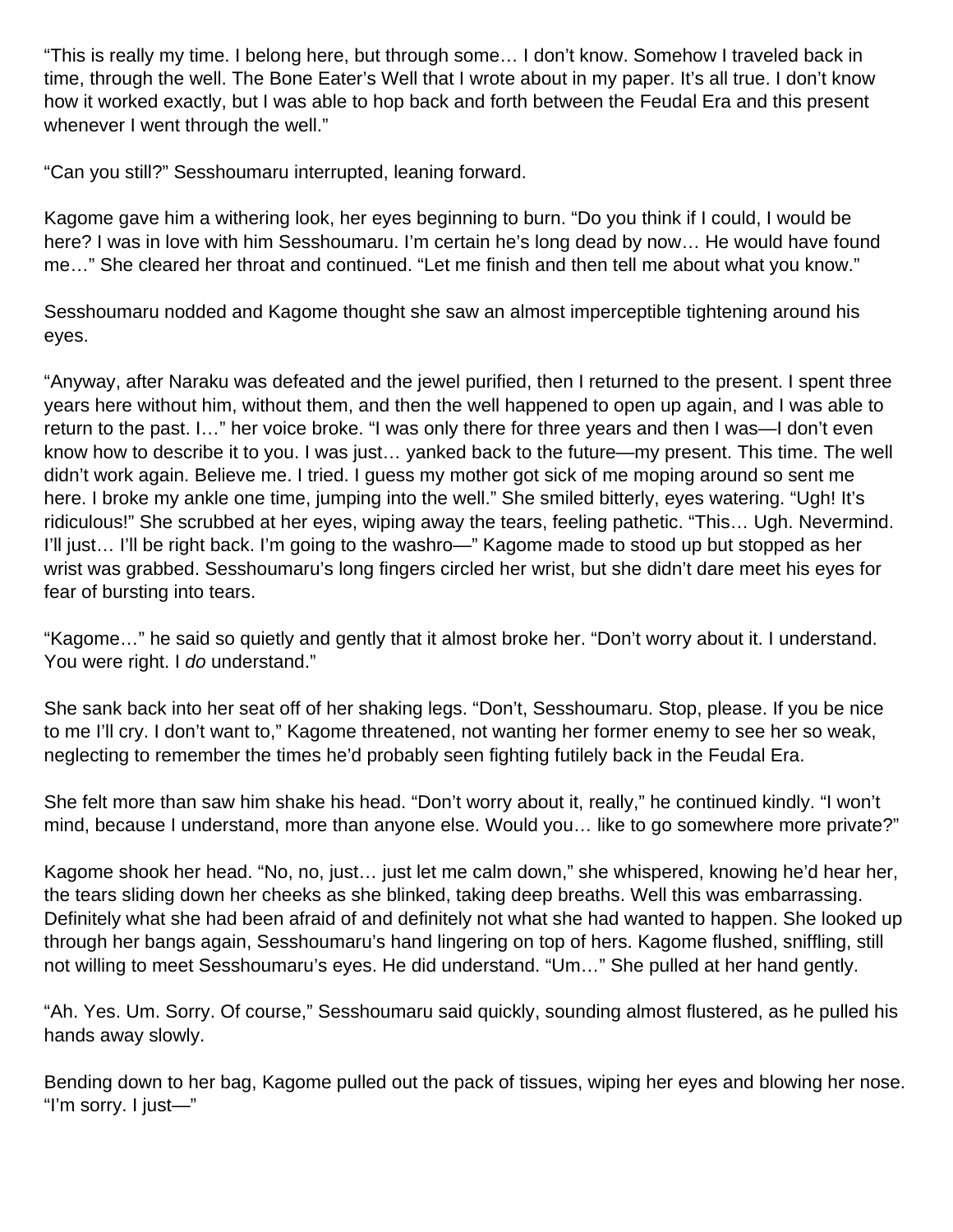"This is really my time. I belong here, but through some… I don't know. Somehow I traveled back in time, through the well. The Bone Eater's Well that I wrote about in my paper. It's all true. I don't know how it worked exactly, but I was able to hop back and forth between the Feudal Era and this present whenever I went through the well."

"Can you still?" Sesshoumaru interrupted, leaning forward.

Kagome gave him a withering look, her eyes beginning to burn. "Do you think if I could, I would be here? I was in love with him Sesshoumaru. I'm certain he's long dead by now… He would have found me…" She cleared her throat and continued. "Let me finish and then tell me about what you know."

Sesshoumaru nodded and Kagome thought she saw an almost imperceptible tightening around his eyes.

"Anyway, after Naraku was defeated and the jewel purified, then I returned to the present. I spent three years here without him, without them, and then the well happened to open up again, and I was able to return to the past. I…" her voice broke. "I was only there for three years and then I was—I don't even know how to describe it to you. I was just… yanked back to the future—my present. This time. The well didn't work again. Believe me. I tried. I guess my mother got sick of me moping around so sent me here. I broke my ankle one time, jumping into the well." She smiled bitterly, eyes watering. "Ugh! It's ridiculous!" She scrubbed at her eyes, wiping away the tears, feeling pathetic. "This… Ugh. Nevermind. I'll just… I'll be right back. I'm going to the washro—" Kagome made to stood up but stopped as her wrist was grabbed. Sesshoumaru's long fingers circled her wrist, but she didn't dare meet his eyes for fear of bursting into tears.

"Kagome…" he said so quietly and gently that it almost broke her. "Don't worry about it. I understand. You were right. I *do* understand."

She sank back into her seat off of her shaking legs. "Don't, Sesshoumaru. Stop, please. If you be nice to me I'll cry. I don't want to," Kagome threatened, not wanting her former enemy to see her so weak, neglecting to remember the times he'd probably seen fighting futilely back in the Feudal Era.

She felt more than saw him shake his head. "Don't worry about it, really," he continued kindly. "I won't mind, because I understand, more than anyone else. Would you… like to go somewhere more private?"

Kagome shook her head. "No, no, just… just let me calm down," she whispered, knowing he'd hear her, the tears sliding down her cheeks as she blinked, taking deep breaths. Well this was embarrassing. Definitely what she had been afraid of and definitely not what she had wanted to happen. She looked up through her bangs again, Sesshoumaru's hand lingering on top of hers. Kagome flushed, sniffling, still not willing to meet Sesshoumaru's eyes. He did understand. "Um…" She pulled at her hand gently.

"Ah. Yes. Um. Sorry. Of course," Sesshoumaru said quickly, sounding almost flustered, as he pulled his hands away slowly.

Bending down to her bag, Kagome pulled out the pack of tissues, wiping her eyes and blowing her nose. "I'm sorry. I just—"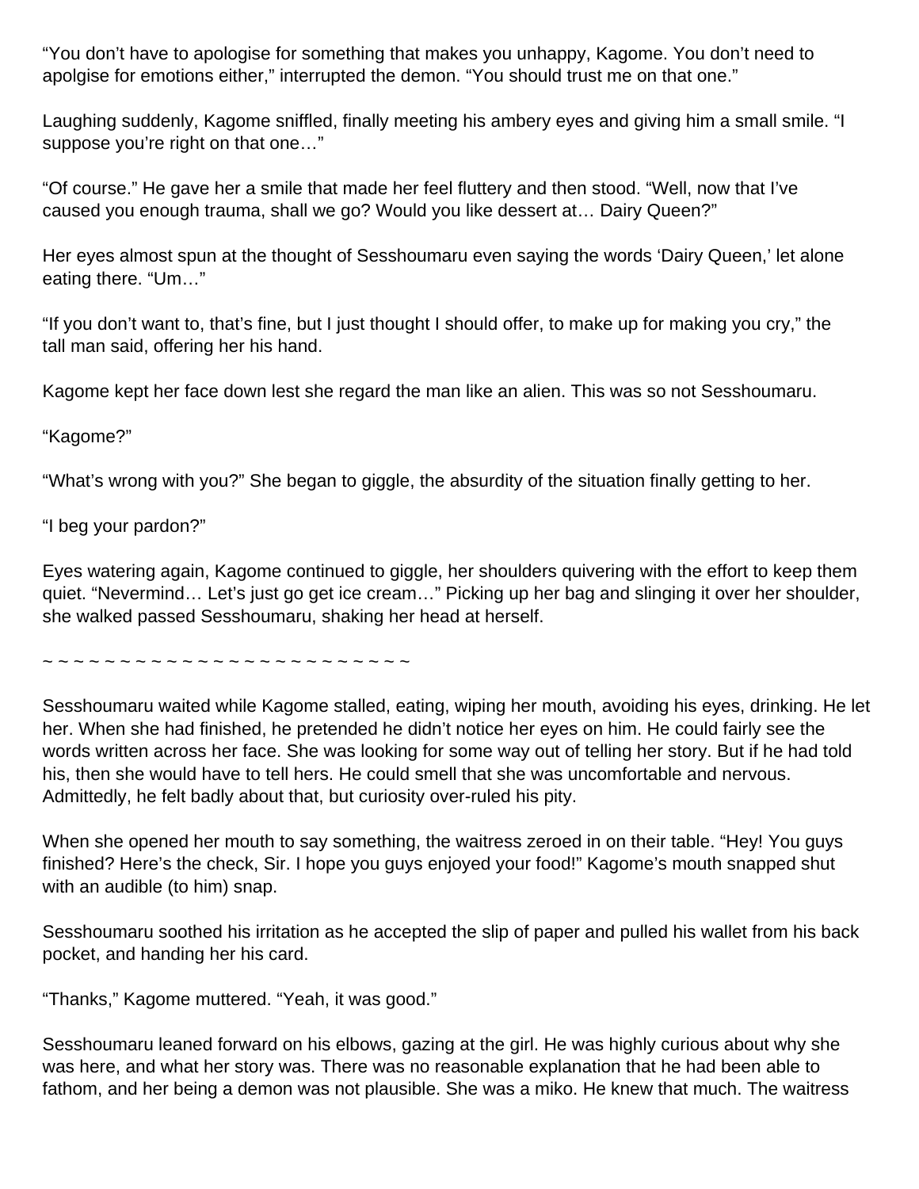"You don't have to apologise for something that makes you unhappy, Kagome. You don't need to apolgise for emotions either," interrupted the demon. "You should trust me on that one."

Laughing suddenly, Kagome sniffled, finally meeting his ambery eyes and giving him a small smile. "I suppose you're right on that one…"

"Of course." He gave her a smile that made her feel fluttery and then stood. "Well, now that I've caused you enough trauma, shall we go? Would you like dessert at… Dairy Queen?"

Her eyes almost spun at the thought of Sesshoumaru even saying the words 'Dairy Queen,' let alone eating there. "Um…"

"If you don't want to, that's fine, but I just thought I should offer, to make up for making you cry," the tall man said, offering her his hand.

Kagome kept her face down lest she regard the man like an alien. This was so not Sesshoumaru.

"Kagome?"

"What's wrong with you?" She began to giggle, the absurdity of the situation finally getting to her.

"I beg your pardon?"

Eyes watering again, Kagome continued to giggle, her shoulders quivering with the effort to keep them quiet. "Nevermind… Let's just go get ice cream…" Picking up her bag and slinging it over her shoulder, she walked passed Sesshoumaru, shaking her head at herself.

~ ~ ~ ~ ~ ~ ~ ~ ~ ~ ~ ~ ~ ~ ~ ~ ~ ~ ~ ~ ~ ~ ~ ~ ~

Sesshoumaru waited while Kagome stalled, eating, wiping her mouth, avoiding his eyes, drinking. He let her. When she had finished, he pretended he didn't notice her eyes on him. He could fairly see the words written across her face. She was looking for some way out of telling her story. But if he had told his, then she would have to tell hers. He could smell that she was uncomfortable and nervous. Admittedly, he felt badly about that, but curiosity over-ruled his pity.

When she opened her mouth to say something, the waitress zeroed in on their table. "Hey! You guys finished? Here's the check, Sir. I hope you guys enjoyed your food!" Kagome's mouth snapped shut with an audible (to him) snap.

Sesshoumaru soothed his irritation as he accepted the slip of paper and pulled his wallet from his back pocket, and handing her his card.

"Thanks," Kagome muttered. "Yeah, it was good."

Sesshoumaru leaned forward on his elbows, gazing at the girl. He was highly curious about why she was here, and what her story was. There was no reasonable explanation that he had been able to fathom, and her being a demon was not plausible. She was a miko. He knew that much. The waitress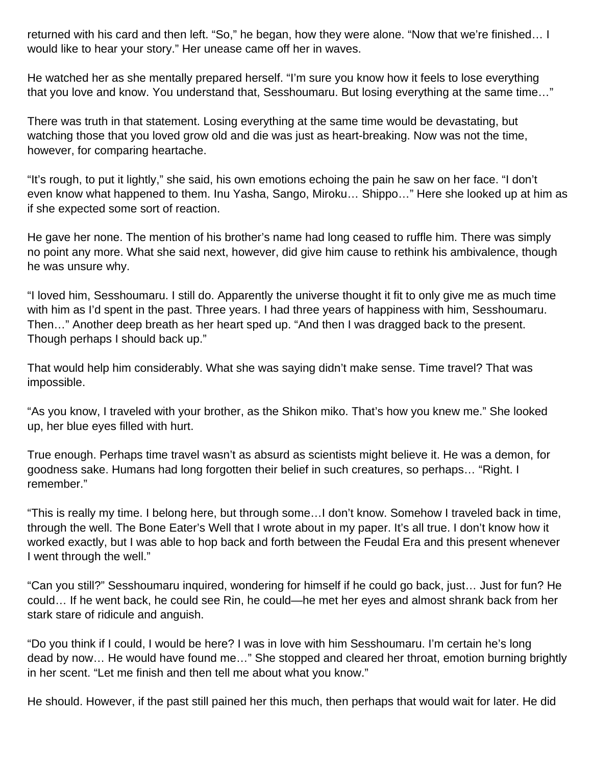returned with his card and then left. "So," he began, how they were alone. "Now that we're finished… I would like to hear your story." Her unease came off her in waves.

He watched her as she mentally prepared herself. "I'm sure you know how it feels to lose everything that you love and know. You understand that, Sesshoumaru. But losing everything at the same time…"

There was truth in that statement. Losing everything at the same time would be devastating, but watching those that you loved grow old and die was just as heart-breaking. Now was not the time, however, for comparing heartache.

"It's rough, to put it lightly," she said, his own emotions echoing the pain he saw on her face. "I don't even know what happened to them. Inu Yasha, Sango, Miroku… Shippo…" Here she looked up at him as if she expected some sort of reaction.

He gave her none. The mention of his brother's name had long ceased to ruffle him. There was simply no point any more. What she said next, however, did give him cause to rethink his ambivalence, though he was unsure why.

"I loved him, Sesshoumaru. I still do. Apparently the universe thought it fit to only give me as much time with him as I'd spent in the past. Three years. I had three years of happiness with him, Sesshoumaru. Then…" Another deep breath as her heart sped up. "And then I was dragged back to the present. Though perhaps I should back up."

That would help him considerably. What she was saying didn't make sense. Time travel? That was impossible.

"As you know, I traveled with your brother, as the Shikon miko. That's how you knew me." She looked up, her blue eyes filled with hurt.

True enough. Perhaps time travel wasn't as absurd as scientists might believe it. He was a demon, for goodness sake. Humans had long forgotten their belief in such creatures, so perhaps… "Right. I remember."

"This is really my time. I belong here, but through some…I don't know. Somehow I traveled back in time, through the well. The Bone Eater's Well that I wrote about in my paper. It's all true. I don't know how it worked exactly, but I was able to hop back and forth between the Feudal Era and this present whenever I went through the well."

"Can you still?" Sesshoumaru inquired, wondering for himself if he could go back, just… Just for fun? He could… If he went back, he could see Rin, he could—he met her eyes and almost shrank back from her stark stare of ridicule and anguish.

"Do you think if I could, I would be here? I was in love with him Sesshoumaru. I'm certain he's long dead by now… He would have found me…" She stopped and cleared her throat, emotion burning brightly in her scent. "Let me finish and then tell me about what you know."

He should. However, if the past still pained her this much, then perhaps that would wait for later. He did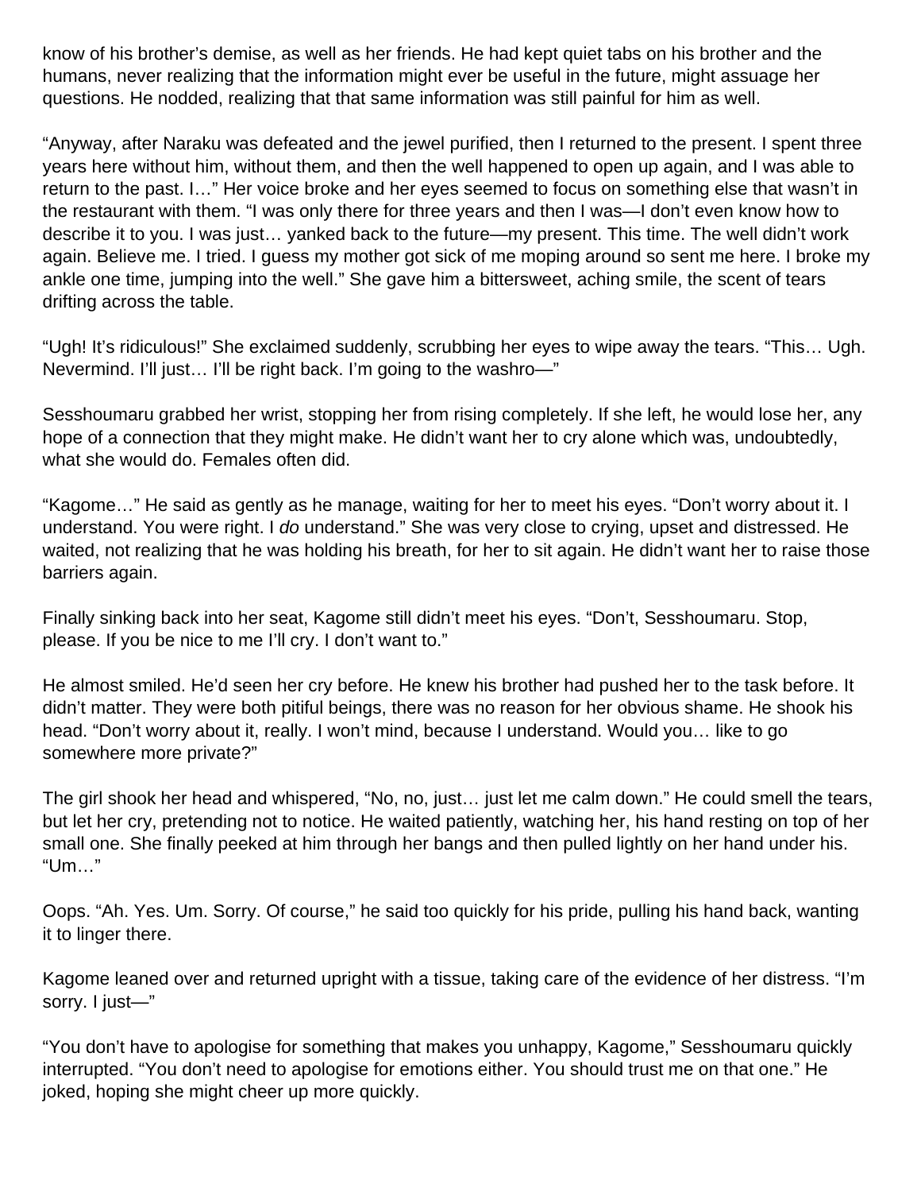know of his brother's demise, as well as her friends. He had kept quiet tabs on his brother and the humans, never realizing that the information might ever be useful in the future, might assuage her questions. He nodded, realizing that that same information was still painful for him as well.

"Anyway, after Naraku was defeated and the jewel purified, then I returned to the present. I spent three years here without him, without them, and then the well happened to open up again, and I was able to return to the past. I…" Her voice broke and her eyes seemed to focus on something else that wasn't in the restaurant with them. "I was only there for three years and then I was—I don't even know how to describe it to you. I was just… yanked back to the future—my present. This time. The well didn't work again. Believe me. I tried. I guess my mother got sick of me moping around so sent me here. I broke my ankle one time, jumping into the well." She gave him a bittersweet, aching smile, the scent of tears drifting across the table.

"Ugh! It's ridiculous!" She exclaimed suddenly, scrubbing her eyes to wipe away the tears. "This… Ugh. Nevermind. I'll just… I'll be right back. I'm going to the washro—"

Sesshoumaru grabbed her wrist, stopping her from rising completely. If she left, he would lose her, any hope of a connection that they might make. He didn't want her to cry alone which was, undoubtedly, what she would do. Females often did.

"Kagome…" He said as gently as he manage, waiting for her to meet his eyes. "Don't worry about it. I understand. You were right. I *do* understand." She was very close to crying, upset and distressed. He waited, not realizing that he was holding his breath, for her to sit again. He didn't want her to raise those barriers again.

Finally sinking back into her seat, Kagome still didn't meet his eyes. "Don't, Sesshoumaru. Stop, please. If you be nice to me I'll cry. I don't want to."

He almost smiled. He'd seen her cry before. He knew his brother had pushed her to the task before. It didn't matter. They were both pitiful beings, there was no reason for her obvious shame. He shook his head. "Don't worry about it, really. I won't mind, because I understand. Would you… like to go somewhere more private?"

The girl shook her head and whispered, "No, no, just… just let me calm down." He could smell the tears, but let her cry, pretending not to notice. He waited patiently, watching her, his hand resting on top of her small one. She finally peeked at him through her bangs and then pulled lightly on her hand under his. "Um…"

Oops. "Ah. Yes. Um. Sorry. Of course," he said too quickly for his pride, pulling his hand back, wanting it to linger there.

Kagome leaned over and returned upright with a tissue, taking care of the evidence of her distress. "I'm sorry. I just—"

"You don't have to apologise for something that makes you unhappy, Kagome," Sesshoumaru quickly interrupted. "You don't need to apologise for emotions either. You should trust me on that one." He joked, hoping she might cheer up more quickly.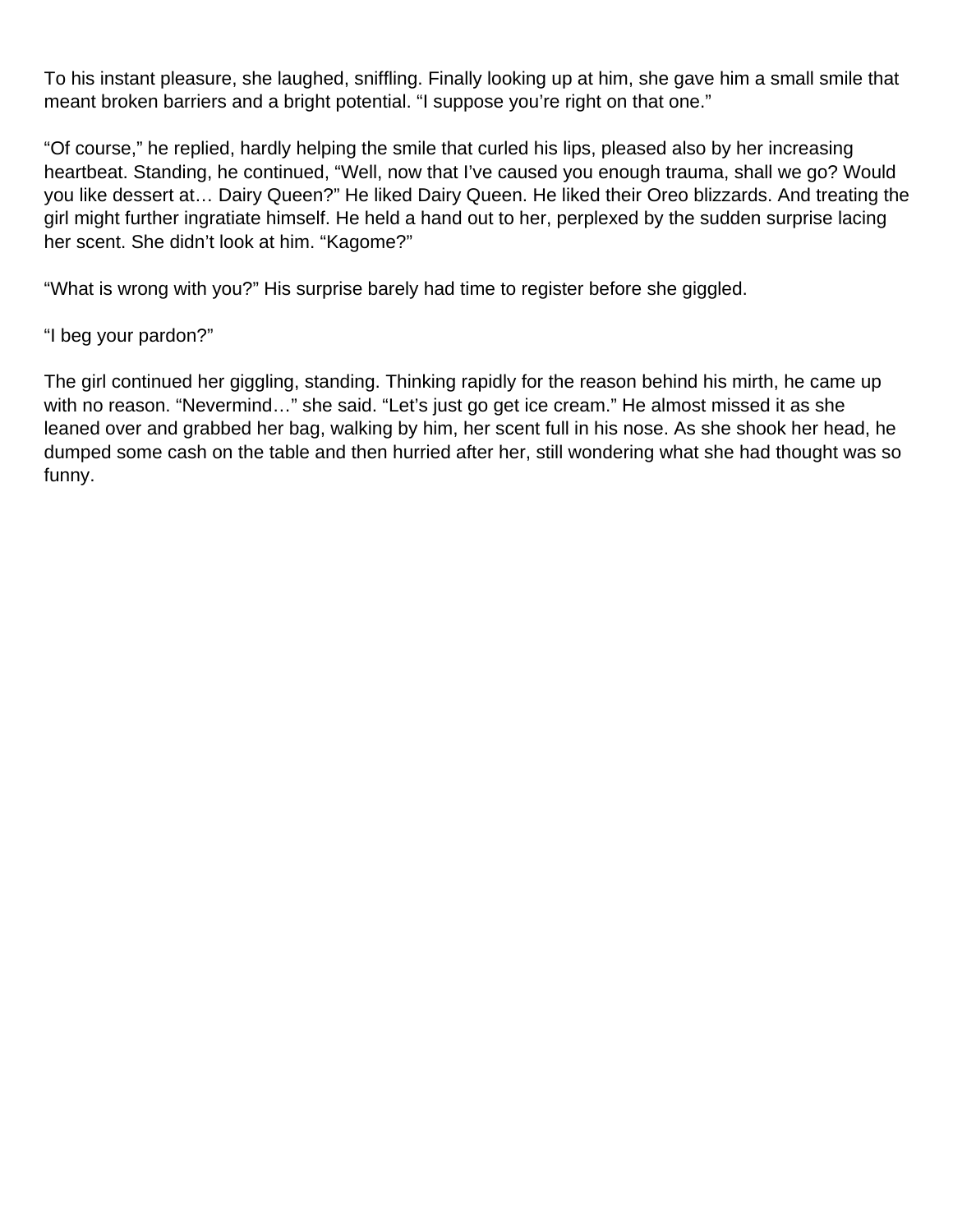To his instant pleasure, she laughed, sniffling. Finally looking up at him, she gave him a small smile that meant broken barriers and a bright potential. “I suppose you’re right on that one.”

“Of course,” he replied, hardly helping the smile that curled his lips, pleased also by her increasing heartbeat. Standing, he continued, “Well, now that I’ve caused you enough trauma, shall we go? Would you like dessert at… Dairy Queen?” He liked Dairy Queen. He liked their Oreo blizzards. And treating the girl might further ingratiate himself. He held a hand out to her, perplexed by the sudden surprise lacing her scent. She didn’t look at him. “Kagome?”

“What is wrong with you?” His surprise barely had time to register before she giggled.

“I beg your pardon?”

The girl continued her giggling, standing. Thinking rapidly for the reason behind his mirth, he came up with no reason. “Nevermind…” she said. “Let’s just go get ice cream.” He almost missed it as she leaned over and grabbed her bag, walking by him, her scent full in his nose. As she shook her head, he dumped some cash on the table and then hurried after her, still wondering what she had thought was so funny.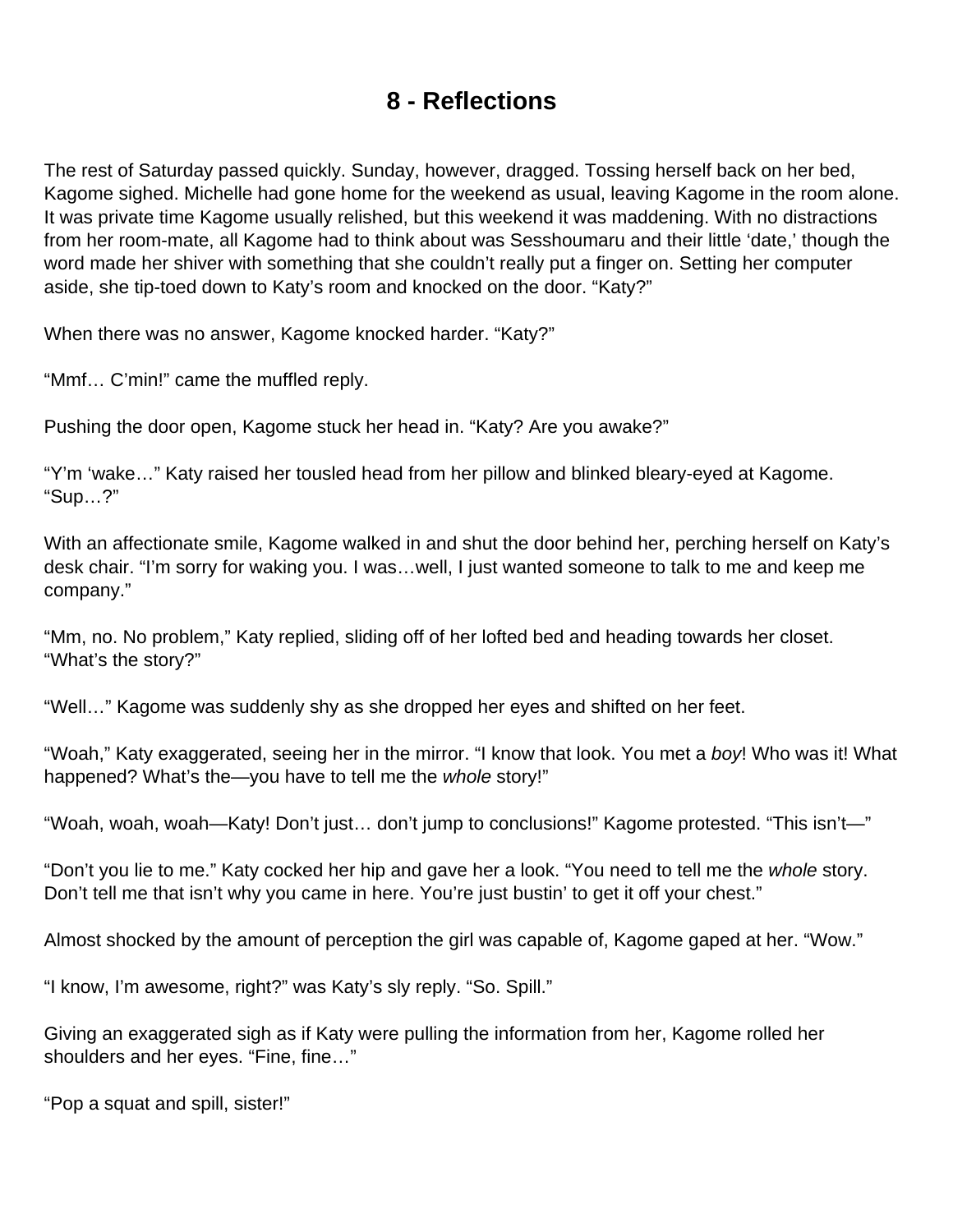# 8 - Reflections

The rest of Saturday passed quickly. Sunday, however, dragged. Tossing herself back on her bed, Kagome sighed. Michelle had gone home for the weekend as usual, leaving Kagome in the room alone. It was private time Kagome usually relished, but this weekend it was maddening. With no distractions from her room-mate, all Kagome had to think about was Sesshoumaru and their little 'date,' though the word made her shiver with something that she couldn't really put a finger on. Setting her computer aside, she tip-toed down to Katy's room and knocked on the door. "Katy?"

When there was no answer, Kagome knocked harder. "Katy?"

"Mmf… C'min!" came the muffled reply.

Pushing the door open, Kagome stuck her head in. "Katy? Are you awake?"

"Y'm 'wake…" Katy raised her tousled head from her pillow and blinked bleary-eyed at Kagome. "Sup…?"

With an affectionate smile, Kagome walked in and shut the door behind her, perching herself on Katy's desk chair. "I'm sorry for waking you. I was…well, I just wanted someone to talk to me and keep me company."

"Mm, no. No problem," Katy replied, sliding off of her lofted bed and heading towards her closet. "What's the story?"

"Well…" Kagome was suddenly shy as she dropped her eyes and shifted on her feet.

"Woah," Katy exaggerated, seeing her in the mirror. "I know that look. You met a *boy*! Who was it! What happened? What's the—you have to tell me the *whole* story!"

"Woah, woah, woah—Katy! Don't just… don't jump to conclusions!" Kagome protested. "This isn't—"

"Don't you lie to me." Katy cocked her hip and gave her a look. "You need to tell me the *whole* story. Don't tell me that isn't why you came in here. You're just bustin' to get it off your chest."

Almost shocked by the amount of perception the girl was capable of, Kagome gaped at her. "Wow."

"I know, I'm awesome, right?" was Katy's sly reply. "So. Spill."

Giving an exaggerated sigh as if Katy were pulling the information from her, Kagome rolled her shoulders and her eyes. "Fine, fine…"

"Pop a squat and spill, sister!"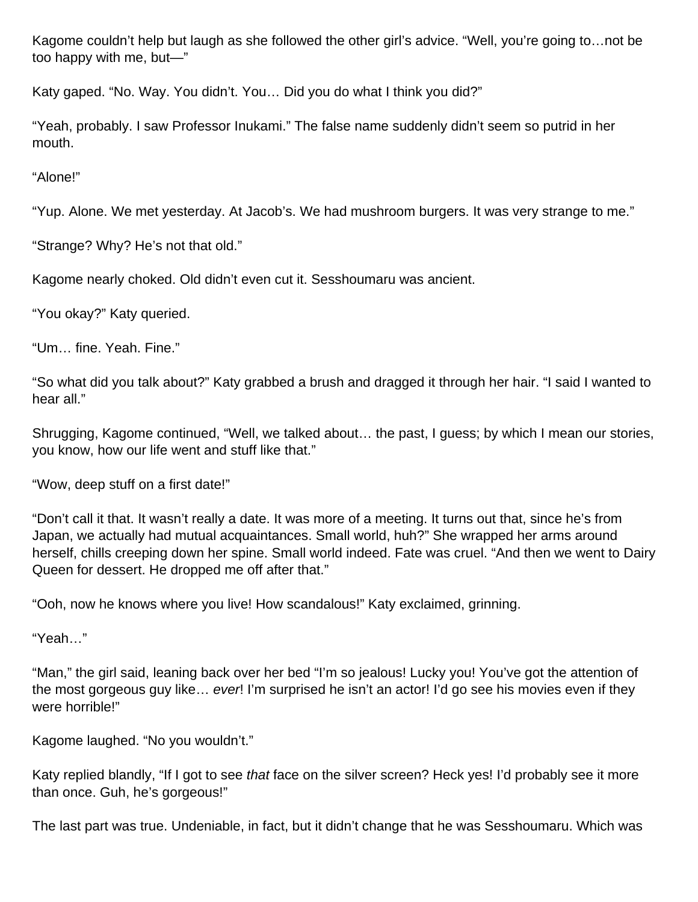Kagome couldn't help but laugh as she followed the other girl's advice. "Well, you're going to…not be too happy with me, but—"

Katy gaped. "No. Way. You didn't. You… Did you do what I think you did?"

"Yeah, probably. I saw Professor Inukami." The false name suddenly didn't seem so putrid in her mouth.

"Alone!"

"Yup. Alone. We met yesterday. At Jacob's. We had mushroom burgers. It was very strange to me."

"Strange? Why? He's not that old."

Kagome nearly choked. Old didn't even cut it. Sesshoumaru was ancient.

"You okay?" Katy queried.

"Um… fine. Yeah. Fine."

"So what did you talk about?" Katy grabbed a brush and dragged it through her hair. "I said I wanted to hear all."

Shrugging, Kagome continued, "Well, we talked about… the past, I guess; by which I mean our stories, you know, how our life went and stuff like that."

"Wow, deep stuff on a first date!"

"Don't call it that. It wasn't really a date. It was more of a meeting. It turns out that, since he's from Japan, we actually had mutual acquaintances. Small world, huh?" She wrapped her arms around herself, chills creeping down her spine. Small world indeed. Fate was cruel. "And then we went to Dairy Queen for dessert. He dropped me off after that."

"Ooh, now he knows where you live! How scandalous!" Katy exclaimed, grinning.

"Yeah…"

"Man," the girl said, leaning back over her bed "I'm so jealous! Lucky you! You've got the attention of the most gorgeous guy like… *ever*! I'm surprised he isn't an actor! I'd go see his movies even if they were horrible!"

Kagome laughed. "No you wouldn't."

Katy replied blandly, "If I got to see *that* face on the silver screen? Heck yes! I'd probably see it more than once. Guh, he's gorgeous!"

The last part was true. Undeniable, in fact, but it didn't change that he was Sesshoumaru. Which was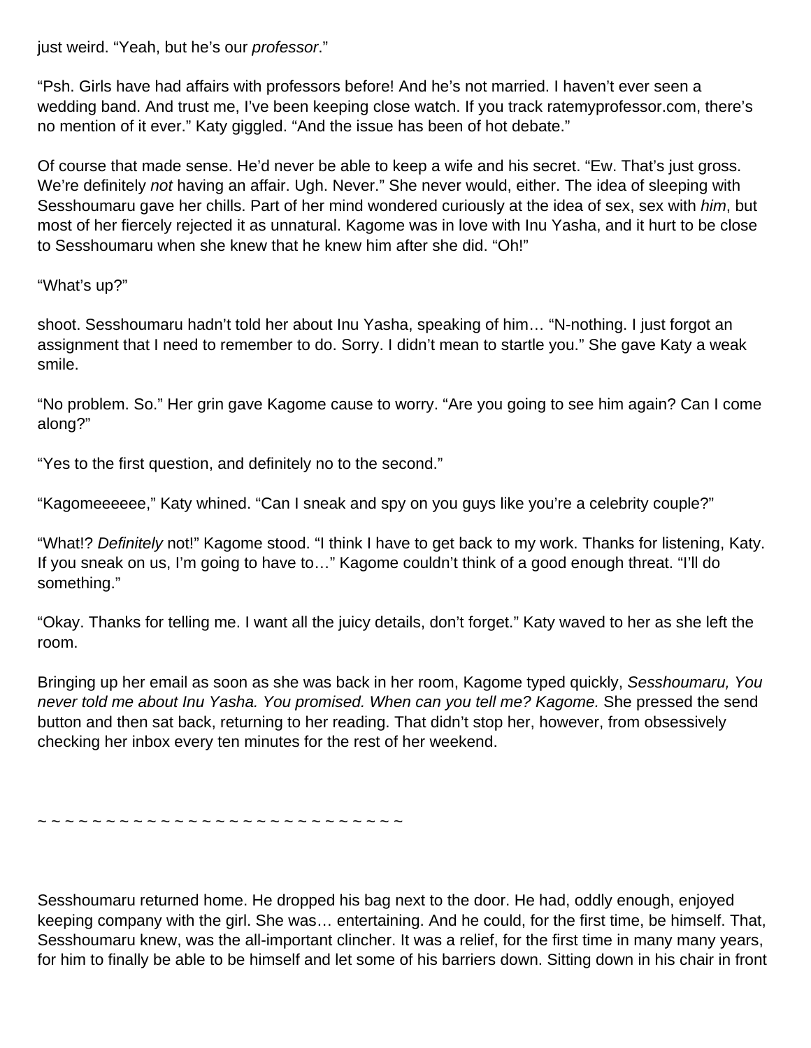just weird. “Yeah, but he’s our *professor*.”

“Psh. Girls have had affairs with professors before! And he’s not married. I haven’t ever seen a wedding band. And trust me, I’ve been keeping close watch. If you track ratemyprofessor.com, there’s no mention of it ever.” Katy giggled. “And the issue has been of hot debate.”

Of course that made sense. He’d never be able to keep a wife and his secret. “Ew. That’s just gross. We’re definitely *not* having an affair. Ugh. Never.” She never would, either. The idea of sleeping with Sesshoumaru gave her chills. Part of her mind wondered curiously at the idea of sex, sex with *him*, but most of her fiercely rejected it as unnatural. Kagome was in love with Inu Yasha, and it hurt to be close to Sesshoumaru when she knew that he knew him after she did. “Oh!”

“What’s up?”

shoot. Sesshoumaru hadn’t told her about Inu Yasha, speaking of him… “N-nothing. I just forgot an assignment that I need to remember to do. Sorry. I didn’t mean to startle you.” She gave Katy a weak smile.

“No problem. So.” Her grin gave Kagome cause to worry. “Are you going to see him again? Can I come along?”

“Yes to the first question, and definitely no to the second.”

“Kagomeeeeee,” Katy whined. “Can I sneak and spy on you guys like you’re a celebrity couple?”

“What!? *Definitely* not!” Kagome stood. “I think I have to get back to my work. Thanks for listening, Katy. If you sneak on us, I’m going to have to…” Kagome couldn’t think of a good enough threat. “I’ll do something.”

“Okay. Thanks for telling me. I want all the juicy details, don’t forget.” Katy waved to her as she left the room.

Bringing up her email as soon as she was back in her room, Kagome typed quickly, *Sesshoumaru, You never told me about Inu Yasha. You promised. When can you tell me? Kagome.* She pressed the send button and then sat back, returning to her reading. That didn’t stop her, however, from obsessively checking her inbox every ten minutes for the rest of her weekend.

~ ~ ~ ~ ~ ~ ~ ~ ~ ~ ~ ~ ~ ~ ~ ~ ~ ~ ~ ~ ~ ~ ~ ~ ~ ~ ~ ~ ~ ~

Sesshoumaru returned home. He dropped his bag next to the door. He had, oddly enough, enjoyed keeping company with the girl. She was… entertaining. And he could, for the first time, be himself. That, Sesshoumaru knew, was the all-important clincher. It was a relief, for the first time in many many years, for him to finally be able to be himself and let some of his barriers down. Sitting down in his chair in front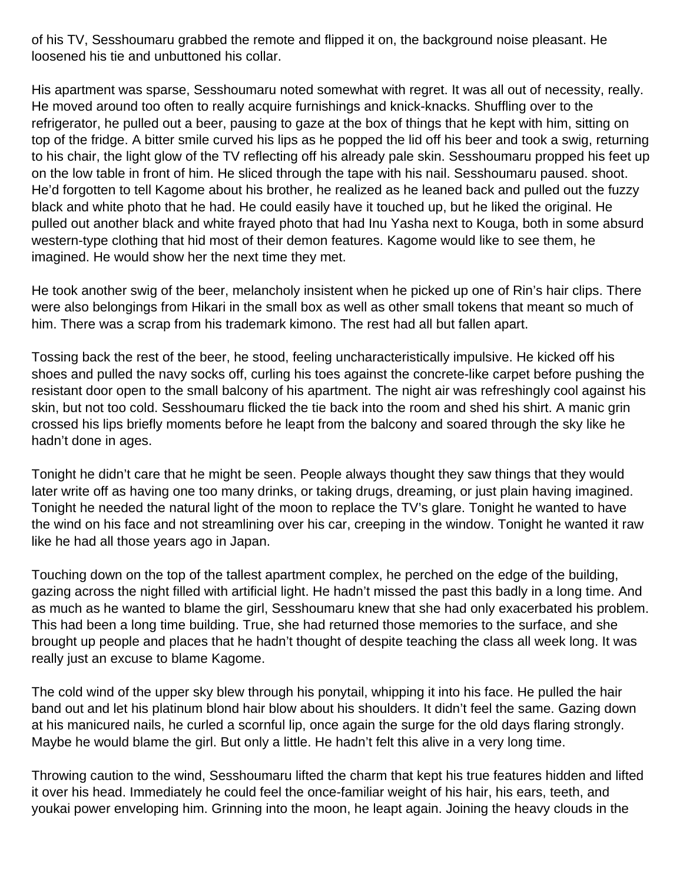of his TV, Sesshoumaru grabbed the remote and flipped it on, the background noise pleasant. He loosened his tie and unbuttoned his collar.

His apartment was sparse, Sesshoumaru noted somewhat with regret. It was all out of necessity, really. He moved around too often to really acquire furnishings and knick-knacks. Shuffling over to the refrigerator, he pulled out a beer, pausing to gaze at the box of things that he kept with him, sitting on top of the fridge. A bitter smile curved his lips as he popped the lid off his beer and took a swig, returning to his chair, the light glow of the TV reflecting off his already pale skin. Sesshoumaru propped his feet up on the low table in front of him. He sliced through the tape with his nail. Sesshoumaru paused. shoot. He'd forgotten to tell Kagome about his brother, he realized as he leaned back and pulled out the fuzzy black and white photo that he had. He could easily have it touched up, but he liked the original. He pulled out another black and white frayed photo that had Inu Yasha next to Kouga, both in some absurd western-type clothing that hid most of their demon features. Kagome would like to see them, he imagined. He would show her the next time they met.

He took another swig of the beer, melancholy insistent when he picked up one of Rin's hair clips. There were also belongings from Hikari in the small box as well as other small tokens that meant so much of him. There was a scrap from his trademark kimono. The rest had all but fallen apart.

Tossing back the rest of the beer, he stood, feeling uncharacteristically impulsive. He kicked off his shoes and pulled the navy socks off, curling his toes against the concrete-like carpet before pushing the resistant door open to the small balcony of his apartment. The night air was refreshingly cool against his skin, but not too cold. Sesshoumaru flicked the tie back into the room and shed his shirt. A manic grin crossed his lips briefly moments before he leapt from the balcony and soared through the sky like he hadn't done in ages.

Tonight he didn't care that he might be seen. People always thought they saw things that they would later write off as having one too many drinks, or taking drugs, dreaming, or just plain having imagined. Tonight he needed the natural light of the moon to replace the TV's glare. Tonight he wanted to have the wind on his face and not streamlining over his car, creeping in the window. Tonight he wanted it raw like he had all those years ago in Japan.

Touching down on the top of the tallest apartment complex, he perched on the edge of the building, gazing across the night filled with artificial light. He hadn't missed the past this badly in a long time. And as much as he wanted to blame the girl, Sesshoumaru knew that she had only exacerbated his problem. This had been a long time building. True, she had returned those memories to the surface, and she brought up people and places that he hadn't thought of despite teaching the class all week long. It was really just an excuse to blame Kagome.

The cold wind of the upper sky blew through his ponytail, whipping it into his face. He pulled the hair band out and let his platinum blond hair blow about his shoulders. It didn't feel the same. Gazing down at his manicured nails, he curled a scornful lip, once again the surge for the old days flaring strongly. Maybe he would blame the girl. But only a little. He hadn't felt this alive in a very long time.

Throwing caution to the wind, Sesshoumaru lifted the charm that kept his true features hidden and lifted it over his head. Immediately he could feel the once-familiar weight of his hair, his ears, teeth, and youkai power enveloping him. Grinning into the moon, he leapt again. Joining the heavy clouds in the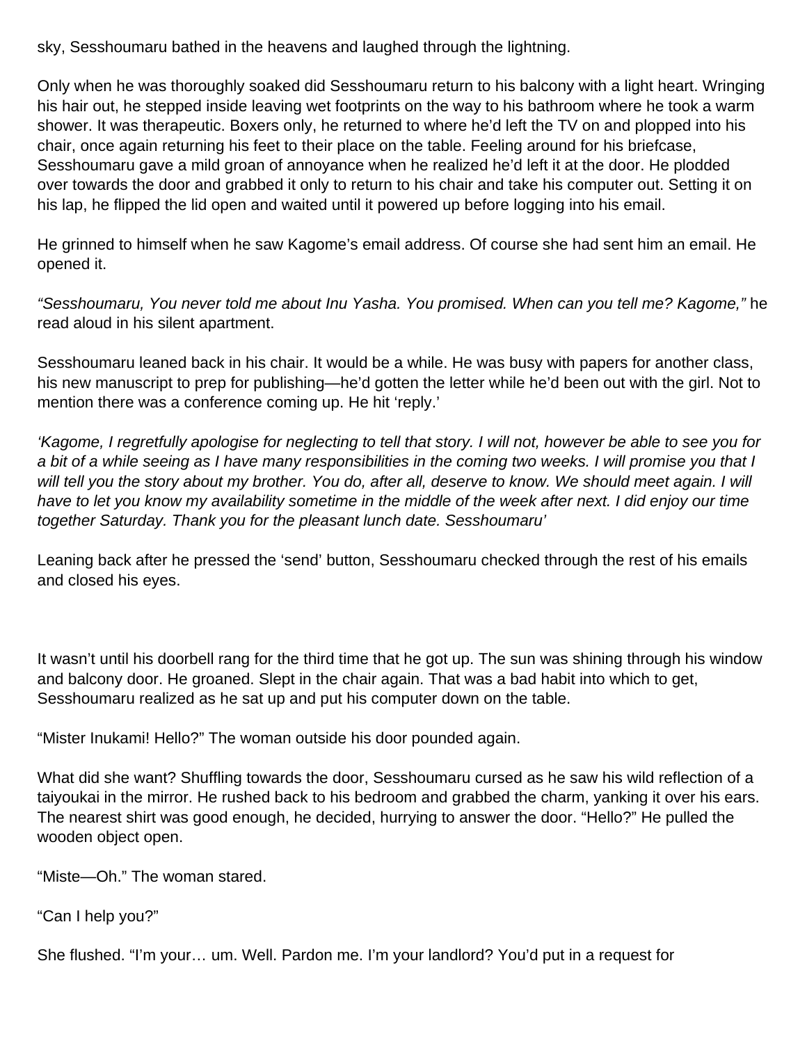sky, Sesshoumaru bathed in the heavens and laughed through the lightning.

Only when he was thoroughly soaked did Sesshoumaru return to his balcony with a light heart. Wringing his hair out, he stepped inside leaving wet footprints on the way to his bathroom where he took a warm shower. It was therapeutic. Boxers only, he returned to where he'd left the TV on and plopped into his chair, once again returning his feet to their place on the table. Feeling around for his briefcase, Sesshoumaru gave a mild groan of annoyance when he realized he'd left it at the door. He plodded over towards the door and grabbed it only to return to his chair and take his computer out. Setting it on his lap, he flipped the lid open and waited until it powered up before logging into his email.

He grinned to himself when he saw Kagome's email address. Of course she had sent him an email. He opened it.

*"Sesshoumaru, You never told me about Inu Yasha. You promised. When can you tell me? Kagome,"* he read aloud in his silent apartment.

Sesshoumaru leaned back in his chair. It would be a while. He was busy with papers for another class, his new manuscript to prep for publishing—he'd gotten the letter while he'd been out with the girl. Not to mention there was a conference coming up. He hit 'reply.'

*'Kagome, I regretfully apologise for neglecting to tell that story. I will not, however be able to see you for a bit of a while seeing as I have many responsibilities in the coming two weeks. I will promise you that I will tell you the story about my brother. You do, after all, deserve to know. We should meet again. I will have to let you know my availability sometime in the middle of the week after next. I did enjoy our time together Saturday. Thank you for the pleasant lunch date. Sesshoumaru'*

Leaning back after he pressed the 'send' button, Sesshoumaru checked through the rest of his emails and closed his eyes.

It wasn't until his doorbell rang for the third time that he got up. The sun was shining through his window and balcony door. He groaned. Slept in the chair again. That was a bad habit into which to get, Sesshoumaru realized as he sat up and put his computer down on the table.

"Mister Inukami! Hello?" The woman outside his door pounded again.

What did she want? Shuffling towards the door, Sesshoumaru cursed as he saw his wild reflection of a taiyoukai in the mirror. He rushed back to his bedroom and grabbed the charm, yanking it over his ears. The nearest shirt was good enough, he decided, hurrying to answer the door. "Hello?" He pulled the wooden object open.

"Miste—Oh." The woman stared.

"Can I help you?"

She flushed. "I'm your… um. Well. Pardon me. I'm your landlord? You'd put in a request for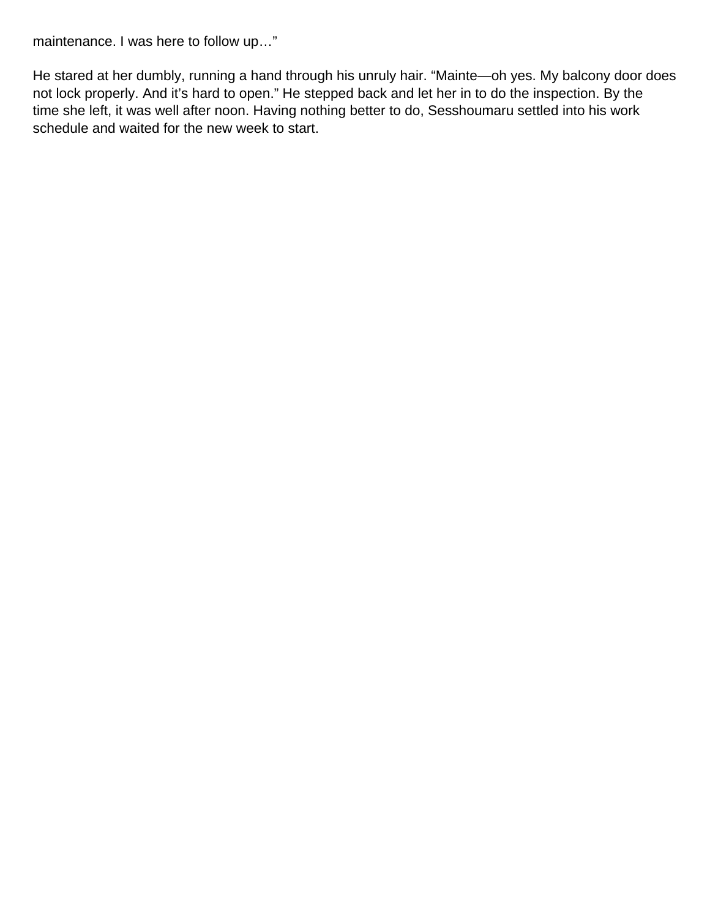maintenance. I was here to follow up…"

He stared at her dumbly, running a hand through his unruly hair. "Mainte—oh yes. My balcony door does not lock properly. And it's hard to open." He stepped back and let her in to do the inspection. By the time she left, it was well after noon. Having nothing better to do, Sesshoumaru settled into his work schedule and waited for the new week to start.